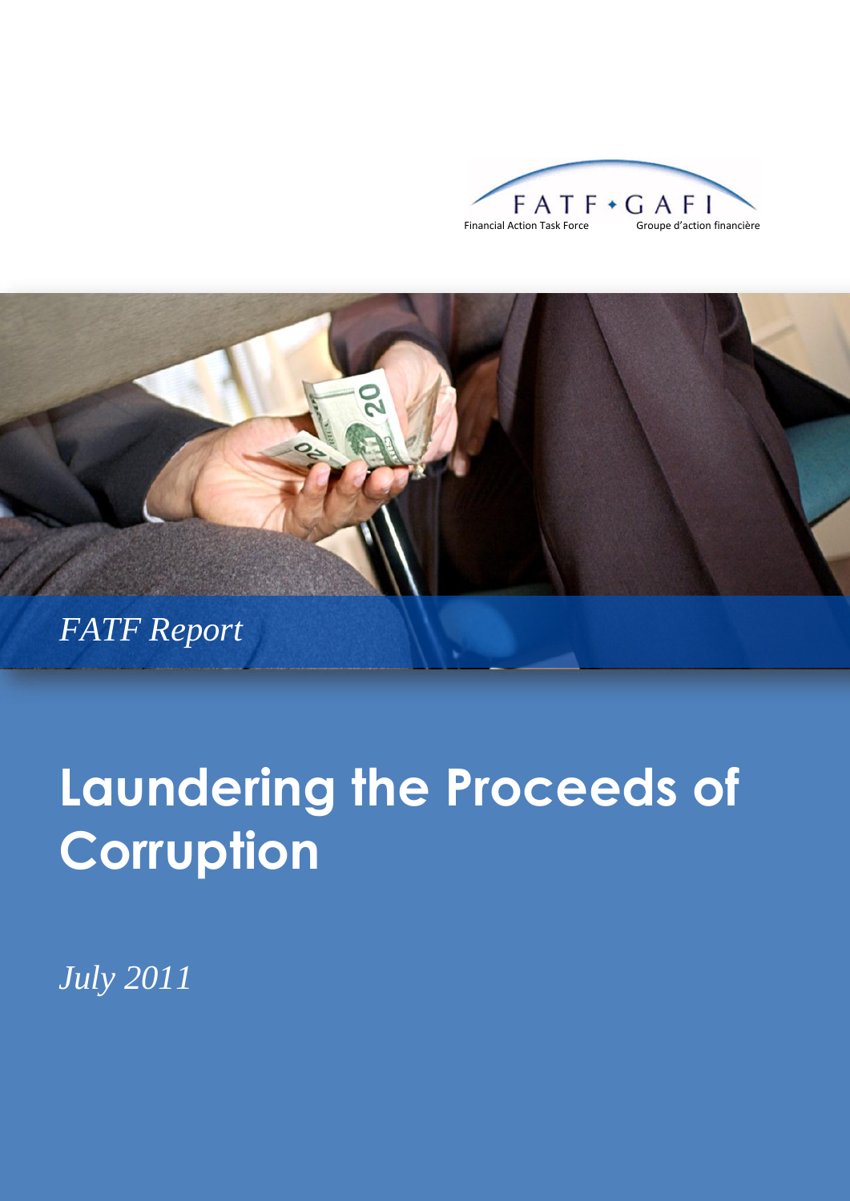FATF • GAFI

Financial Action Task Force Groupe d'action financière

*FATF Report*

# Laundering the Proceeds of Corruption

*July 2011*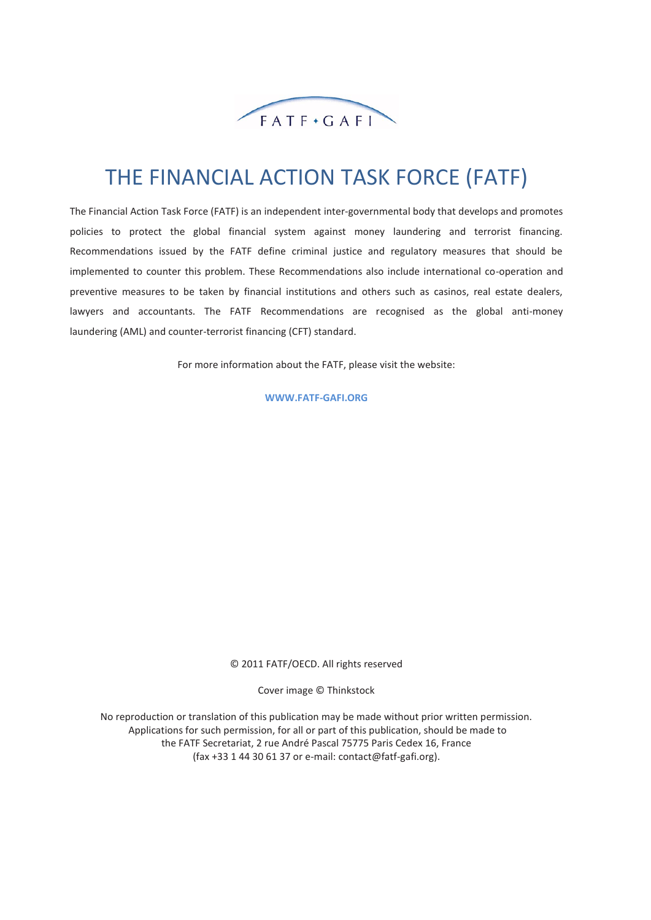FATF • GAFI

# THE FINANCIAL ACTION TASK FORCE (FATF)

The Financial Action Task Force (FATF) is an independent inter-governmental body that develops and promotes policies to protect the global financial system against money laundering and terrorist financing. Recommendations issued by the FATF define criminal justice and regulatory measures that should be implemented to counter this problem. These Recommendations also include international co-operation and preventive measures to be taken by financial institutions and others such as casinos, real estate dealers, lawyers and accountants. The FATF Recommendations are recognised as the global anti-money laundering (AML) and counter-terrorist financing (CFT) standard.

For more information about the FATF, please visit the website:

**WWW.FATF-GAFI.ORG**

© 2011 FATF/OECD. All rights reserved

Cover image © Thinkstock

No reproduction or translation of this publication may be made without prior written permission. Applications for such permission, for all or part of this publication, should be made to the FATF Secretariat, 2 rue André Pascal 75775 Paris Cedex 16, France (fax +33 1 44 30 61 37 or e-mail: contact@fatf-gafi.org).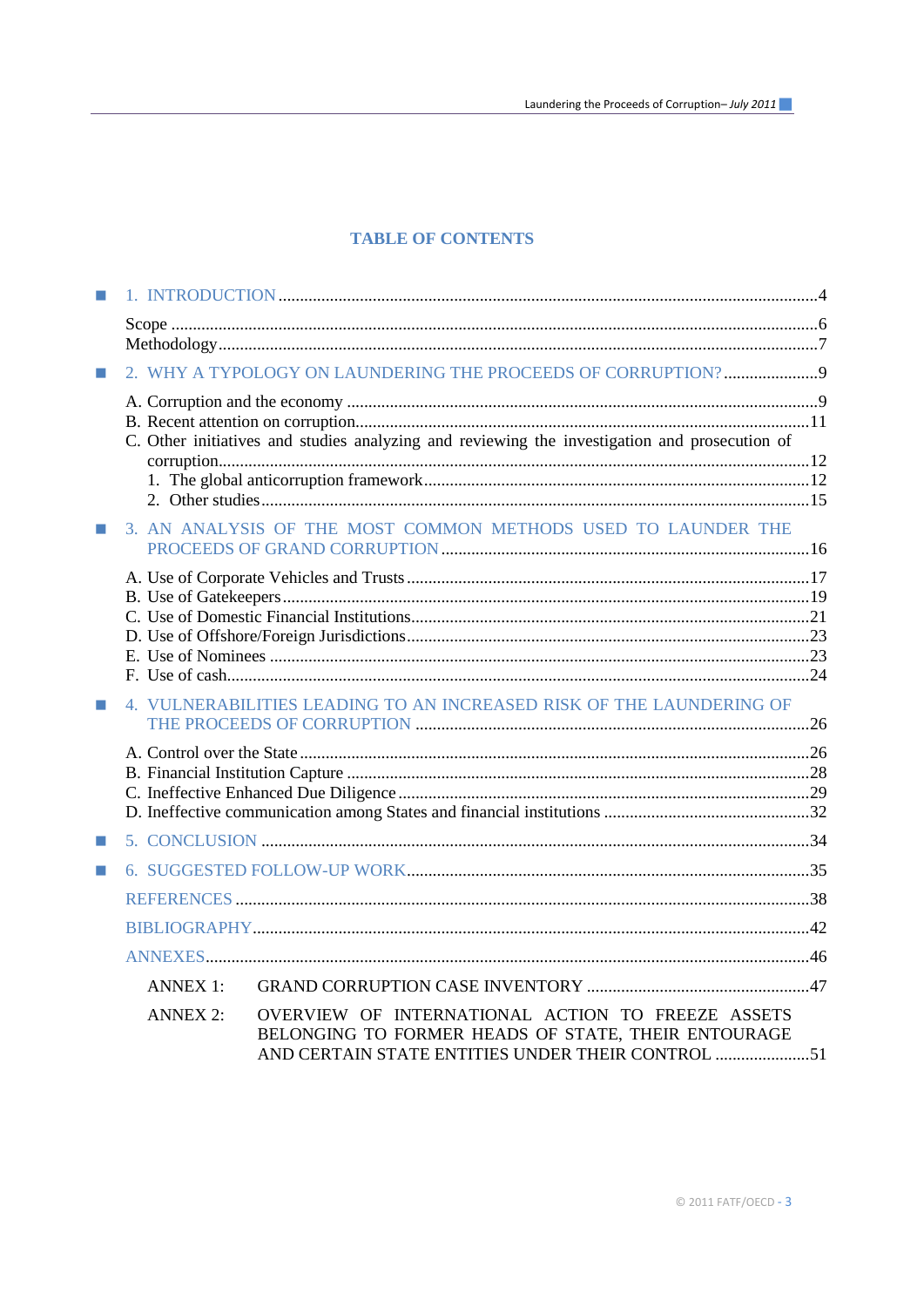# TABLE OF CONTENTS

- 1. INTRODUCTION ....4
  - Scope ....6
  - Methodology ....7
- 2. WHY A TYPOLOGY ON LAUNDERING THE PROCEEDS OF CORRUPTION? ....9
  - A. Corruption and the economy ....9
  - B. Recent attention on corruption ....11
  - C. Other initiatives and studies analyzing and reviewing the investigation and prosecution of corruption ....12
    1. The global anticorruption framework ....12
    2. Other studies ....15
- 3. AN ANALYSIS OF THE MOST COMMON METHODS USED TO LAUNDER THE PROCEEDS OF GRAND CORRUPTION ....16
  - A. Use of Corporate Vehicles and Trusts ....17
  - B. Use of Gatekeepers ....19
  - C. Use of Domestic Financial Institutions ....21
  - D. Use of Offshore/Foreign Jurisdictions ....23
  - E. Use of Nominees ....23
  - F. Use of cash ....24
- 4. VULNERABILITIES LEADING TO AN INCREASED RISK OF THE LAUNDERING OF THE PROCEEDS OF CORRUPTION ....26
  - A. Control over the State ....26
  - B. Financial Institution Capture ....28
  - C. Ineffective Enhanced Due Diligence ....29
  - D. Ineffective communication among States and financial institutions ....32
- 5. CONCLUSION ....34
- 6. SUGGESTED FOLLOW-UP WORK ....35

REFERENCES ....38

BIBLIOGRAPHY ....42

ANNEXES ....46

- ANNEX 1: GRAND CORRUPTION CASE INVENTORY ....47
- ANNEX 2: OVERVIEW OF INTERNATIONAL ACTION TO FREEZE ASSETS BELONGING TO FORMER HEADS OF STATE, THEIR ENTOURAGE AND CERTAIN STATE ENTITIES UNDER THEIR CONTROL ....51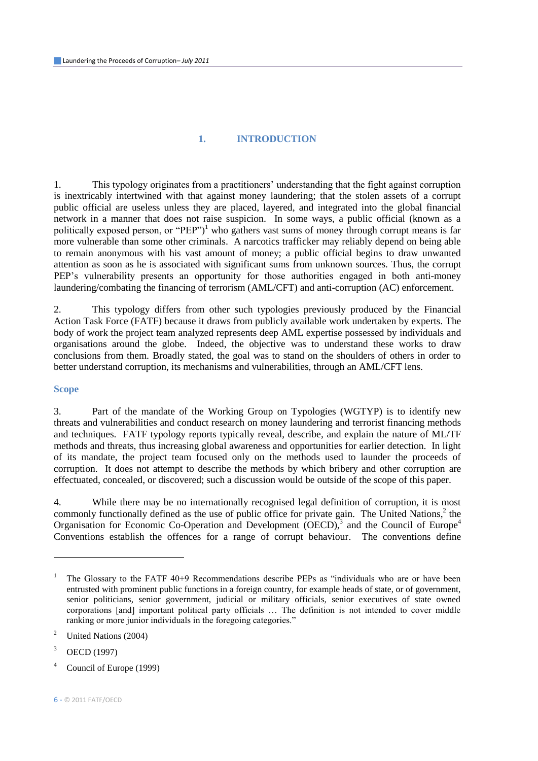## 1. INTRODUCTION

1. This typology originates from a practitioners' understanding that the fight against corruption is inextricably intertwined with that against money laundering; that the stolen assets of a corrupt public official are useless unless they are placed, layered, and integrated into the global financial network in a manner that does not raise suspicion. In some ways, a public official (known as a politically exposed person, or "PEP")[1] who gathers vast sums of money through corrupt means is far more vulnerable than some other criminals. A narcotics trafficker may reliably depend on being able to remain anonymous with his vast amount of money; a public official begins to draw unwanted attention as soon as he is associated with significant sums from unknown sources. Thus, the corrupt PEP's vulnerability presents an opportunity for those authorities engaged in both anti-money laundering/combating the financing of terrorism (AML/CFT) and anti-corruption (AC) enforcement.

2. This typology differs from other such typologies previously produced by the Financial Action Task Force (FATF) because it draws from publicly available work undertaken by experts. The body of work the project team analyzed represents deep AML expertise possessed by individuals and organisations around the globe. Indeed, the objective was to understand these works to draw conclusions from them. Broadly stated, the goal was to stand on the shoulders of others in order to better understand corruption, its mechanisms and vulnerabilities, through an AML/CFT lens.

### Scope

3. Part of the mandate of the Working Group on Typologies (WGTYP) is to identify new threats and vulnerabilities and conduct research on money laundering and terrorist financing methods and techniques. FATF typology reports typically reveal, describe, and explain the nature of ML/TF methods and threats, thus increasing global awareness and opportunities for earlier detection. In light of its mandate, the project team focused only on the methods used to launder the proceeds of corruption. It does not attempt to describe the methods by which bribery and other corruption are effectuated, concealed, or discovered; such a discussion would be outside of the scope of this paper.

4. While there may be no internationally recognised legal definition of corruption, it is most commonly functionally defined as the use of public office for private gain. The United Nations,[2] the Organisation for Economic Co-Operation and Development (OECD),[3] and the Council of Europe[4] Conventions establish the offences for a range of corrupt behaviour. The conventions define

---

[1] The Glossary to the FATF 40+9 Recommendations describe PEPs as "individuals who are or have been entrusted with prominent public functions in a foreign country, for example heads of state, or of government, senior politicians, senior government, judicial or military officials, senior executives of state owned corporations [and] important political party officials … The definition is not intended to cover middle ranking or more junior individuals in the foregoing categories."

[2] United Nations (2004)

[3] OECD (1997)

[4] Council of Europe (1999)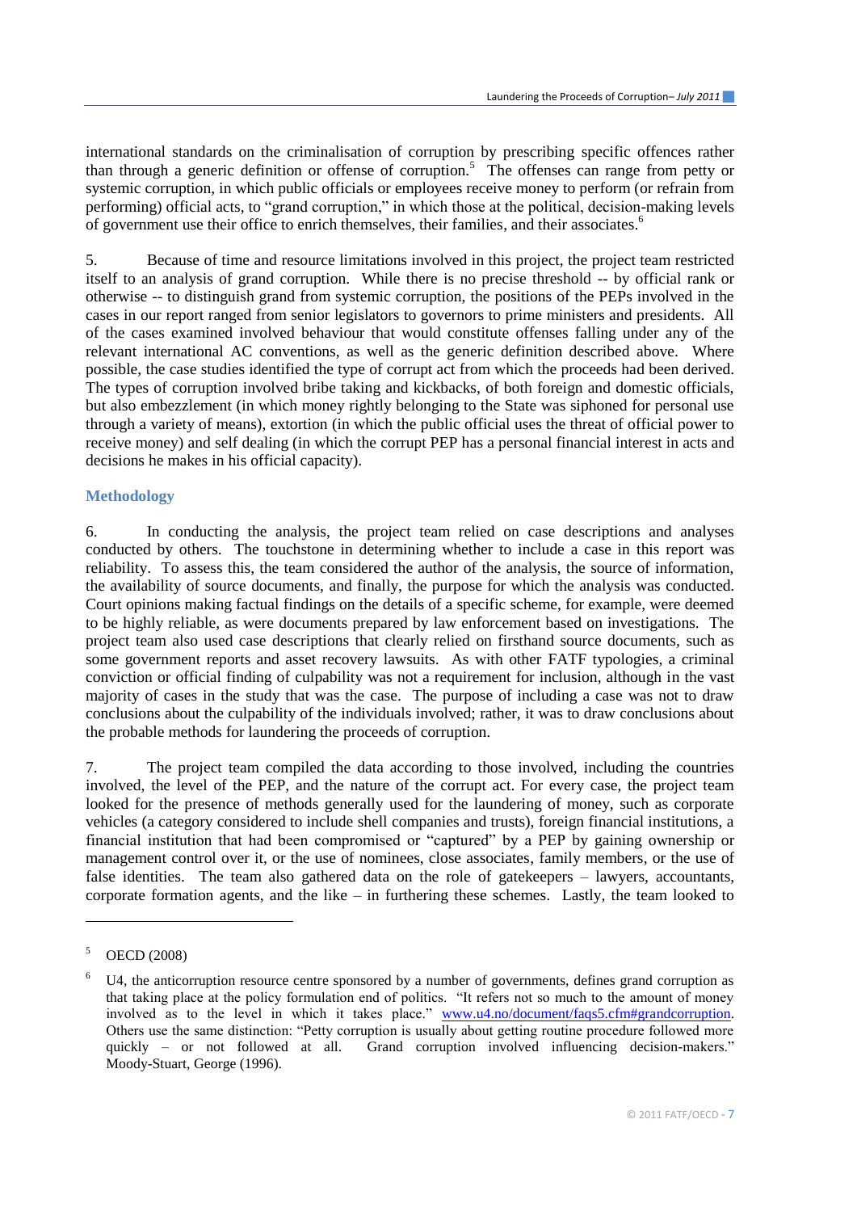international standards on the criminalisation of corruption by prescribing specific offences rather than through a generic definition or offense of corruption.[5] The offenses can range from petty or systemic corruption, in which public officials or employees receive money to perform (or refrain from performing) official acts, to "grand corruption," in which those at the political, decision-making levels of government use their office to enrich themselves, their families, and their associates.[6]

5. Because of time and resource limitations involved in this project, the project team restricted itself to an analysis of grand corruption. While there is no precise threshold -- by official rank or otherwise -- to distinguish grand from systemic corruption, the positions of the PEPs involved in the cases in our report ranged from senior legislators to governors to prime ministers and presidents. All of the cases examined involved behaviour that would constitute offenses falling under any of the relevant international AC conventions, as well as the generic definition described above. Where possible, the case studies identified the type of corrupt act from which the proceeds had been derived. The types of corruption involved bribe taking and kickbacks, of both foreign and domestic officials, but also embezzlement (in which money rightly belonging to the State was siphoned for personal use through a variety of means), extortion (in which the public official uses the threat of official power to receive money) and self dealing (in which the corrupt PEP has a personal financial interest in acts and decisions he makes in his official capacity).

## Methodology

6. In conducting the analysis, the project team relied on case descriptions and analyses conducted by others. The touchstone in determining whether to include a case in this report was reliability. To assess this, the team considered the author of the analysis, the source of information, the availability of source documents, and finally, the purpose for which the analysis was conducted. Court opinions making factual findings on the details of a specific scheme, for example, were deemed to be highly reliable, as were documents prepared by law enforcement based on investigations. The project team also used case descriptions that clearly relied on firsthand source documents, such as some government reports and asset recovery lawsuits. As with other FATF typologies, a criminal conviction or official finding of culpability was not a requirement for inclusion, although in the vast majority of cases in the study that was the case. The purpose of including a case was not to draw conclusions about the culpability of the individuals involved; rather, it was to draw conclusions about the probable methods for laundering the proceeds of corruption.

7. The project team compiled the data according to those involved, including the countries involved, the level of the PEP, and the nature of the corrupt act. For every case, the project team looked for the presence of methods generally used for the laundering of money, such as corporate vehicles (a category considered to include shell companies and trusts), foreign financial institutions, a financial institution that had been compromised or "captured" by a PEP by gaining ownership or management control over it, or the use of nominees, close associates, family members, or the use of false identities. The team also gathered data on the role of gatekeepers – lawyers, accountants, corporate formation agents, and the like – in furthering these schemes. Lastly, the team looked to

---

[5] OECD (2008)

[6] U4, the anticorruption resource centre sponsored by a number of governments, defines grand corruption as that taking place at the policy formulation end of politics. "It refers not so much to the amount of money involved as to the level in which it takes place." www.u4.no/document/faqs5.cfm#grandcorruption. Others use the same distinction: "Petty corruption is usually about getting routine procedure followed more quickly – or not followed at all. Grand corruption involved influencing decision-makers." Moody-Stuart, George (1996).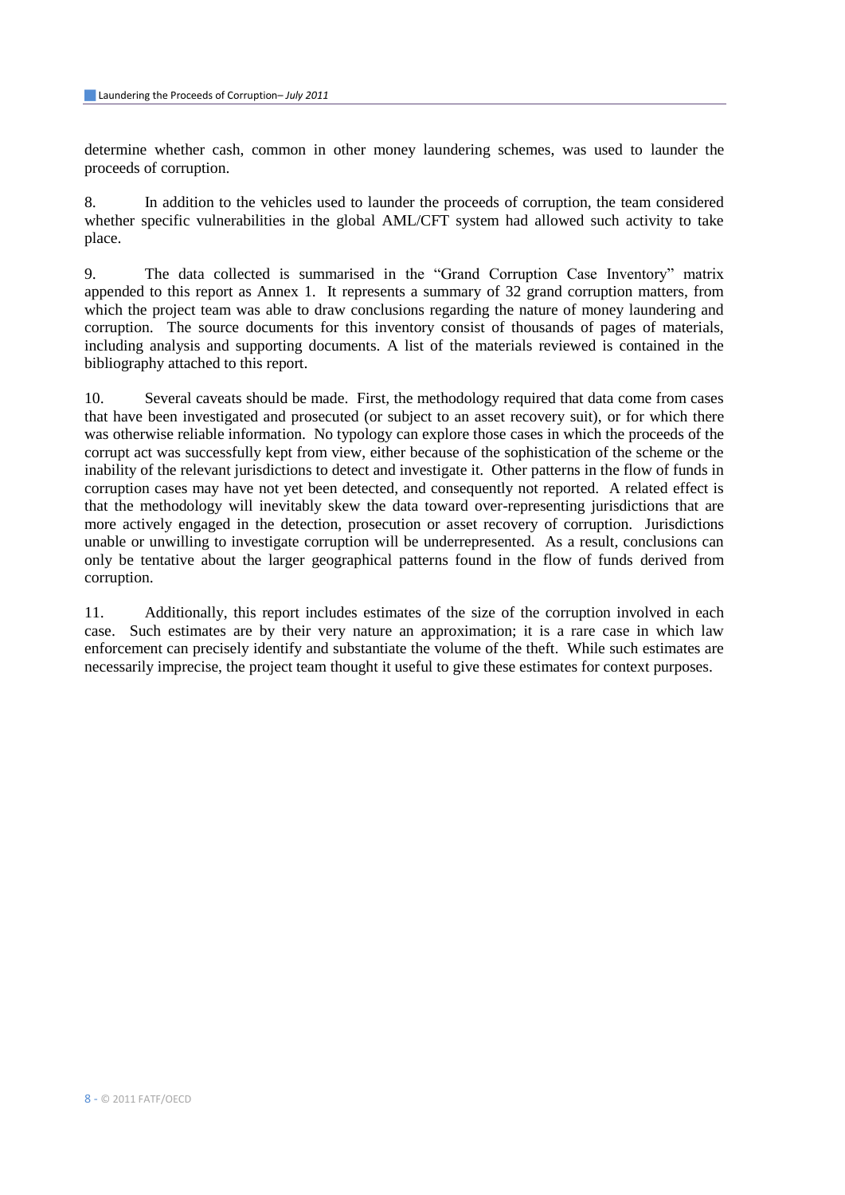determine whether cash, common in other money laundering schemes, was used to launder the proceeds of corruption.

8. In addition to the vehicles used to launder the proceeds of corruption, the team considered whether specific vulnerabilities in the global AML/CFT system had allowed such activity to take place.

9. The data collected is summarised in the "Grand Corruption Case Inventory" matrix appended to this report as Annex 1. It represents a summary of 32 grand corruption matters, from which the project team was able to draw conclusions regarding the nature of money laundering and corruption. The source documents for this inventory consist of thousands of pages of materials, including analysis and supporting documents. A list of the materials reviewed is contained in the bibliography attached to this report.

10. Several caveats should be made. First, the methodology required that data come from cases that have been investigated and prosecuted (or subject to an asset recovery suit), or for which there was otherwise reliable information. No typology can explore those cases in which the proceeds of the corrupt act was successfully kept from view, either because of the sophistication of the scheme or the inability of the relevant jurisdictions to detect and investigate it. Other patterns in the flow of funds in corruption cases may have not yet been detected, and consequently not reported. A related effect is that the methodology will inevitably skew the data toward over-representing jurisdictions that are more actively engaged in the detection, prosecution or asset recovery of corruption. Jurisdictions unable or unwilling to investigate corruption will be underrepresented. As a result, conclusions can only be tentative about the larger geographical patterns found in the flow of funds derived from corruption.

11. Additionally, this report includes estimates of the size of the corruption involved in each case. Such estimates are by their very nature an approximation; it is a rare case in which law enforcement can precisely identify and substantiate the volume of the theft. While such estimates are necessarily imprecise, the project team thought it useful to give these estimates for context purposes.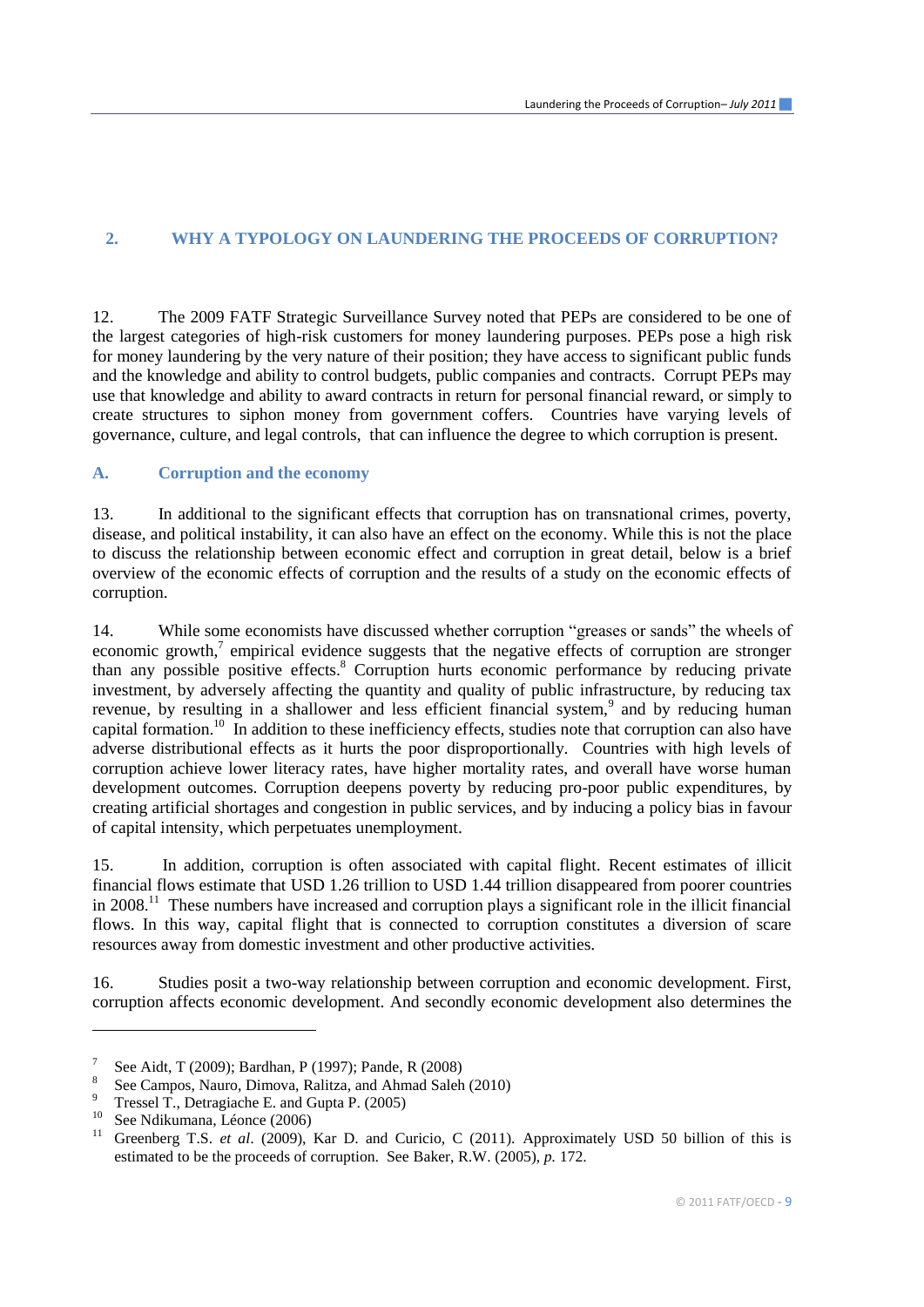## 2. WHY A TYPOLOGY ON LAUNDERING THE PROCEEDS OF CORRUPTION?

12. The 2009 FATF Strategic Surveillance Survey noted that PEPs are considered to be one of the largest categories of high-risk customers for money laundering purposes. PEPs pose a high risk for money laundering by the very nature of their position; they have access to significant public funds and the knowledge and ability to control budgets, public companies and contracts. Corrupt PEPs may use that knowledge and ability to award contracts in return for personal financial reward, or simply to create structures to siphon money from government coffers. Countries have varying levels of governance, culture, and legal controls, that can influence the degree to which corruption is present.

### A. Corruption and the economy

13. In additional to the significant effects that corruption has on transnational crimes, poverty, disease, and political instability, it can also have an effect on the economy. While this is not the place to discuss the relationship between economic effect and corruption in great detail, below is a brief overview of the economic effects of corruption and the results of a study on the economic effects of corruption.

14. While some economists have discussed whether corruption "greases or sands" the wheels of economic growth,[7] empirical evidence suggests that the negative effects of corruption are stronger than any possible positive effects.[8] Corruption hurts economic performance by reducing private investment, by adversely affecting the quantity and quality of public infrastructure, by reducing tax revenue, by resulting in a shallower and less efficient financial system,[9] and by reducing human capital formation.[10] In addition to these inefficiency effects, studies note that corruption can also have adverse distributional effects as it hurts the poor disproportionally. Countries with high levels of corruption achieve lower literacy rates, have higher mortality rates, and overall have worse human development outcomes. Corruption deepens poverty by reducing pro-poor public expenditures, by creating artificial shortages and congestion in public services, and by inducing a policy bias in favour of capital intensity, which perpetuates unemployment.

15. In addition, corruption is often associated with capital flight. Recent estimates of illicit financial flows estimate that USD 1.26 trillion to USD 1.44 trillion disappeared from poorer countries in 2008.[11] These numbers have increased and corruption plays a significant role in the illicit financial flows. In this way, capital flight that is connected to corruption constitutes a diversion of scare resources away from domestic investment and other productive activities.

16. Studies posit a two-way relationship between corruption and economic development. First, corruption affects economic development. And secondly economic development also determines the

---

[7] See Aidt, T (2009); Bardhan, P (1997); Pande, R (2008)

[8] See Campos, Nauro, Dimova, Ralitza, and Ahmad Saleh (2010)

[9] Tressel T., Detragiache E. and Gupta P. (2005)

[10] See Ndikumana, Léonce (2006)

[11] Greenberg T.S. *et al*. (2009), Kar D. and Curicio, C (2011). Approximately USD 50 billion of this is estimated to be the proceeds of corruption. See Baker, R.W. (2005), *p.* 172.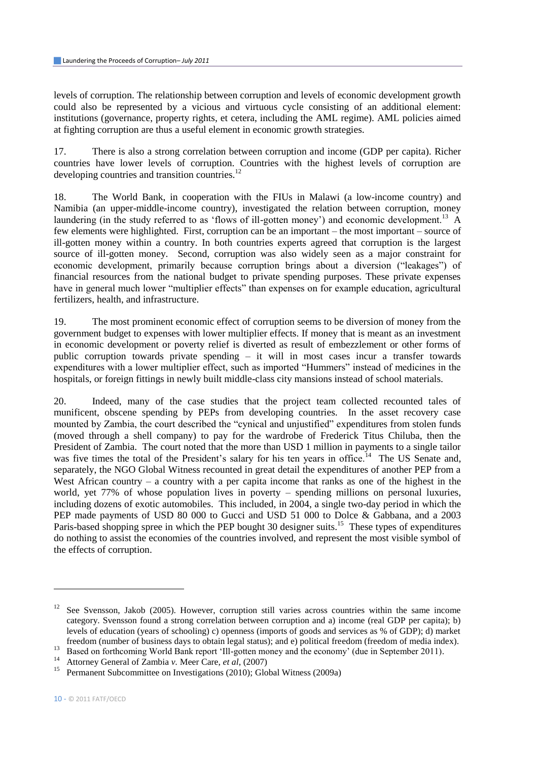levels of corruption. The relationship between corruption and levels of economic development growth could also be represented by a vicious and virtuous cycle consisting of an additional element: institutions (governance, property rights, et cetera, including the AML regime). AML policies aimed at fighting corruption are thus a useful element in economic growth strategies.

17. There is also a strong correlation between corruption and income (GDP per capita). Richer countries have lower levels of corruption. Countries with the highest levels of corruption are developing countries and transition countries.[12]

18. The World Bank, in cooperation with the FIUs in Malawi (a low-income country) and Namibia (an upper-middle-income country), investigated the relation between corruption, money laundering (in the study referred to as 'flows of ill-gotten money') and economic development.[13] A few elements were highlighted. First, corruption can be an important – the most important – source of ill-gotten money within a country. In both countries experts agreed that corruption is the largest source of ill-gotten money. Second, corruption was also widely seen as a major constraint for economic development, primarily because corruption brings about a diversion ("leakages") of financial resources from the national budget to private spending purposes. These private expenses have in general much lower "multiplier effects" than expenses on for example education, agricultural fertilizers, health, and infrastructure.

19. The most prominent economic effect of corruption seems to be diversion of money from the government budget to expenses with lower multiplier effects. If money that is meant as an investment in economic development or poverty relief is diverted as result of embezzlement or other forms of public corruption towards private spending – it will in most cases incur a transfer towards expenditures with a lower multiplier effect, such as imported "Hummers" instead of medicines in the hospitals, or foreign fittings in newly built middle-class city mansions instead of school materials.

20. Indeed, many of the case studies that the project team collected recounted tales of munificent, obscene spending by PEPs from developing countries. In the asset recovery case mounted by Zambia, the court described the "cynical and unjustified" expenditures from stolen funds (moved through a shell company) to pay for the wardrobe of Frederick Titus Chiluba, then the President of Zambia. The court noted that the more than USD 1 million in payments to a single tailor was five times the total of the President's salary for his ten years in office.[14] The US Senate and, separately, the NGO Global Witness recounted in great detail the expenditures of another PEP from a West African country – a country with a per capita income that ranks as one of the highest in the world, yet 77% of whose population lives in poverty – spending millions on personal luxuries, including dozens of exotic automobiles. This included, in 2004, a single two-day period in which the PEP made payments of USD 80 000 to Gucci and USD 51 000 to Dolce & Gabbana, and a 2003 Paris-based shopping spree in which the PEP bought 30 designer suits.[15] These types of expenditures do nothing to assist the economies of the countries involved, and represent the most visible symbol of the effects of corruption.

---

[12] See Svensson, Jakob (2005). However, corruption still varies across countries within the same income category. Svensson found a strong correlation between corruption and a) income (real GDP per capita); b) levels of education (years of schooling) c) openness (imports of goods and services as % of GDP); d) market freedom (number of business days to obtain legal status); and e) political freedom (freedom of media index).

[13] Based on forthcoming World Bank report 'Ill-gotten money and the economy' (due in September 2011).

[14] Attorney General of Zambia *v.* Meer Care, *et al*, (2007)

[15] Permanent Subcommittee on Investigations (2010); Global Witness (2009a)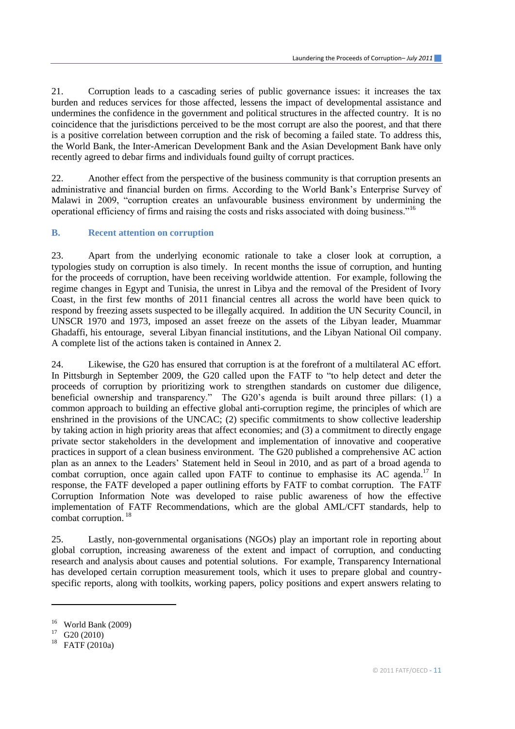21. Corruption leads to a cascading series of public governance issues: it increases the tax burden and reduces services for those affected, lessens the impact of developmental assistance and undermines the confidence in the government and political structures in the affected country. It is no coincidence that the jurisdictions perceived to be the most corrupt are also the poorest, and that there is a positive correlation between corruption and the risk of becoming a failed state. To address this, the World Bank, the Inter-American Development Bank and the Asian Development Bank have only recently agreed to debar firms and individuals found guilty of corrupt practices.

22. Another effect from the perspective of the business community is that corruption presents an administrative and financial burden on firms. According to the World Bank's Enterprise Survey of Malawi in 2009, "corruption creates an unfavourable business environment by undermining the operational efficiency of firms and raising the costs and risks associated with doing business."[16]

## B. Recent attention on corruption

23. Apart from the underlying economic rationale to take a closer look at corruption, a typologies study on corruption is also timely. In recent months the issue of corruption, and hunting for the proceeds of corruption, have been receiving worldwide attention. For example, following the regime changes in Egypt and Tunisia, the unrest in Libya and the removal of the President of Ivory Coast, in the first few months of 2011 financial centres all across the world have been quick to respond by freezing assets suspected to be illegally acquired. In addition the UN Security Council, in UNSCR 1970 and 1973, imposed an asset freeze on the assets of the Libyan leader, Muammar Ghadaffi, his entourage, several Libyan financial institutions, and the Libyan National Oil company. A complete list of the actions taken is contained in Annex 2.

24. Likewise, the G20 has ensured that corruption is at the forefront of a multilateral AC effort. In Pittsburgh in September 2009, the G20 called upon the FATF to "to help detect and deter the proceeds of corruption by prioritizing work to strengthen standards on customer due diligence, beneficial ownership and transparency." The G20's agenda is built around three pillars: (1) a common approach to building an effective global anti-corruption regime, the principles of which are enshrined in the provisions of the UNCAC; (2) specific commitments to show collective leadership by taking action in high priority areas that affect economies; and (3) a commitment to directly engage private sector stakeholders in the development and implementation of innovative and cooperative practices in support of a clean business environment. The G20 published a comprehensive AC action plan as an annex to the Leaders' Statement held in Seoul in 2010, and as part of a broad agenda to combat corruption, once again called upon FATF to continue to emphasise its AC agenda.[17] In response, the FATF developed a paper outlining efforts by FATF to combat corruption. The FATF Corruption Information Note was developed to raise public awareness of how the effective implementation of FATF Recommendations, which are the global AML/CFT standards, help to combat corruption.[18]

25. Lastly, non-governmental organisations (NGOs) play an important role in reporting about global corruption, increasing awareness of the extent and impact of corruption, and conducting research and analysis about causes and potential solutions. For example, Transparency International has developed certain corruption measurement tools, which it uses to prepare global and country-specific reports, along with toolkits, working papers, policy positions and expert answers relating to

---

[16] World Bank (2009)

[17] G20 (2010)

[18] FATF (2010a)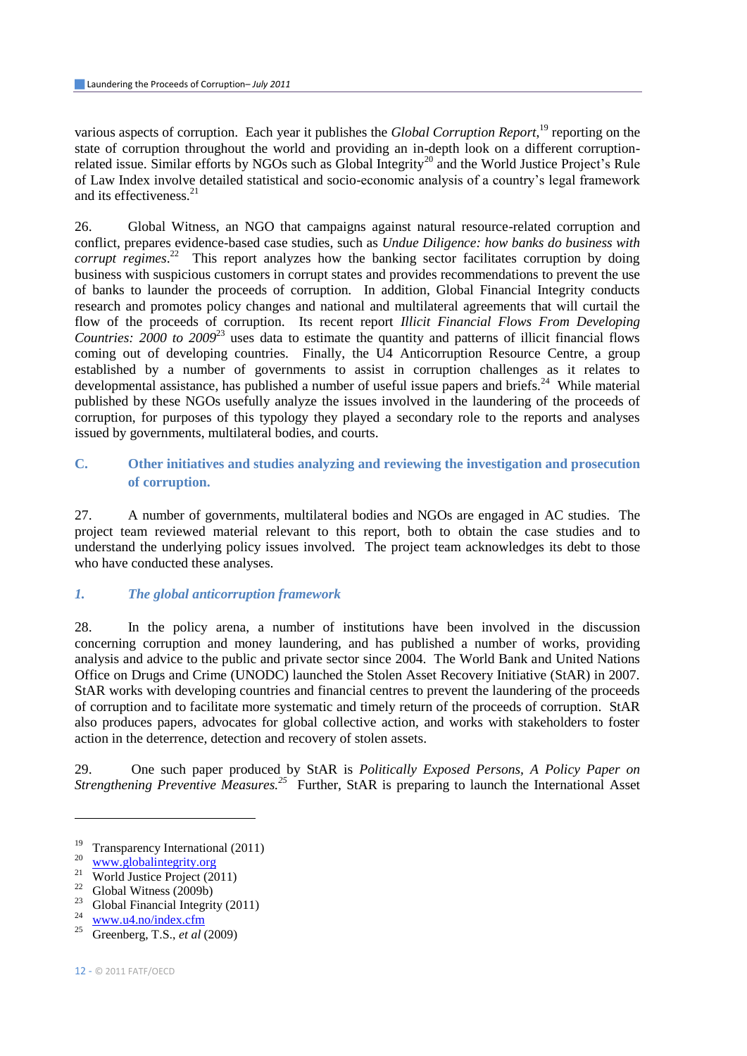various aspects of corruption. Each year it publishes the *Global Corruption Report*,[19] reporting on the state of corruption throughout the world and providing an in-depth look on a different corruption-related issue. Similar efforts by NGOs such as Global Integrity[20] and the World Justice Project's Rule of Law Index involve detailed statistical and socio-economic analysis of a country's legal framework and its effectiveness.[21]

26. Global Witness, an NGO that campaigns against natural resource-related corruption and conflict, prepares evidence-based case studies, such as *Undue Diligence: how banks do business with corrupt regimes*.[22] This report analyzes how the banking sector facilitates corruption by doing business with suspicious customers in corrupt states and provides recommendations to prevent the use of banks to launder the proceeds of corruption. In addition, Global Financial Integrity conducts research and promotes policy changes and national and multilateral agreements that will curtail the flow of the proceeds of corruption. Its recent report *Illicit Financial Flows From Developing Countries: 2000 to 2009*[23] uses data to estimate the quantity and patterns of illicit financial flows coming out of developing countries. Finally, the U4 Anticorruption Resource Centre, a group established by a number of governments to assist in corruption challenges as it relates to developmental assistance, has published a number of useful issue papers and briefs.[24] While material published by these NGOs usefully analyze the issues involved in the laundering of the proceeds of corruption, for purposes of this typology they played a secondary role to the reports and analyses issued by governments, multilateral bodies, and courts.

## C. Other initiatives and studies analyzing and reviewing the investigation and prosecution of corruption.

27. A number of governments, multilateral bodies and NGOs are engaged in AC studies. The project team reviewed material relevant to this report, both to obtain the case studies and to understand the underlying policy issues involved. The project team acknowledges its debt to those who have conducted these analyses.

### *1. The global anticorruption framework*

28. In the policy arena, a number of institutions have been involved in the discussion concerning corruption and money laundering, and has published a number of works, providing analysis and advice to the public and private sector since 2004. The World Bank and United Nations Office on Drugs and Crime (UNODC) launched the Stolen Asset Recovery Initiative (StAR) in 2007. StAR works with developing countries and financial centres to prevent the laundering of the proceeds of corruption and to facilitate more systematic and timely return of the proceeds of corruption. StAR also produces papers, advocates for global collective action, and works with stakeholders to foster action in the deterrence, detection and recovery of stolen assets.

29. One such paper produced by StAR is *Politically Exposed Persons, A Policy Paper on Strengthening Preventive Measures.*[25] Further, StAR is preparing to launch the International Asset

---

[19] Transparency International (2011)
[20] www.globalintegrity.org
[21] World Justice Project (2011)
[22] Global Witness (2009b)
[23] Global Financial Integrity (2011)
[24] www.u4.no/index.cfm
[25] Greenberg, T.S., *et al* (2009)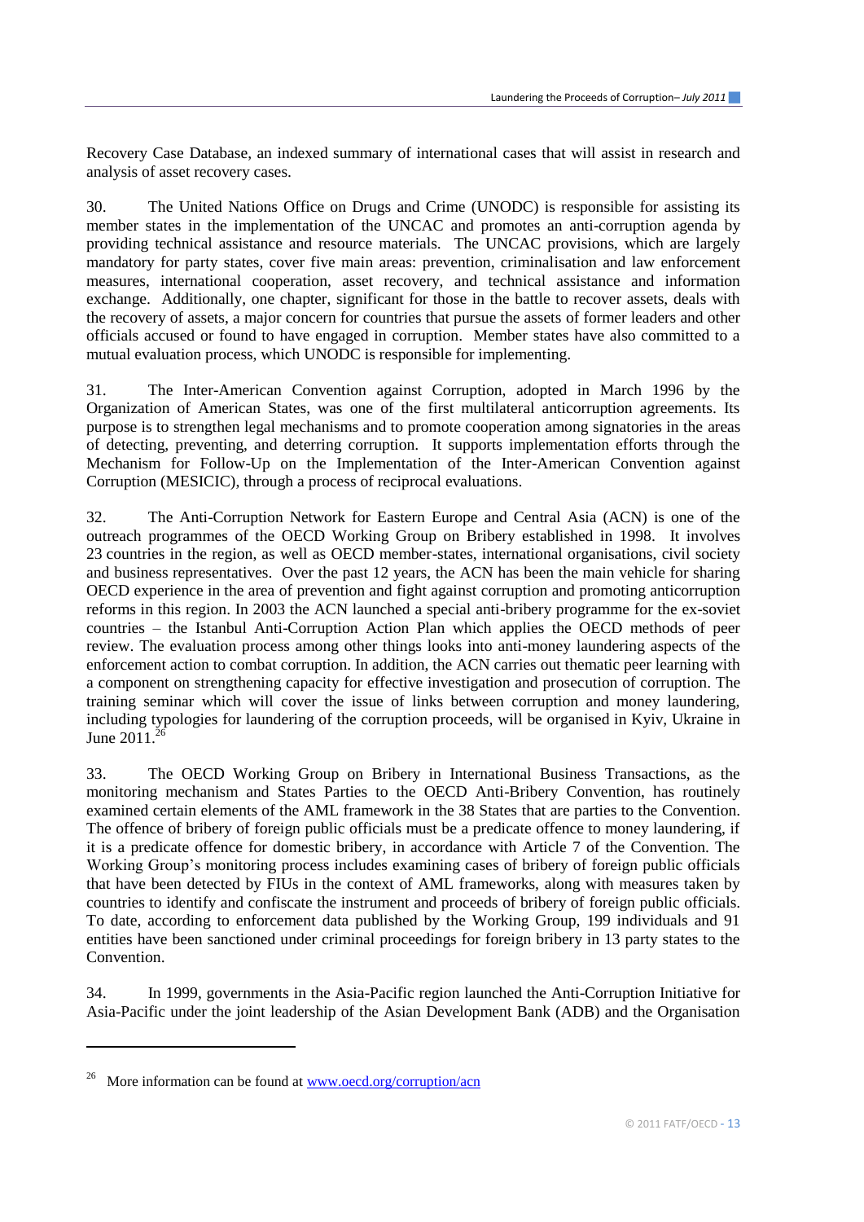Recovery Case Database, an indexed summary of international cases that will assist in research and analysis of asset recovery cases.

30. The United Nations Office on Drugs and Crime (UNODC) is responsible for assisting its member states in the implementation of the UNCAC and promotes an anti-corruption agenda by providing technical assistance and resource materials. The UNCAC provisions, which are largely mandatory for party states, cover five main areas: prevention, criminalisation and law enforcement measures, international cooperation, asset recovery, and technical assistance and information exchange. Additionally, one chapter, significant for those in the battle to recover assets, deals with the recovery of assets, a major concern for countries that pursue the assets of former leaders and other officials accused or found to have engaged in corruption. Member states have also committed to a mutual evaluation process, which UNODC is responsible for implementing.

31. The Inter-American Convention against Corruption, adopted in March 1996 by the Organization of American States, was one of the first multilateral anticorruption agreements. Its purpose is to strengthen legal mechanisms and to promote cooperation among signatories in the areas of detecting, preventing, and deterring corruption. It supports implementation efforts through the Mechanism for Follow-Up on the Implementation of the Inter-American Convention against Corruption (MESICIC), through a process of reciprocal evaluations.

32. The Anti-Corruption Network for Eastern Europe and Central Asia (ACN) is one of the outreach programmes of the OECD Working Group on Bribery established in 1998. It involves 23 countries in the region, as well as OECD member-states, international organisations, civil society and business representatives. Over the past 12 years, the ACN has been the main vehicle for sharing OECD experience in the area of prevention and fight against corruption and promoting anticorruption reforms in this region. In 2003 the ACN launched a special anti-bribery programme for the ex-soviet countries – the Istanbul Anti-Corruption Action Plan which applies the OECD methods of peer review. The evaluation process among other things looks into anti-money laundering aspects of the enforcement action to combat corruption. In addition, the ACN carries out thematic peer learning with a component on strengthening capacity for effective investigation and prosecution of corruption. The training seminar which will cover the issue of links between corruption and money laundering, including typologies for laundering of the corruption proceeds, will be organised in Kyiv, Ukraine in June 2011.[26]

33. The OECD Working Group on Bribery in International Business Transactions, as the monitoring mechanism and States Parties to the OECD Anti-Bribery Convention, has routinely examined certain elements of the AML framework in the 38 States that are parties to the Convention. The offence of bribery of foreign public officials must be a predicate offence to money laundering, if it is a predicate offence for domestic bribery, in accordance with Article 7 of the Convention. The Working Group's monitoring process includes examining cases of bribery of foreign public officials that have been detected by FIUs in the context of AML frameworks, along with measures taken by countries to identify and confiscate the instrument and proceeds of bribery of foreign public officials. To date, according to enforcement data published by the Working Group, 199 individuals and 91 entities have been sanctioned under criminal proceedings for foreign bribery in 13 party states to the Convention.

34. In 1999, governments in the Asia-Pacific region launched the Anti-Corruption Initiative for Asia-Pacific under the joint leadership of the Asian Development Bank (ADB) and the Organisation

---

[26] More information can be found at www.oecd.org/corruption/acn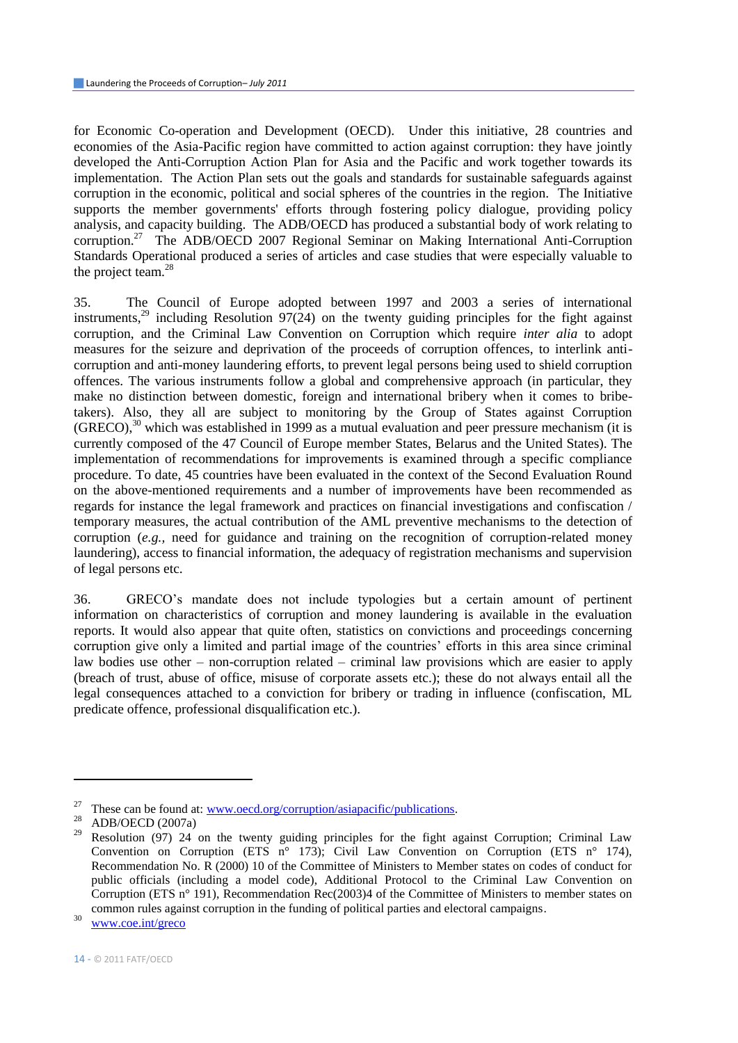for Economic Co-operation and Development (OECD). Under this initiative, 28 countries and economies of the Asia-Pacific region have committed to action against corruption: they have jointly developed the Anti-Corruption Action Plan for Asia and the Pacific and work together towards its implementation. The Action Plan sets out the goals and standards for sustainable safeguards against corruption in the economic, political and social spheres of the countries in the region. The Initiative supports the member governments' efforts through fostering policy dialogue, providing policy analysis, and capacity building. The ADB/OECD has produced a substantial body of work relating to corruption.[27] The ADB/OECD 2007 Regional Seminar on Making International Anti-Corruption Standards Operational produced a series of articles and case studies that were especially valuable to the project team.[28]

35. The Council of Europe adopted between 1997 and 2003 a series of international instruments,[29] including Resolution 97(24) on the twenty guiding principles for the fight against corruption, and the Criminal Law Convention on Corruption which require *inter alia* to adopt measures for the seizure and deprivation of the proceeds of corruption offences, to interlink anti-corruption and anti-money laundering efforts, to prevent legal persons being used to shield corruption offences. The various instruments follow a global and comprehensive approach (in particular, they make no distinction between domestic, foreign and international bribery when it comes to bribe-takers). Also, they all are subject to monitoring by the Group of States against Corruption (GRECO),[30] which was established in 1999 as a mutual evaluation and peer pressure mechanism (it is currently composed of the 47 Council of Europe member States, Belarus and the United States). The implementation of recommendations for improvements is examined through a specific compliance procedure. To date, 45 countries have been evaluated in the context of the Second Evaluation Round on the above-mentioned requirements and a number of improvements have been recommended as regards for instance the legal framework and practices on financial investigations and confiscation / temporary measures, the actual contribution of the AML preventive mechanisms to the detection of corruption (*e.g.,* need for guidance and training on the recognition of corruption-related money laundering), access to financial information, the adequacy of registration mechanisms and supervision of legal persons etc.

36. GRECO's mandate does not include typologies but a certain amount of pertinent information on characteristics of corruption and money laundering is available in the evaluation reports. It would also appear that quite often, statistics on convictions and proceedings concerning corruption give only a limited and partial image of the countries' efforts in this area since criminal law bodies use other – non-corruption related – criminal law provisions which are easier to apply (breach of trust, abuse of office, misuse of corporate assets etc.); these do not always entail all the legal consequences attached to a conviction for bribery or trading in influence (confiscation, ML predicate offence, professional disqualification etc.).

---

[27] These can be found at: www.oecd.org/corruption/asiapacific/publications.

[28] ADB/OECD (2007a)

[29] Resolution (97) 24 on the twenty guiding principles for the fight against Corruption; Criminal Law Convention on Corruption (ETS n° 173); Civil Law Convention on Corruption (ETS n° 174), Recommendation No. R (2000) 10 of the Committee of Ministers to Member states on codes of conduct for public officials (including a model code), Additional Protocol to the Criminal Law Convention on Corruption (ETS n° 191), Recommendation Rec(2003)4 of the Committee of Ministers to member states on common rules against corruption in the funding of political parties and electoral campaigns.

[30] www.coe.int/greco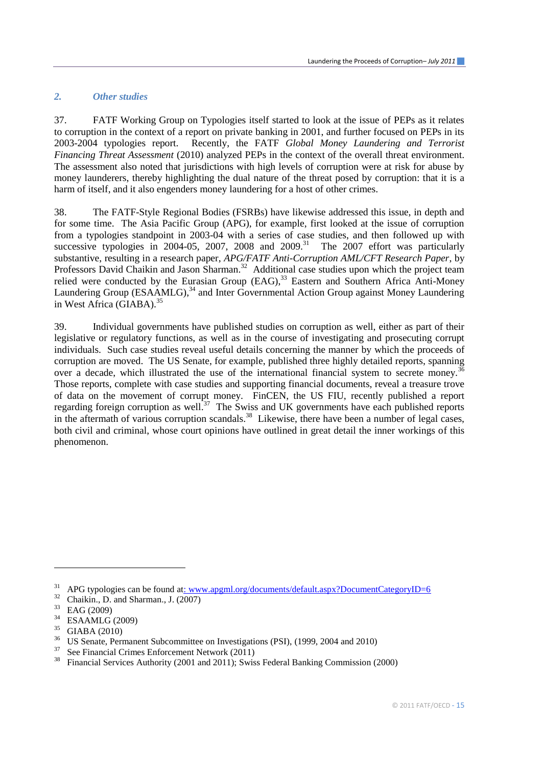## *2. Other studies*

37. FATF Working Group on Typologies itself started to look at the issue of PEPs as it relates to corruption in the context of a report on private banking in 2001, and further focused on PEPs in its 2003-2004 typologies report. Recently, the FATF *Global Money Laundering and Terrorist Financing Threat Assessment* (2010) analyzed PEPs in the context of the overall threat environment. The assessment also noted that jurisdictions with high levels of corruption were at risk for abuse by money launderers, thereby highlighting the dual nature of the threat posed by corruption: that it is a harm of itself, and it also engenders money laundering for a host of other crimes.

38. The FATF-Style Regional Bodies (FSRBs) have likewise addressed this issue, in depth and for some time. The Asia Pacific Group (APG), for example, first looked at the issue of corruption from a typologies standpoint in 2003-04 with a series of case studies, and then followed up with successive typologies in 2004-05, 2007, 2008 and 2009.[31] The 2007 effort was particularly substantive, resulting in a research paper, *APG/FATF Anti-Corruption AML/CFT Research Paper*, by Professors David Chaikin and Jason Sharman.[32] Additional case studies upon which the project team relied were conducted by the Eurasian Group (EAG),[33] Eastern and Southern Africa Anti-Money Laundering Group (ESAAMLG),[34] and Inter Governmental Action Group against Money Laundering in West Africa (GIABA).[35]

39. Individual governments have published studies on corruption as well, either as part of their legislative or regulatory functions, as well as in the course of investigating and prosecuting corrupt individuals. Such case studies reveal useful details concerning the manner by which the proceeds of corruption are moved. The US Senate, for example, published three highly detailed reports, spanning over a decade, which illustrated the use of the international financial system to secrete money.[36] Those reports, complete with case studies and supporting financial documents, reveal a treasure trove of data on the movement of corrupt money. FinCEN, the US FIU, recently published a report regarding foreign corruption as well.[37] The Swiss and UK governments have each published reports in the aftermath of various corruption scandals.[38] Likewise, there have been a number of legal cases, both civil and criminal, whose court opinions have outlined in great detail the inner workings of this phenomenon.

---

[31] APG typologies can be found at: www.apgml.org/documents/default.aspx?DocumentCategoryID=6

[32] Chaikin., D. and Sharman., J. (2007)

[33] EAG (2009)

[34] ESAAMLG (2009)

[35] GIABA (2010)

[36] US Senate, Permanent Subcommittee on Investigations (PSI), (1999, 2004 and 2010)

[37] See Financial Crimes Enforcement Network (2011)

[38] Financial Services Authority (2001 and 2011); Swiss Federal Banking Commission (2000)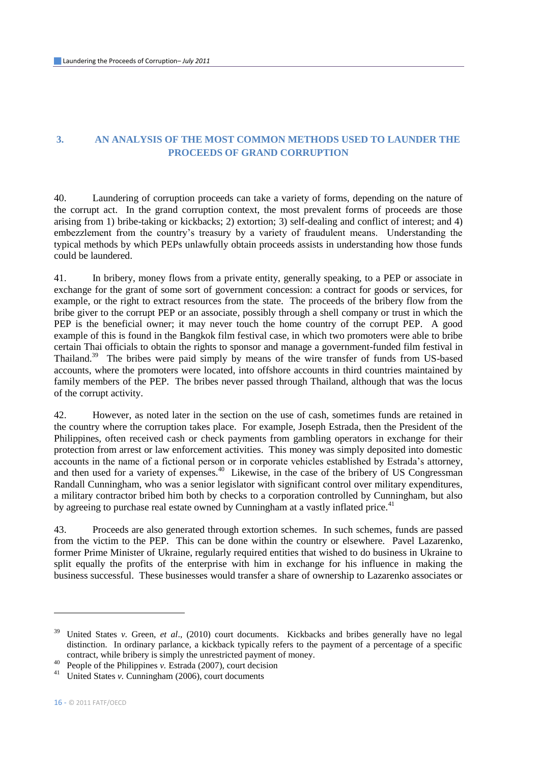## 3. AN ANALYSIS OF THE MOST COMMON METHODS USED TO LAUNDER THE PROCEEDS OF GRAND CORRUPTION

40. Laundering of corruption proceeds can take a variety of forms, depending on the nature of the corrupt act. In the grand corruption context, the most prevalent forms of proceeds are those arising from 1) bribe-taking or kickbacks; 2) extortion; 3) self-dealing and conflict of interest; and 4) embezzlement from the country's treasury by a variety of fraudulent means. Understanding the typical methods by which PEPs unlawfully obtain proceeds assists in understanding how those funds could be laundered.

41. In bribery, money flows from a private entity, generally speaking, to a PEP or associate in exchange for the grant of some sort of government concession: a contract for goods or services, for example, or the right to extract resources from the state. The proceeds of the bribery flow from the bribe giver to the corrupt PEP or an associate, possibly through a shell company or trust in which the PEP is the beneficial owner; it may never touch the home country of the corrupt PEP. A good example of this is found in the Bangkok film festival case, in which two promoters were able to bribe certain Thai officials to obtain the rights to sponsor and manage a government-funded film festival in Thailand.[39] The bribes were paid simply by means of the wire transfer of funds from US-based accounts, where the promoters were located, into offshore accounts in third countries maintained by family members of the PEP. The bribes never passed through Thailand, although that was the locus of the corrupt activity.

42. However, as noted later in the section on the use of cash, sometimes funds are retained in the country where the corruption takes place. For example, Joseph Estrada, then the President of the Philippines, often received cash or check payments from gambling operators in exchange for their protection from arrest or law enforcement activities. This money was simply deposited into domestic accounts in the name of a fictional person or in corporate vehicles established by Estrada's attorney, and then used for a variety of expenses.[40] Likewise, in the case of the bribery of US Congressman Randall Cunningham, who was a senior legislator with significant control over military expenditures, a military contractor bribed him both by checks to a corporation controlled by Cunningham, but also by agreeing to purchase real estate owned by Cunningham at a vastly inflated price.[41]

43. Proceeds are also generated through extortion schemes. In such schemes, funds are passed from the victim to the PEP. This can be done within the country or elsewhere. Pavel Lazarenko, former Prime Minister of Ukraine, regularly required entities that wished to do business in Ukraine to split equally the profits of the enterprise with him in exchange for his influence in making the business successful. These businesses would transfer a share of ownership to Lazarenko associates or

---

[39] United States *v.* Green, *et al*., (2010) court documents. Kickbacks and bribes generally have no legal distinction. In ordinary parlance, a kickback typically refers to the payment of a percentage of a specific contract, while bribery is simply the unrestricted payment of money.

[40] People of the Philippines *v.* Estrada (2007), court decision

[41] United States *v.* Cunningham (2006), court documents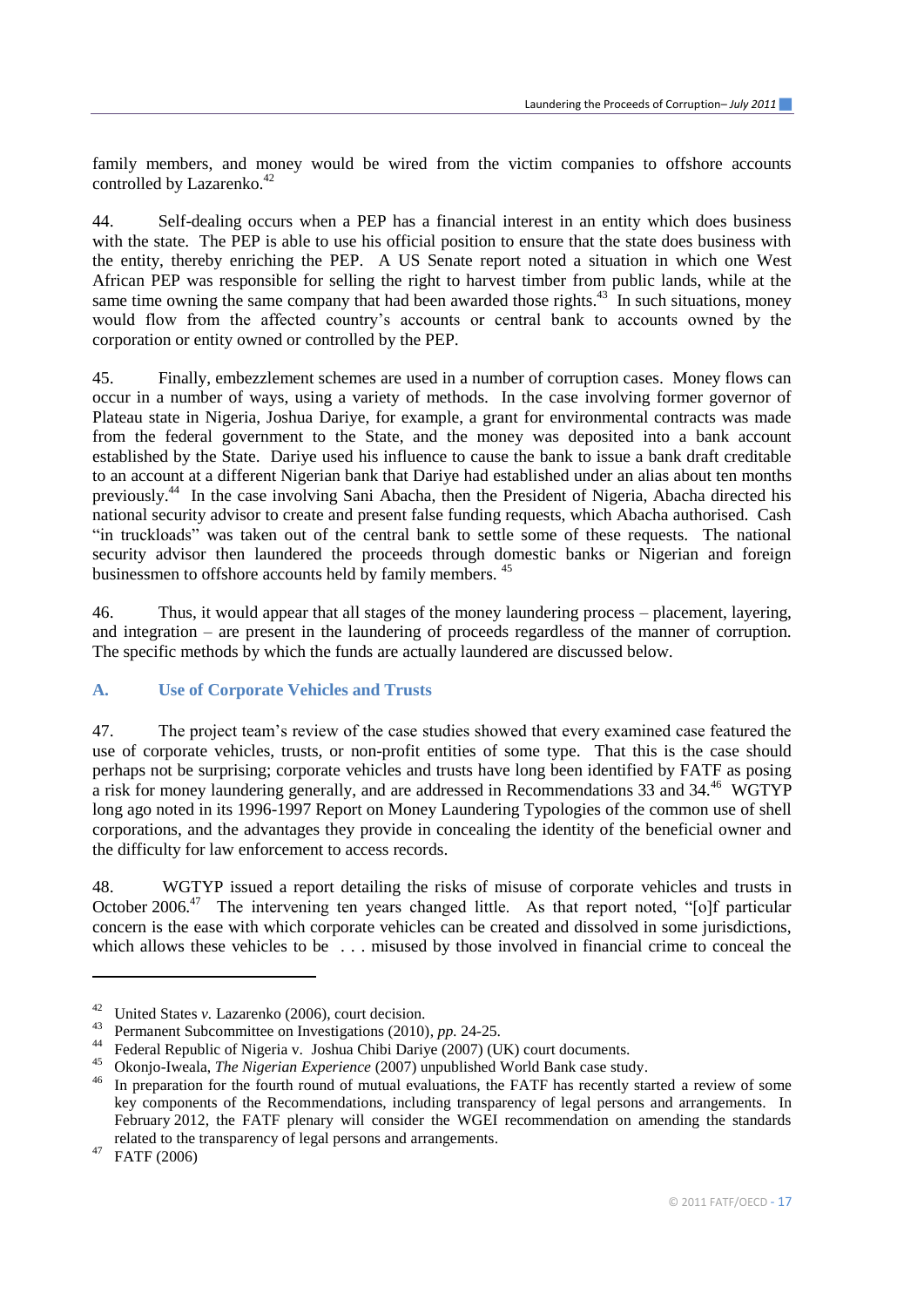family members, and money would be wired from the victim companies to offshore accounts controlled by Lazarenko.[42]

44. Self-dealing occurs when a PEP has a financial interest in an entity which does business with the state. The PEP is able to use his official position to ensure that the state does business with the entity, thereby enriching the PEP. A US Senate report noted a situation in which one West African PEP was responsible for selling the right to harvest timber from public lands, while at the same time owning the same company that had been awarded those rights.[43] In such situations, money would flow from the affected country's accounts or central bank to accounts owned by the corporation or entity owned or controlled by the PEP.

45. Finally, embezzlement schemes are used in a number of corruption cases. Money flows can occur in a number of ways, using a variety of methods. In the case involving former governor of Plateau state in Nigeria, Joshua Dariye, for example, a grant for environmental contracts was made from the federal government to the State, and the money was deposited into a bank account established by the State. Dariye used his influence to cause the bank to issue a bank draft creditable to an account at a different Nigerian bank that Dariye had established under an alias about ten months previously.[44] In the case involving Sani Abacha, then the President of Nigeria, Abacha directed his national security advisor to create and present false funding requests, which Abacha authorised. Cash "in truckloads" was taken out of the central bank to settle some of these requests. The national security advisor then laundered the proceeds through domestic banks or Nigerian and foreign businessmen to offshore accounts held by family members.[45]

46. Thus, it would appear that all stages of the money laundering process – placement, layering, and integration – are present in the laundering of proceeds regardless of the manner of corruption. The specific methods by which the funds are actually laundered are discussed below.

## A. Use of Corporate Vehicles and Trusts

47. The project team's review of the case studies showed that every examined case featured the use of corporate vehicles, trusts, or non-profit entities of some type. That this is the case should perhaps not be surprising; corporate vehicles and trusts have long been identified by FATF as posing a risk for money laundering generally, and are addressed in Recommendations 33 and 34.[46] WGTYP long ago noted in its 1996-1997 Report on Money Laundering Typologies of the common use of shell corporations, and the advantages they provide in concealing the identity of the beneficial owner and the difficulty for law enforcement to access records.

48. WGTYP issued a report detailing the risks of misuse of corporate vehicles and trusts in October 2006.[47] The intervening ten years changed little. As that report noted, "[o]f particular concern is the ease with which corporate vehicles can be created and dissolved in some jurisdictions, which allows these vehicles to be . . . misused by those involved in financial crime to conceal the

---

[42] United States *v.* Lazarenko (2006), court decision.

[43] Permanent Subcommittee on Investigations (2010), *pp.* 24-25.

[44] Federal Republic of Nigeria v. Joshua Chibi Dariye (2007) (UK) court documents.

[45] Okonjo-Iweala, *The Nigerian Experience* (2007) unpublished World Bank case study.

[46] In preparation for the fourth round of mutual evaluations, the FATF has recently started a review of some key components of the Recommendations, including transparency of legal persons and arrangements. In February 2012, the FATF plenary will consider the WGEI recommendation on amending the standards related to the transparency of legal persons and arrangements.

[47] FATF (2006)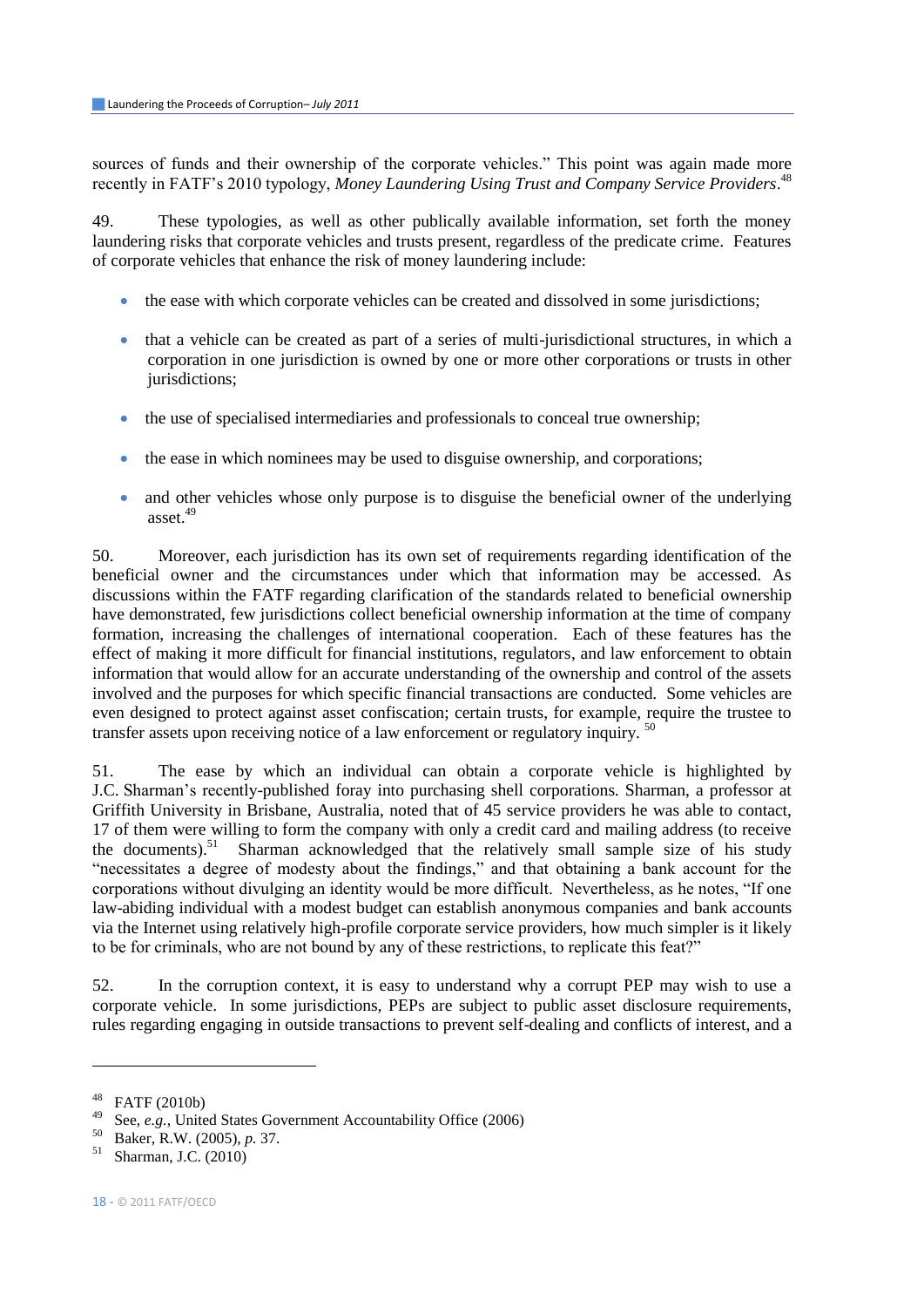sources of funds and their ownership of the corporate vehicles." This point was again made more recently in FATF's 2010 typology, *Money Laundering Using Trust and Company Service Providers*.[48]

49. These typologies, as well as other publically available information, set forth the money laundering risks that corporate vehicles and trusts present, regardless of the predicate crime. Features of corporate vehicles that enhance the risk of money laundering include:

- the ease with which corporate vehicles can be created and dissolved in some jurisdictions;
- that a vehicle can be created as part of a series of multi-jurisdictional structures, in which a corporation in one jurisdiction is owned by one or more other corporations or trusts in other jurisdictions;
- the use of specialised intermediaries and professionals to conceal true ownership;
- the ease in which nominees may be used to disguise ownership, and corporations;
- and other vehicles whose only purpose is to disguise the beneficial owner of the underlying asset.[49]

50. Moreover, each jurisdiction has its own set of requirements regarding identification of the beneficial owner and the circumstances under which that information may be accessed. As discussions within the FATF regarding clarification of the standards related to beneficial ownership have demonstrated, few jurisdictions collect beneficial ownership information at the time of company formation, increasing the challenges of international cooperation. Each of these features has the effect of making it more difficult for financial institutions, regulators, and law enforcement to obtain information that would allow for an accurate understanding of the ownership and control of the assets involved and the purposes for which specific financial transactions are conducted. Some vehicles are even designed to protect against asset confiscation; certain trusts, for example, require the trustee to transfer assets upon receiving notice of a law enforcement or regulatory inquiry. [50]

51. The ease by which an individual can obtain a corporate vehicle is highlighted by J.C. Sharman's recently-published foray into purchasing shell corporations. Sharman, a professor at Griffith University in Brisbane, Australia, noted that of 45 service providers he was able to contact, 17 of them were willing to form the company with only a credit card and mailing address (to receive the documents).[51] Sharman acknowledged that the relatively small sample size of his study "necessitates a degree of modesty about the findings," and that obtaining a bank account for the corporations without divulging an identity would be more difficult. Nevertheless, as he notes, "If one law-abiding individual with a modest budget can establish anonymous companies and bank accounts via the Internet using relatively high-profile corporate service providers, how much simpler is it likely to be for criminals, who are not bound by any of these restrictions, to replicate this feat?"

52. In the corruption context, it is easy to understand why a corrupt PEP may wish to use a corporate vehicle. In some jurisdictions, PEPs are subject to public asset disclosure requirements, rules regarding engaging in outside transactions to prevent self-dealing and conflicts of interest, and a

---

[48] FATF (2010b)

[49] See, *e.g.*, United States Government Accountability Office (2006)

[50] Baker, R.W. (2005), *p.* 37.

[51] Sharman, J.C. (2010)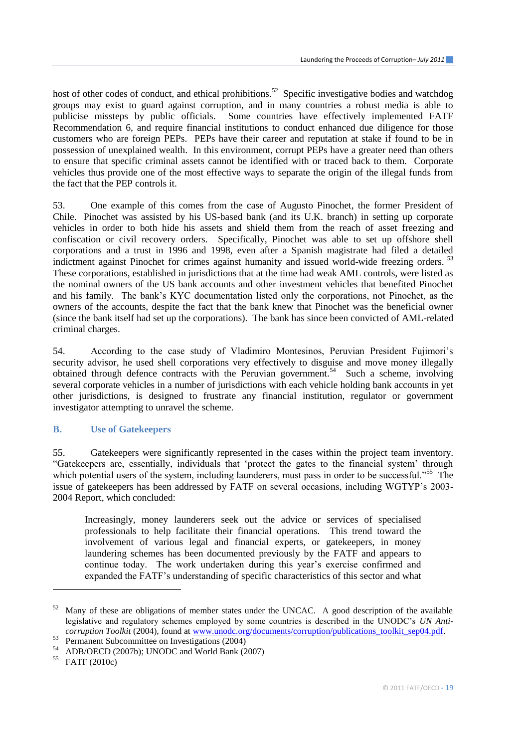host of other codes of conduct, and ethical prohibitions.[52] Specific investigative bodies and watchdog groups may exist to guard against corruption, and in many countries a robust media is able to publicise missteps by public officials. Some countries have effectively implemented FATF Recommendation 6, and require financial institutions to conduct enhanced due diligence for those customers who are foreign PEPs. PEPs have their career and reputation at stake if found to be in possession of unexplained wealth. In this environment, corrupt PEPs have a greater need than others to ensure that specific criminal assets cannot be identified with or traced back to them. Corporate vehicles thus provide one of the most effective ways to separate the origin of the illegal funds from the fact that the PEP controls it.

53. One example of this comes from the case of Augusto Pinochet, the former President of Chile. Pinochet was assisted by his US-based bank (and its U.K. branch) in setting up corporate vehicles in order to both hide his assets and shield them from the reach of asset freezing and confiscation or civil recovery orders. Specifically, Pinochet was able to set up offshore shell corporations and a trust in 1996 and 1998, even after a Spanish magistrate had filed a detailed indictment against Pinochet for crimes against humanity and issued world-wide freezing orders.[53] These corporations, established in jurisdictions that at the time had weak AML controls, were listed as the nominal owners of the US bank accounts and other investment vehicles that benefited Pinochet and his family. The bank's KYC documentation listed only the corporations, not Pinochet, as the owners of the accounts, despite the fact that the bank knew that Pinochet was the beneficial owner (since the bank itself had set up the corporations). The bank has since been convicted of AML-related criminal charges.

54. According to the case study of Vladimiro Montesinos, Peruvian President Fujimori's security advisor, he used shell corporations very effectively to disguise and move money illegally obtained through defence contracts with the Peruvian government.[54] Such a scheme, involving several corporate vehicles in a number of jurisdictions with each vehicle holding bank accounts in yet other jurisdictions, is designed to frustrate any financial institution, regulator or government investigator attempting to unravel the scheme.

### B. Use of Gatekeepers

55. Gatekeepers were significantly represented in the cases within the project team inventory. "Gatekeepers are, essentially, individuals that 'protect the gates to the financial system' through which potential users of the system, including launderers, must pass in order to be successful."[55] The issue of gatekeepers has been addressed by FATF on several occasions, including WGTYP's 2003-2004 Report, which concluded:

> Increasingly, money launderers seek out the advice or services of specialised professionals to help facilitate their financial operations. This trend toward the involvement of various legal and financial experts, or gatekeepers, in money laundering schemes has been documented previously by the FATF and appears to continue today. The work undertaken during this year's exercise confirmed and expanded the FATF's understanding of specific characteristics of this sector and what

---

[52] Many of these are obligations of member states under the UNCAC. A good description of the available legislative and regulatory schemes employed by some countries is described in the UNODC's *UN Anti-corruption Toolkit* (2004), found at www.unodc.org/documents/corruption/publications_toolkit_sep04.pdf.

[53] Permanent Subcommittee on Investigations (2004)

[54] ADB/OECD (2007b); UNODC and World Bank (2007)

[55] FATF (2010c)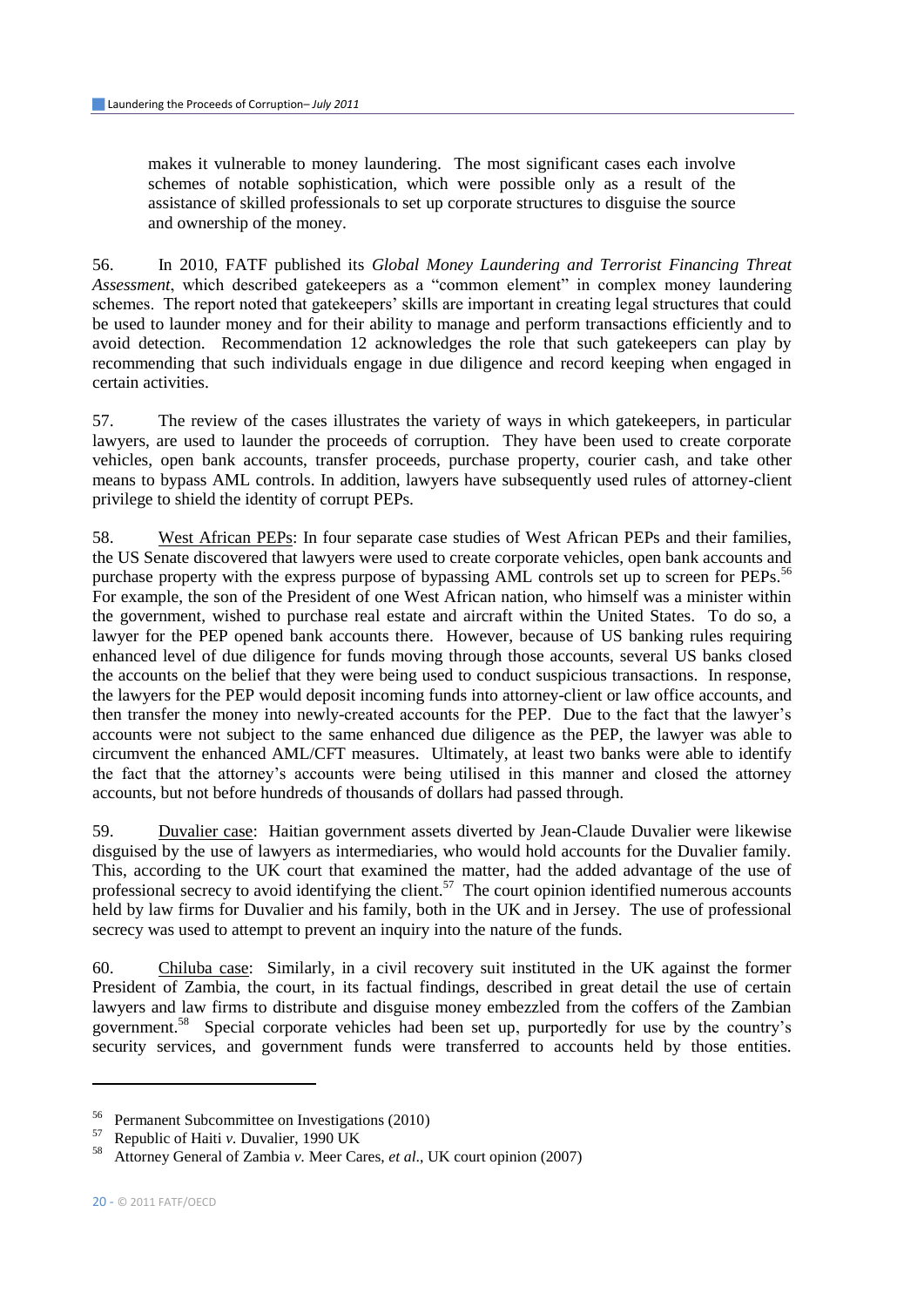makes it vulnerable to money laundering. The most significant cases each involve schemes of notable sophistication, which were possible only as a result of the assistance of skilled professionals to set up corporate structures to disguise the source and ownership of the money.

56. In 2010, FATF published its *Global Money Laundering and Terrorist Financing Threat Assessment*, which described gatekeepers as a "common element" in complex money laundering schemes. The report noted that gatekeepers' skills are important in creating legal structures that could be used to launder money and for their ability to manage and perform transactions efficiently and to avoid detection. Recommendation 12 acknowledges the role that such gatekeepers can play by recommending that such individuals engage in due diligence and record keeping when engaged in certain activities.

57. The review of the cases illustrates the variety of ways in which gatekeepers, in particular lawyers, are used to launder the proceeds of corruption. They have been used to create corporate vehicles, open bank accounts, transfer proceeds, purchase property, courier cash, and take other means to bypass AML controls. In addition, lawyers have subsequently used rules of attorney-client privilege to shield the identity of corrupt PEPs.

58. West African PEPs: In four separate case studies of West African PEPs and their families, the US Senate discovered that lawyers were used to create corporate vehicles, open bank accounts and purchase property with the express purpose of bypassing AML controls set up to screen for PEPs.[56] For example, the son of the President of one West African nation, who himself was a minister within the government, wished to purchase real estate and aircraft within the United States. To do so, a lawyer for the PEP opened bank accounts there. However, because of US banking rules requiring enhanced level of due diligence for funds moving through those accounts, several US banks closed the accounts on the belief that they were being used to conduct suspicious transactions. In response, the lawyers for the PEP would deposit incoming funds into attorney-client or law office accounts, and then transfer the money into newly-created accounts for the PEP. Due to the fact that the lawyer's accounts were not subject to the same enhanced due diligence as the PEP, the lawyer was able to circumvent the enhanced AML/CFT measures. Ultimately, at least two banks were able to identify the fact that the attorney's accounts were being utilised in this manner and closed the attorney accounts, but not before hundreds of thousands of dollars had passed through.

59. Duvalier case: Haitian government assets diverted by Jean-Claude Duvalier were likewise disguised by the use of lawyers as intermediaries, who would hold accounts for the Duvalier family. This, according to the UK court that examined the matter, had the added advantage of the use of professional secrecy to avoid identifying the client.[57] The court opinion identified numerous accounts held by law firms for Duvalier and his family, both in the UK and in Jersey. The use of professional secrecy was used to attempt to prevent an inquiry into the nature of the funds.

60. Chiluba case: Similarly, in a civil recovery suit instituted in the UK against the former President of Zambia, the court, in its factual findings, described in great detail the use of certain lawyers and law firms to distribute and disguise money embezzled from the coffers of the Zambian government.[58] Special corporate vehicles had been set up, purportedly for use by the country's security services, and government funds were transferred to accounts held by those entities.

---

[56] Permanent Subcommittee on Investigations (2010)

[57] Republic of Haiti *v.* Duvalier, 1990 UK

[58] Attorney General of Zambia *v.* Meer Cares, *et al*., UK court opinion (2007)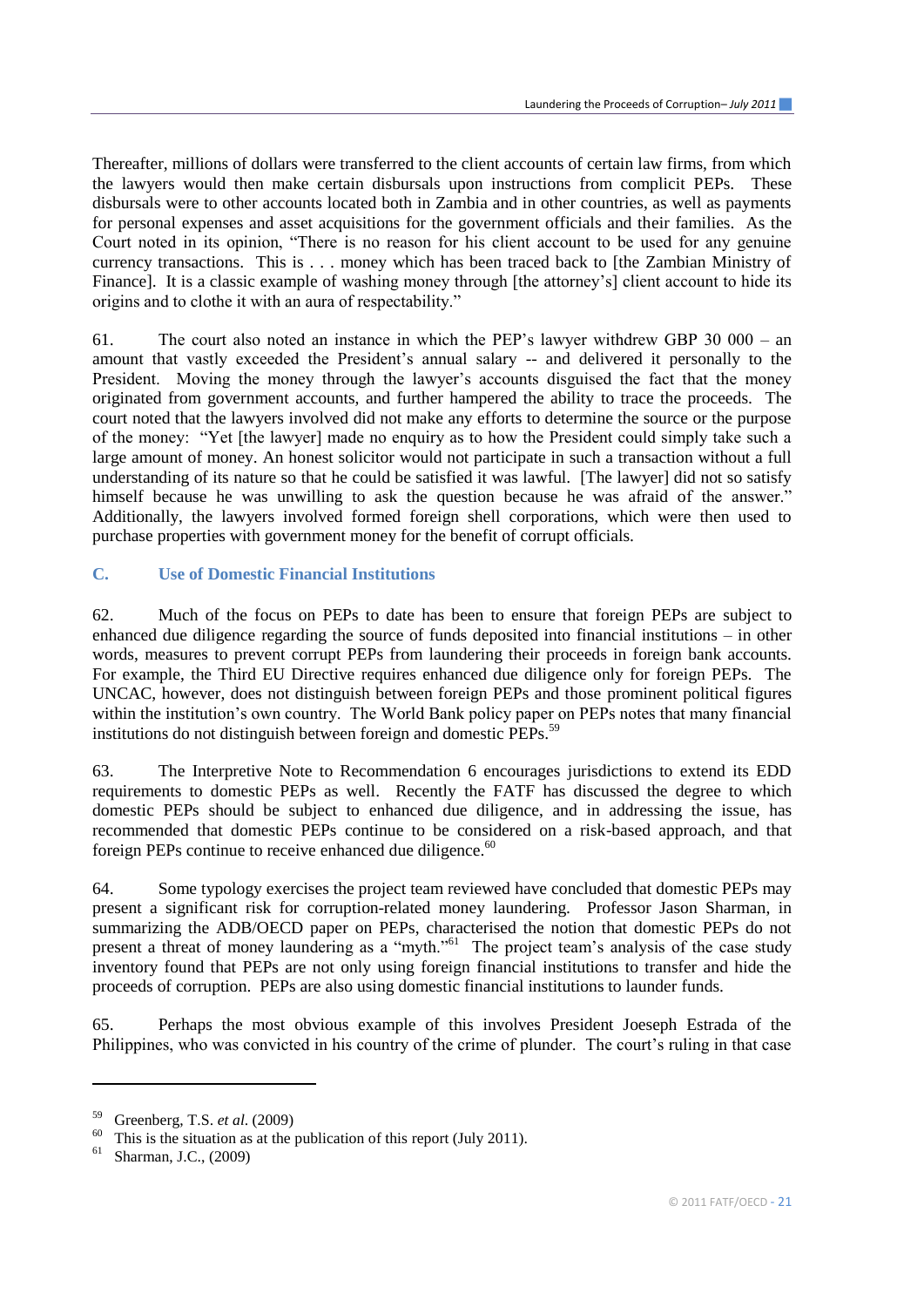Thereafter, millions of dollars were transferred to the client accounts of certain law firms, from which the lawyers would then make certain disbursals upon instructions from complicit PEPs. These disbursals were to other accounts located both in Zambia and in other countries, as well as payments for personal expenses and asset acquisitions for the government officials and their families. As the Court noted in its opinion, "There is no reason for his client account to be used for any genuine currency transactions. This is . . . money which has been traced back to [the Zambian Ministry of Finance]. It is a classic example of washing money through [the attorney's] client account to hide its origins and to clothe it with an aura of respectability."

61. The court also noted an instance in which the PEP's lawyer withdrew GBP 30 000 – an amount that vastly exceeded the President's annual salary -- and delivered it personally to the President. Moving the money through the lawyer's accounts disguised the fact that the money originated from government accounts, and further hampered the ability to trace the proceeds. The court noted that the lawyers involved did not make any efforts to determine the source or the purpose of the money: "Yet [the lawyer] made no enquiry as to how the President could simply take such a large amount of money. An honest solicitor would not participate in such a transaction without a full understanding of its nature so that he could be satisfied it was lawful. [The lawyer] did not so satisfy himself because he was unwilling to ask the question because he was afraid of the answer." Additionally, the lawyers involved formed foreign shell corporations, which were then used to purchase properties with government money for the benefit of corrupt officials.

## C. Use of Domestic Financial Institutions

62. Much of the focus on PEPs to date has been to ensure that foreign PEPs are subject to enhanced due diligence regarding the source of funds deposited into financial institutions – in other words, measures to prevent corrupt PEPs from laundering their proceeds in foreign bank accounts. For example, the Third EU Directive requires enhanced due diligence only for foreign PEPs. The UNCAC, however, does not distinguish between foreign PEPs and those prominent political figures within the institution's own country. The World Bank policy paper on PEPs notes that many financial institutions do not distinguish between foreign and domestic PEPs.[59]

63. The Interpretive Note to Recommendation 6 encourages jurisdictions to extend its EDD requirements to domestic PEPs as well. Recently the FATF has discussed the degree to which domestic PEPs should be subject to enhanced due diligence, and in addressing the issue, has recommended that domestic PEPs continue to be considered on a risk-based approach, and that foreign PEPs continue to receive enhanced due diligence.[60]

64. Some typology exercises the project team reviewed have concluded that domestic PEPs may present a significant risk for corruption-related money laundering. Professor Jason Sharman, in summarizing the ADB/OECD paper on PEPs, characterised the notion that domestic PEPs do not present a threat of money laundering as a "myth."[61] The project team's analysis of the case study inventory found that PEPs are not only using foreign financial institutions to transfer and hide the proceeds of corruption. PEPs are also using domestic financial institutions to launder funds.

65. Perhaps the most obvious example of this involves President Joeseph Estrada of the Philippines, who was convicted in his country of the crime of plunder. The court's ruling in that case

---

[59] Greenberg, T.S. *et al*. (2009)

[60] This is the situation as at the publication of this report (July 2011).

[61] Sharman, J.C., (2009)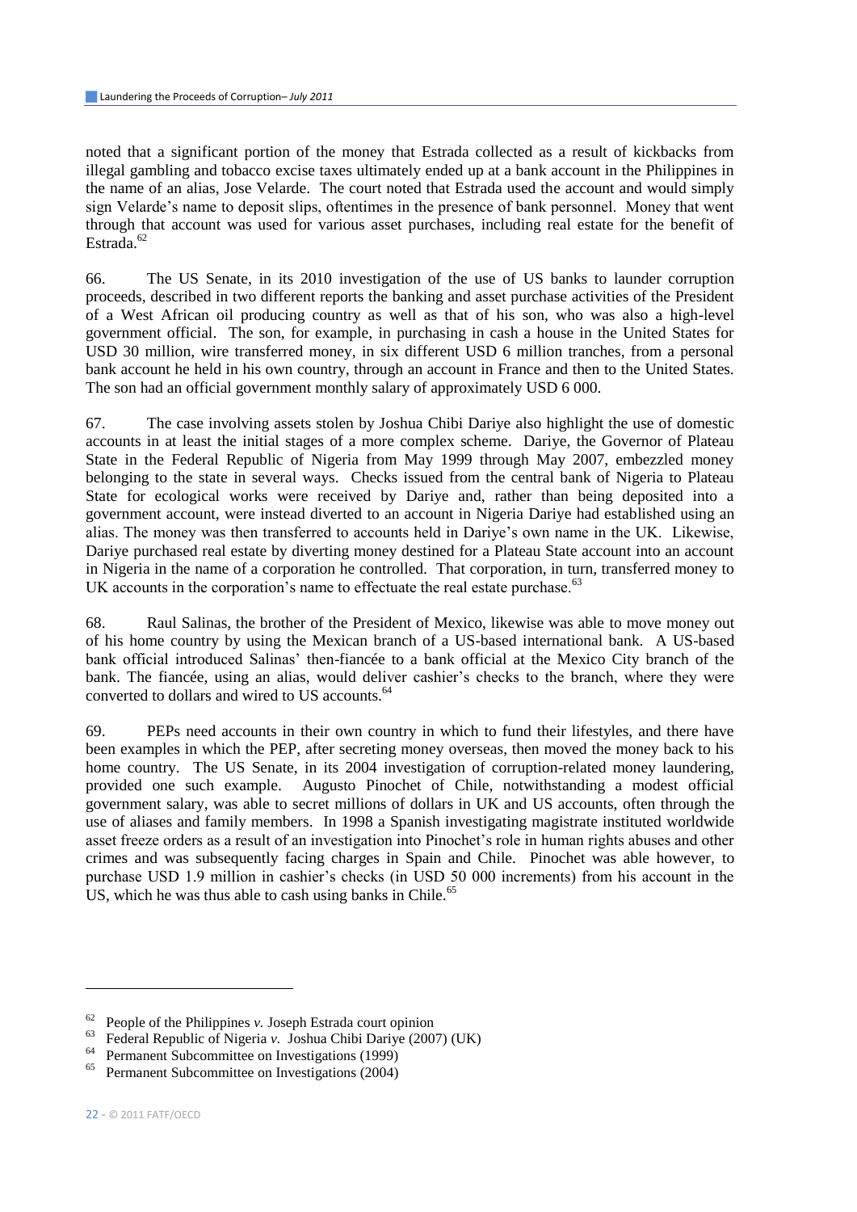noted that a significant portion of the money that Estrada collected as a result of kickbacks from illegal gambling and tobacco excise taxes ultimately ended up at a bank account in the Philippines in the name of an alias, Jose Velarde. The court noted that Estrada used the account and would simply sign Velarde's name to deposit slips, oftentimes in the presence of bank personnel. Money that went through that account was used for various asset purchases, including real estate for the benefit of Estrada.[62]

66. The US Senate, in its 2010 investigation of the use of US banks to launder corruption proceeds, described in two different reports the banking and asset purchase activities of the President of a West African oil producing country as well as that of his son, who was also a high-level government official. The son, for example, in purchasing in cash a house in the United States for USD 30 million, wire transferred money, in six different USD 6 million tranches, from a personal bank account he held in his own country, through an account in France and then to the United States. The son had an official government monthly salary of approximately USD 6 000.

67. The case involving assets stolen by Joshua Chibi Dariye also highlight the use of domestic accounts in at least the initial stages of a more complex scheme. Dariye, the Governor of Plateau State in the Federal Republic of Nigeria from May 1999 through May 2007, embezzled money belonging to the state in several ways. Checks issued from the central bank of Nigeria to Plateau State for ecological works were received by Dariye and, rather than being deposited into a government account, were instead diverted to an account in Nigeria Dariye had established using an alias. The money was then transferred to accounts held in Dariye's own name in the UK. Likewise, Dariye purchased real estate by diverting money destined for a Plateau State account into an account in Nigeria in the name of a corporation he controlled. That corporation, in turn, transferred money to UK accounts in the corporation's name to effectuate the real estate purchase.[63]

68. Raul Salinas, the brother of the President of Mexico, likewise was able to move money out of his home country by using the Mexican branch of a US-based international bank. A US-based bank official introduced Salinas' then-fiancée to a bank official at the Mexico City branch of the bank. The fiancée, using an alias, would deliver cashier's checks to the branch, where they were converted to dollars and wired to US accounts.[64]

69. PEPs need accounts in their own country in which to fund their lifestyles, and there have been examples in which the PEP, after secreting money overseas, then moved the money back to his home country. The US Senate, in its 2004 investigation of corruption-related money laundering, provided one such example. Augusto Pinochet of Chile, notwithstanding a modest official government salary, was able to secret millions of dollars in UK and US accounts, often through the use of aliases and family members. In 1998 a Spanish investigating magistrate instituted worldwide asset freeze orders as a result of an investigation into Pinochet's role in human rights abuses and other crimes and was subsequently facing charges in Spain and Chile. Pinochet was able however, to purchase USD 1.9 million in cashier's checks (in USD 50 000 increments) from his account in the US, which he was thus able to cash using banks in Chile.[65]

---

[62] People of the Philippines *v.* Joseph Estrada court opinion

[63] Federal Republic of Nigeria *v.* Joshua Chibi Dariye (2007) (UK)

[64] Permanent Subcommittee on Investigations (1999)

[65] Permanent Subcommittee on Investigations (2004)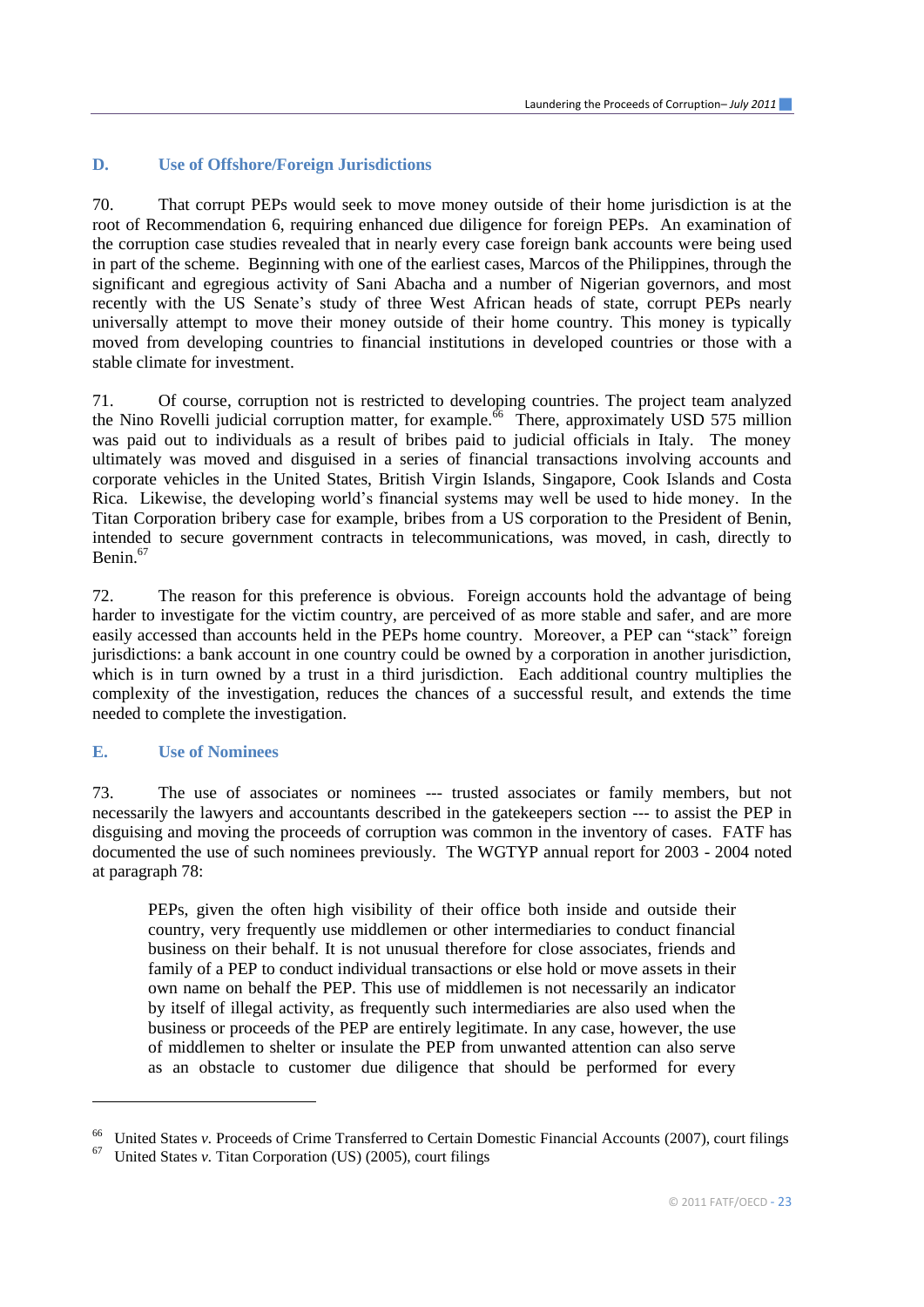### D. Use of Offshore/Foreign Jurisdictions

70. That corrupt PEPs would seek to move money outside of their home jurisdiction is at the root of Recommendation 6, requiring enhanced due diligence for foreign PEPs. An examination of the corruption case studies revealed that in nearly every case foreign bank accounts were being used in part of the scheme. Beginning with one of the earliest cases, Marcos of the Philippines, through the significant and egregious activity of Sani Abacha and a number of Nigerian governors, and most recently with the US Senate's study of three West African heads of state, corrupt PEPs nearly universally attempt to move their money outside of their home country. This money is typically moved from developing countries to financial institutions in developed countries or those with a stable climate for investment.

71. Of course, corruption not is restricted to developing countries. The project team analyzed the Nino Rovelli judicial corruption matter, for example.[66] There, approximately USD 575 million was paid out to individuals as a result of bribes paid to judicial officials in Italy. The money ultimately was moved and disguised in a series of financial transactions involving accounts and corporate vehicles in the United States, British Virgin Islands, Singapore, Cook Islands and Costa Rica. Likewise, the developing world's financial systems may well be used to hide money. In the Titan Corporation bribery case for example, bribes from a US corporation to the President of Benin, intended to secure government contracts in telecommunications, was moved, in cash, directly to Benin.[67]

72. The reason for this preference is obvious. Foreign accounts hold the advantage of being harder to investigate for the victim country, are perceived of as more stable and safer, and are more easily accessed than accounts held in the PEPs home country. Moreover, a PEP can "stack" foreign jurisdictions: a bank account in one country could be owned by a corporation in another jurisdiction, which is in turn owned by a trust in a third jurisdiction. Each additional country multiplies the complexity of the investigation, reduces the chances of a successful result, and extends the time needed to complete the investigation.

### E. Use of Nominees

73. The use of associates or nominees --- trusted associates or family members, but not necessarily the lawyers and accountants described in the gatekeepers section --- to assist the PEP in disguising and moving the proceeds of corruption was common in the inventory of cases. FATF has documented the use of such nominees previously. The WGTYP annual report for 2003 - 2004 noted at paragraph 78:

> PEPs, given the often high visibility of their office both inside and outside their country, very frequently use middlemen or other intermediaries to conduct financial business on their behalf. It is not unusual therefore for close associates, friends and family of a PEP to conduct individual transactions or else hold or move assets in their own name on behalf the PEP. This use of middlemen is not necessarily an indicator by itself of illegal activity, as frequently such intermediaries are also used when the business or proceeds of the PEP are entirely legitimate. In any case, however, the use of middlemen to shelter or insulate the PEP from unwanted attention can also serve as an obstacle to customer due diligence that should be performed for every

---

[66] United States *v.* Proceeds of Crime Transferred to Certain Domestic Financial Accounts (2007), court filings

[67] United States *v.* Titan Corporation (US) (2005), court filings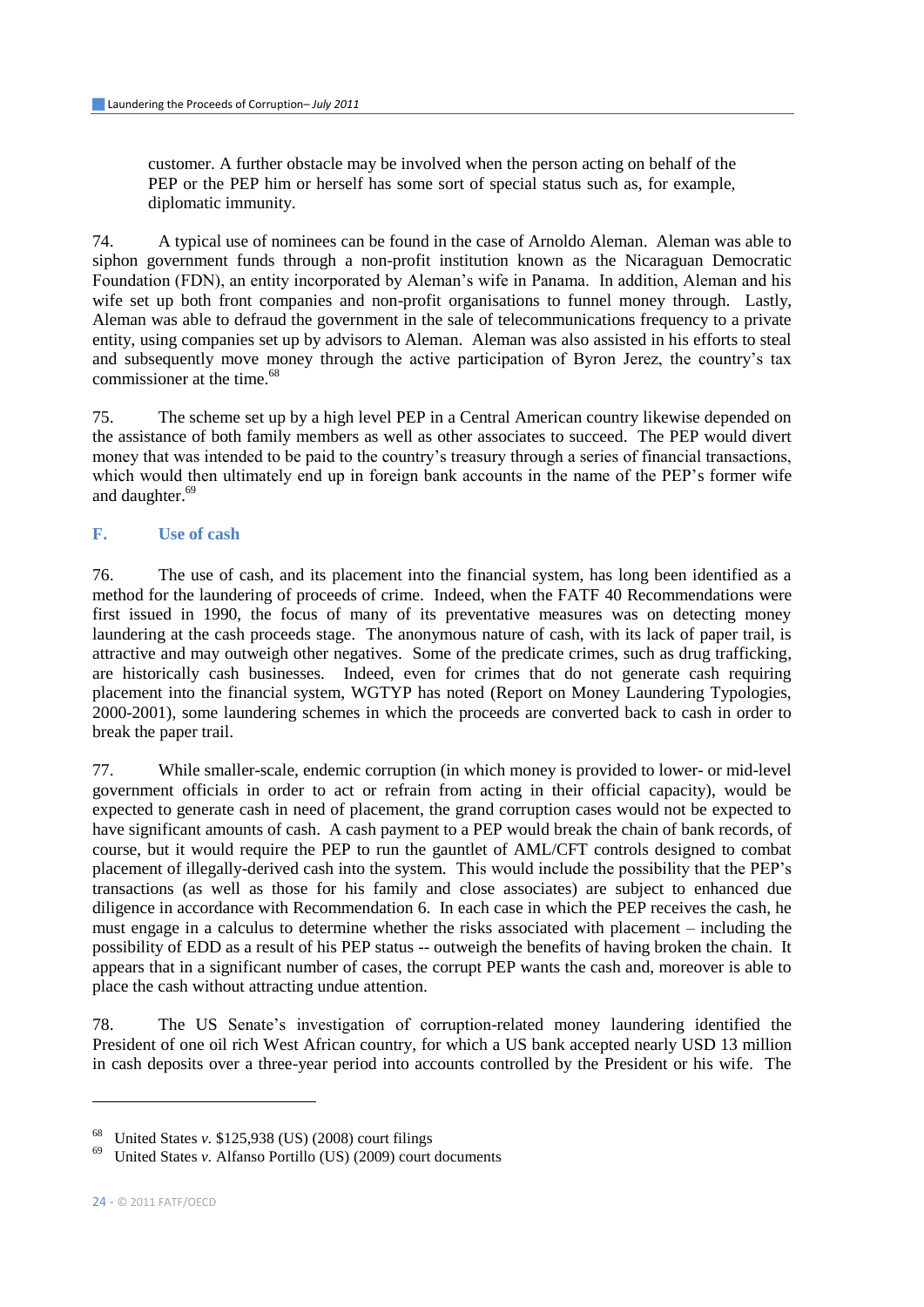customer. A further obstacle may be involved when the person acting on behalf of the PEP or the PEP him or herself has some sort of special status such as, for example, diplomatic immunity.

74. A typical use of nominees can be found in the case of Arnoldo Aleman. Aleman was able to siphon government funds through a non-profit institution known as the Nicaraguan Democratic Foundation (FDN), an entity incorporated by Aleman's wife in Panama. In addition, Aleman and his wife set up both front companies and non-profit organisations to funnel money through. Lastly, Aleman was able to defraud the government in the sale of telecommunications frequency to a private entity, using companies set up by advisors to Aleman. Aleman was also assisted in his efforts to steal and subsequently move money through the active participation of Byron Jerez, the country's tax commissioner at the time.[68]

75. The scheme set up by a high level PEP in a Central American country likewise depended on the assistance of both family members as well as other associates to succeed. The PEP would divert money that was intended to be paid to the country's treasury through a series of financial transactions, which would then ultimately end up in foreign bank accounts in the name of the PEP's former wife and daughter.[69]

## F. Use of cash

76. The use of cash, and its placement into the financial system, has long been identified as a method for the laundering of proceeds of crime. Indeed, when the FATF 40 Recommendations were first issued in 1990, the focus of many of its preventative measures was on detecting money laundering at the cash proceeds stage. The anonymous nature of cash, with its lack of paper trail, is attractive and may outweigh other negatives. Some of the predicate crimes, such as drug trafficking, are historically cash businesses. Indeed, even for crimes that do not generate cash requiring placement into the financial system, WGTYP has noted (Report on Money Laundering Typologies, 2000-2001), some laundering schemes in which the proceeds are converted back to cash in order to break the paper trail.

77. While smaller-scale, endemic corruption (in which money is provided to lower- or mid-level government officials in order to act or refrain from acting in their official capacity), would be expected to generate cash in need of placement, the grand corruption cases would not be expected to have significant amounts of cash. A cash payment to a PEP would break the chain of bank records, of course, but it would require the PEP to run the gauntlet of AML/CFT controls designed to combat placement of illegally-derived cash into the system. This would include the possibility that the PEP's transactions (as well as those for his family and close associates) are subject to enhanced due diligence in accordance with Recommendation 6. In each case in which the PEP receives the cash, he must engage in a calculus to determine whether the risks associated with placement – including the possibility of EDD as a result of his PEP status -- outweigh the benefits of having broken the chain. It appears that in a significant number of cases, the corrupt PEP wants the cash and, moreover is able to place the cash without attracting undue attention.

78. The US Senate's investigation of corruption-related money laundering identified the President of one oil rich West African country, for which a US bank accepted nearly USD 13 million in cash deposits over a three-year period into accounts controlled by the President or his wife. The

---

[68] United States *v.* \$125,938 (US) (2008) court filings

[69] United States *v.* Alfanso Portillo (US) (2009) court documents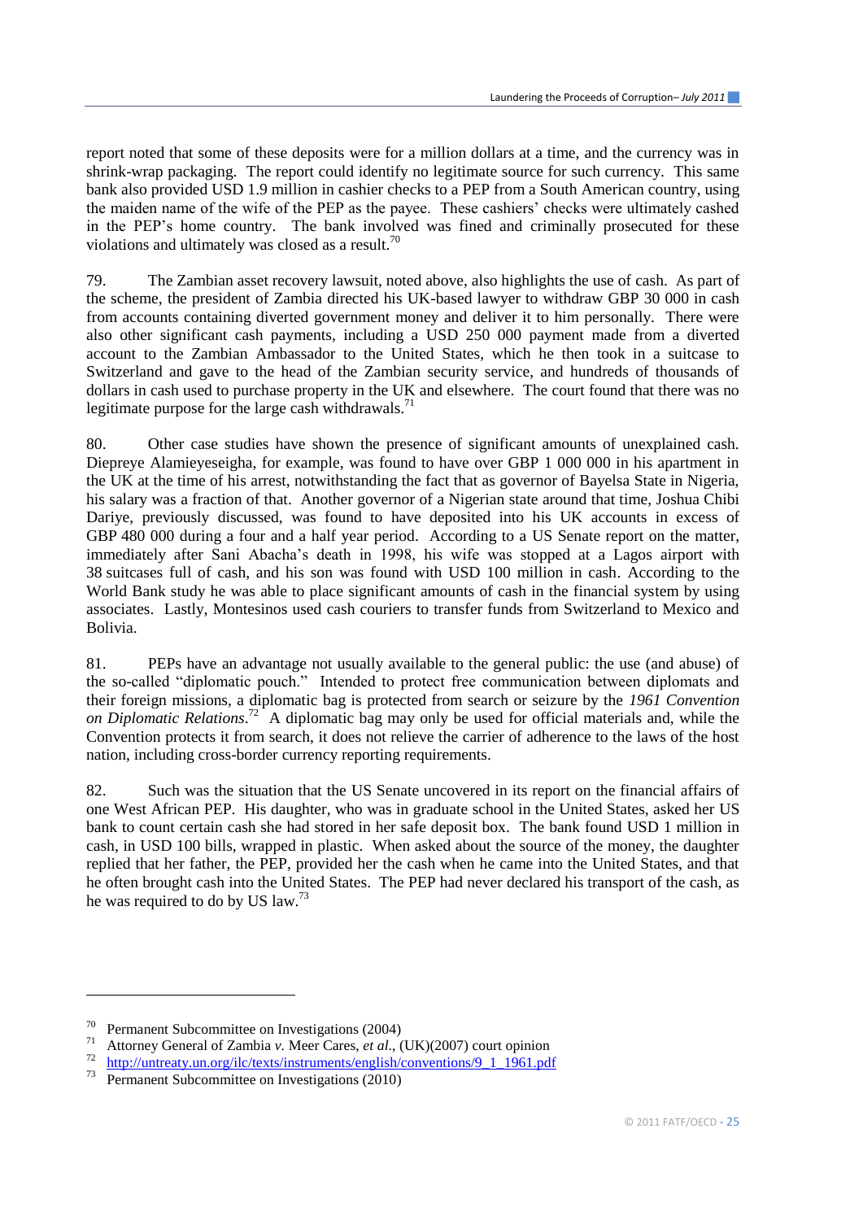report noted that some of these deposits were for a million dollars at a time, and the currency was in shrink-wrap packaging. The report could identify no legitimate source for such currency. This same bank also provided USD 1.9 million in cashier checks to a PEP from a South American country, using the maiden name of the wife of the PEP as the payee. These cashiers' checks were ultimately cashed in the PEP's home country. The bank involved was fined and criminally prosecuted for these violations and ultimately was closed as a result.[70]

79. The Zambian asset recovery lawsuit, noted above, also highlights the use of cash. As part of the scheme, the president of Zambia directed his UK-based lawyer to withdraw GBP 30 000 in cash from accounts containing diverted government money and deliver it to him personally. There were also other significant cash payments, including a USD 250 000 payment made from a diverted account to the Zambian Ambassador to the United States, which he then took in a suitcase to Switzerland and gave to the head of the Zambian security service, and hundreds of thousands of dollars in cash used to purchase property in the UK and elsewhere. The court found that there was no legitimate purpose for the large cash withdrawals.[71]

80. Other case studies have shown the presence of significant amounts of unexplained cash. Diepreye Alamieyeseigha, for example, was found to have over GBP 1 000 000 in his apartment in the UK at the time of his arrest, notwithstanding the fact that as governor of Bayelsa State in Nigeria, his salary was a fraction of that. Another governor of a Nigerian state around that time, Joshua Chibi Dariye, previously discussed, was found to have deposited into his UK accounts in excess of GBP 480 000 during a four and a half year period. According to a US Senate report on the matter, immediately after Sani Abacha's death in 1998, his wife was stopped at a Lagos airport with 38 suitcases full of cash, and his son was found with USD 100 million in cash. According to the World Bank study he was able to place significant amounts of cash in the financial system by using associates. Lastly, Montesinos used cash couriers to transfer funds from Switzerland to Mexico and Bolivia.

81. PEPs have an advantage not usually available to the general public: the use (and abuse) of the so-called "diplomatic pouch." Intended to protect free communication between diplomats and their foreign missions, a diplomatic bag is protected from search or seizure by the *1961 Convention on Diplomatic Relations*.[72] A diplomatic bag may only be used for official materials and, while the Convention protects it from search, it does not relieve the carrier of adherence to the laws of the host nation, including cross-border currency reporting requirements.

82. Such was the situation that the US Senate uncovered in its report on the financial affairs of one West African PEP. His daughter, who was in graduate school in the United States, asked her US bank to count certain cash she had stored in her safe deposit box. The bank found USD 1 million in cash, in USD 100 bills, wrapped in plastic. When asked about the source of the money, the daughter replied that her father, the PEP, provided her the cash when he came into the United States, and that he often brought cash into the United States. The PEP had never declared his transport of the cash, as he was required to do by US law.[73]

---

[70] Permanent Subcommittee on Investigations (2004)

[71] Attorney General of Zambia *v.* Meer Cares, *et al*., (UK)(2007) court opinion

[72] http://untreaty.un.org/ilc/texts/instruments/english/conventions/9_1_1961.pdf

[73] Permanent Subcommittee on Investigations (2010)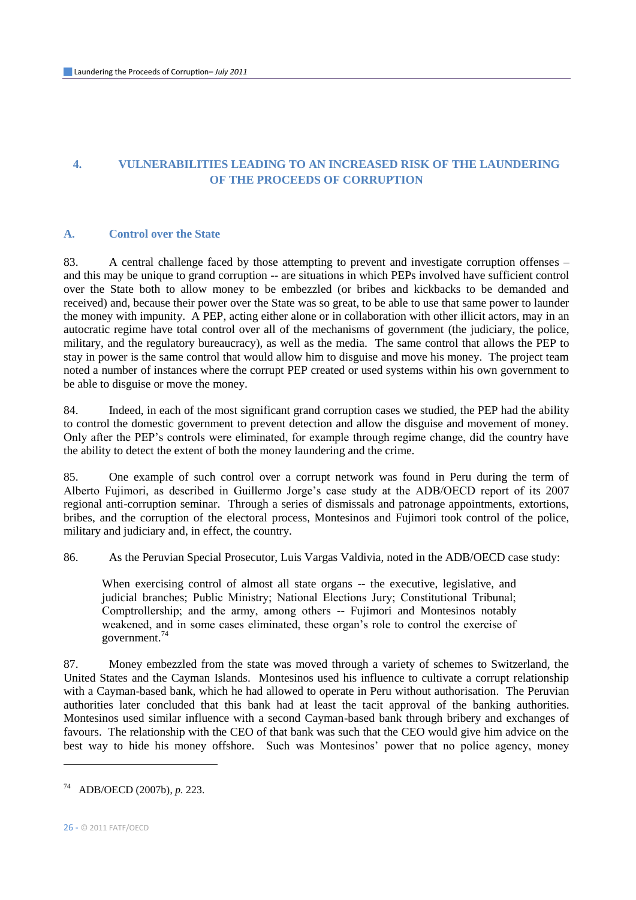## 4. VULNERABILITIES LEADING TO AN INCREASED RISK OF THE LAUNDERING OF THE PROCEEDS OF CORRUPTION

### A. Control over the State

83. A central challenge faced by those attempting to prevent and investigate corruption offenses – and this may be unique to grand corruption -- are situations in which PEPs involved have sufficient control over the State both to allow money to be embezzled (or bribes and kickbacks to be demanded and received) and, because their power over the State was so great, to be able to use that same power to launder the money with impunity. A PEP, acting either alone or in collaboration with other illicit actors, may in an autocratic regime have total control over all of the mechanisms of government (the judiciary, the police, military, and the regulatory bureaucracy), as well as the media. The same control that allows the PEP to stay in power is the same control that would allow him to disguise and move his money. The project team noted a number of instances where the corrupt PEP created or used systems within his own government to be able to disguise or move the money.

84. Indeed, in each of the most significant grand corruption cases we studied, the PEP had the ability to control the domestic government to prevent detection and allow the disguise and movement of money. Only after the PEP's controls were eliminated, for example through regime change, did the country have the ability to detect the extent of both the money laundering and the crime.

85. One example of such control over a corrupt network was found in Peru during the term of Alberto Fujimori, as described in Guillermo Jorge's case study at the ADB/OECD report of its 2007 regional anti-corruption seminar. Through a series of dismissals and patronage appointments, extortions, bribes, and the corruption of the electoral process, Montesinos and Fujimori took control of the police, military and judiciary and, in effect, the country.

86. As the Peruvian Special Prosecutor, Luis Vargas Valdivia, noted in the ADB/OECD case study:

> When exercising control of almost all state organs -- the executive, legislative, and judicial branches; Public Ministry; National Elections Jury; Constitutional Tribunal; Comptrollership; and the army, among others -- Fujimori and Montesinos notably weakened, and in some cases eliminated, these organ's role to control the exercise of government.[74]

87. Money embezzled from the state was moved through a variety of schemes to Switzerland, the United States and the Cayman Islands. Montesinos used his influence to cultivate a corrupt relationship with a Cayman-based bank, which he had allowed to operate in Peru without authorisation. The Peruvian authorities later concluded that this bank had at least the tacit approval of the banking authorities. Montesinos used similar influence with a second Cayman-based bank through bribery and exchanges of favours. The relationship with the CEO of that bank was such that the CEO would give him advice on the best way to hide his money offshore. Such was Montesinos' power that no police agency, money

---

[74] ADB/OECD (2007b), *p.* 223.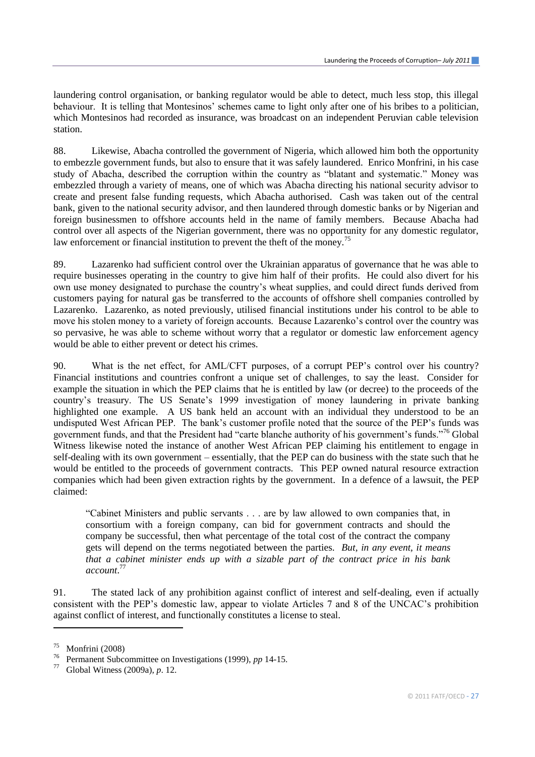laundering control organisation, or banking regulator would be able to detect, much less stop, this illegal behaviour. It is telling that Montesinos' schemes came to light only after one of his bribes to a politician, which Montesinos had recorded as insurance, was broadcast on an independent Peruvian cable television station.

88. Likewise, Abacha controlled the government of Nigeria, which allowed him both the opportunity to embezzle government funds, but also to ensure that it was safely laundered. Enrico Monfrini, in his case study of Abacha, described the corruption within the country as "blatant and systematic." Money was embezzled through a variety of means, one of which was Abacha directing his national security advisor to create and present false funding requests, which Abacha authorised. Cash was taken out of the central bank, given to the national security advisor, and then laundered through domestic banks or by Nigerian and foreign businessmen to offshore accounts held in the name of family members. Because Abacha had control over all aspects of the Nigerian government, there was no opportunity for any domestic regulator, law enforcement or financial institution to prevent the theft of the money.[75]

89. Lazarenko had sufficient control over the Ukrainian apparatus of governance that he was able to require businesses operating in the country to give him half of their profits. He could also divert for his own use money designated to purchase the country's wheat supplies, and could direct funds derived from customers paying for natural gas be transferred to the accounts of offshore shell companies controlled by Lazarenko. Lazarenko, as noted previously, utilised financial institutions under his control to be able to move his stolen money to a variety of foreign accounts. Because Lazarenko's control over the country was so pervasive, he was able to scheme without worry that a regulator or domestic law enforcement agency would be able to either prevent or detect his crimes.

90. What is the net effect, for AML/CFT purposes, of a corrupt PEP's control over his country? Financial institutions and countries confront a unique set of challenges, to say the least. Consider for example the situation in which the PEP claims that he is entitled by law (or decree) to the proceeds of the country's treasury. The US Senate's 1999 investigation of money laundering in private banking highlighted one example. A US bank held an account with an individual they understood to be an undisputed West African PEP. The bank's customer profile noted that the source of the PEP's funds was government funds, and that the President had "carte blanche authority of his government's funds."[76] Global Witness likewise noted the instance of another West African PEP claiming his entitlement to engage in self-dealing with its own government – essentially, that the PEP can do business with the state such that he would be entitled to the proceeds of government contracts. This PEP owned natural resource extraction companies which had been given extraction rights by the government. In a defence of a lawsuit, the PEP claimed:

> "Cabinet Ministers and public servants . . . are by law allowed to own companies that, in consortium with a foreign company, can bid for government contracts and should the company be successful, then what percentage of the total cost of the contract the company gets will depend on the terms negotiated between the parties. *But, in any event, it means that a cabinet minister ends up with a sizable part of the contract price in his bank account*.[77]

91. The stated lack of any prohibition against conflict of interest and self-dealing, even if actually consistent with the PEP's domestic law, appear to violate Articles 7 and 8 of the UNCAC's prohibition against conflict of interest, and functionally constitutes a license to steal.

---

[75] Monfrini (2008)

[76] Permanent Subcommittee on Investigations (1999), *pp* 14-15.

[77] Global Witness (2009a), *p*. 12.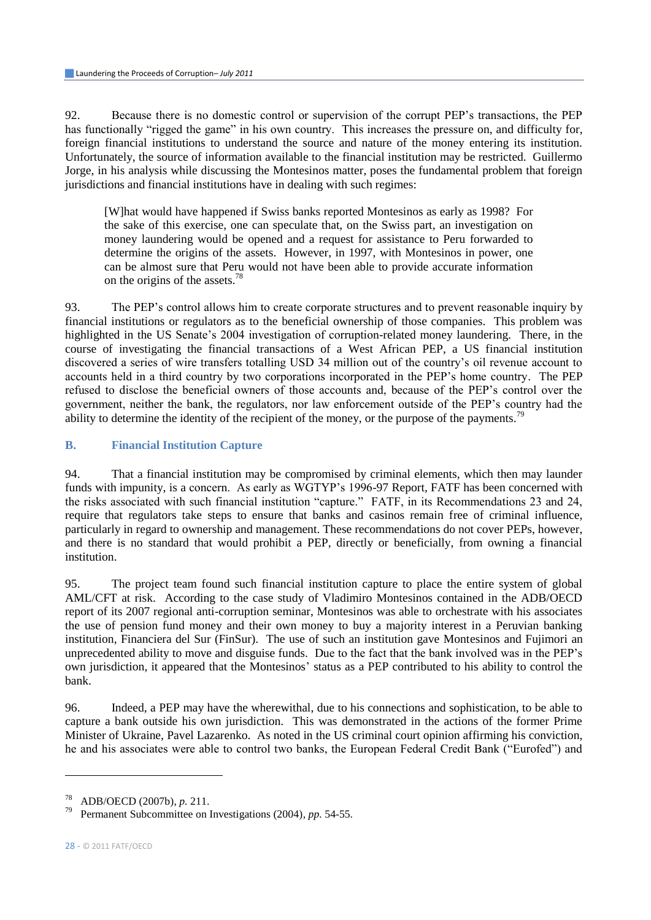92. Because there is no domestic control or supervision of the corrupt PEP's transactions, the PEP has functionally "rigged the game" in his own country. This increases the pressure on, and difficulty for, foreign financial institutions to understand the source and nature of the money entering its institution. Unfortunately, the source of information available to the financial institution may be restricted. Guillermo Jorge, in his analysis while discussing the Montesinos matter, poses the fundamental problem that foreign jurisdictions and financial institutions have in dealing with such regimes:

> [W]hat would have happened if Swiss banks reported Montesinos as early as 1998? For the sake of this exercise, one can speculate that, on the Swiss part, an investigation on money laundering would be opened and a request for assistance to Peru forwarded to determine the origins of the assets. However, in 1997, with Montesinos in power, one can be almost sure that Peru would not have been able to provide accurate information on the origins of the assets.[78]

93. The PEP's control allows him to create corporate structures and to prevent reasonable inquiry by financial institutions or regulators as to the beneficial ownership of those companies. This problem was highlighted in the US Senate's 2004 investigation of corruption-related money laundering. There, in the course of investigating the financial transactions of a West African PEP, a US financial institution discovered a series of wire transfers totalling USD 34 million out of the country's oil revenue account to accounts held in a third country by two corporations incorporated in the PEP's home country. The PEP refused to disclose the beneficial owners of those accounts and, because of the PEP's control over the government, neither the bank, the regulators, nor law enforcement outside of the PEP's country had the ability to determine the identity of the recipient of the money, or the purpose of the payments.[79]

## B. Financial Institution Capture

94. That a financial institution may be compromised by criminal elements, which then may launder funds with impunity, is a concern. As early as WGTYP's 1996-97 Report, FATF has been concerned with the risks associated with such financial institution "capture." FATF, in its Recommendations 23 and 24, require that regulators take steps to ensure that banks and casinos remain free of criminal influence, particularly in regard to ownership and management. These recommendations do not cover PEPs, however, and there is no standard that would prohibit a PEP, directly or beneficially, from owning a financial institution.

95. The project team found such financial institution capture to place the entire system of global AML/CFT at risk. According to the case study of Vladimiro Montesinos contained in the ADB/OECD report of its 2007 regional anti-corruption seminar, Montesinos was able to orchestrate with his associates the use of pension fund money and their own money to buy a majority interest in a Peruvian banking institution, Financiera del Sur (FinSur). The use of such an institution gave Montesinos and Fujimori an unprecedented ability to move and disguise funds. Due to the fact that the bank involved was in the PEP's own jurisdiction, it appeared that the Montesinos' status as a PEP contributed to his ability to control the bank.

96. Indeed, a PEP may have the wherewithal, due to his connections and sophistication, to be able to capture a bank outside his own jurisdiction. This was demonstrated in the actions of the former Prime Minister of Ukraine, Pavel Lazarenko. As noted in the US criminal court opinion affirming his conviction, he and his associates were able to control two banks, the European Federal Credit Bank ("Eurofed") and

---

[78] ADB/OECD (2007b), *p.* 211.

[79] Permanent Subcommittee on Investigations (2004), *pp.* 54-55.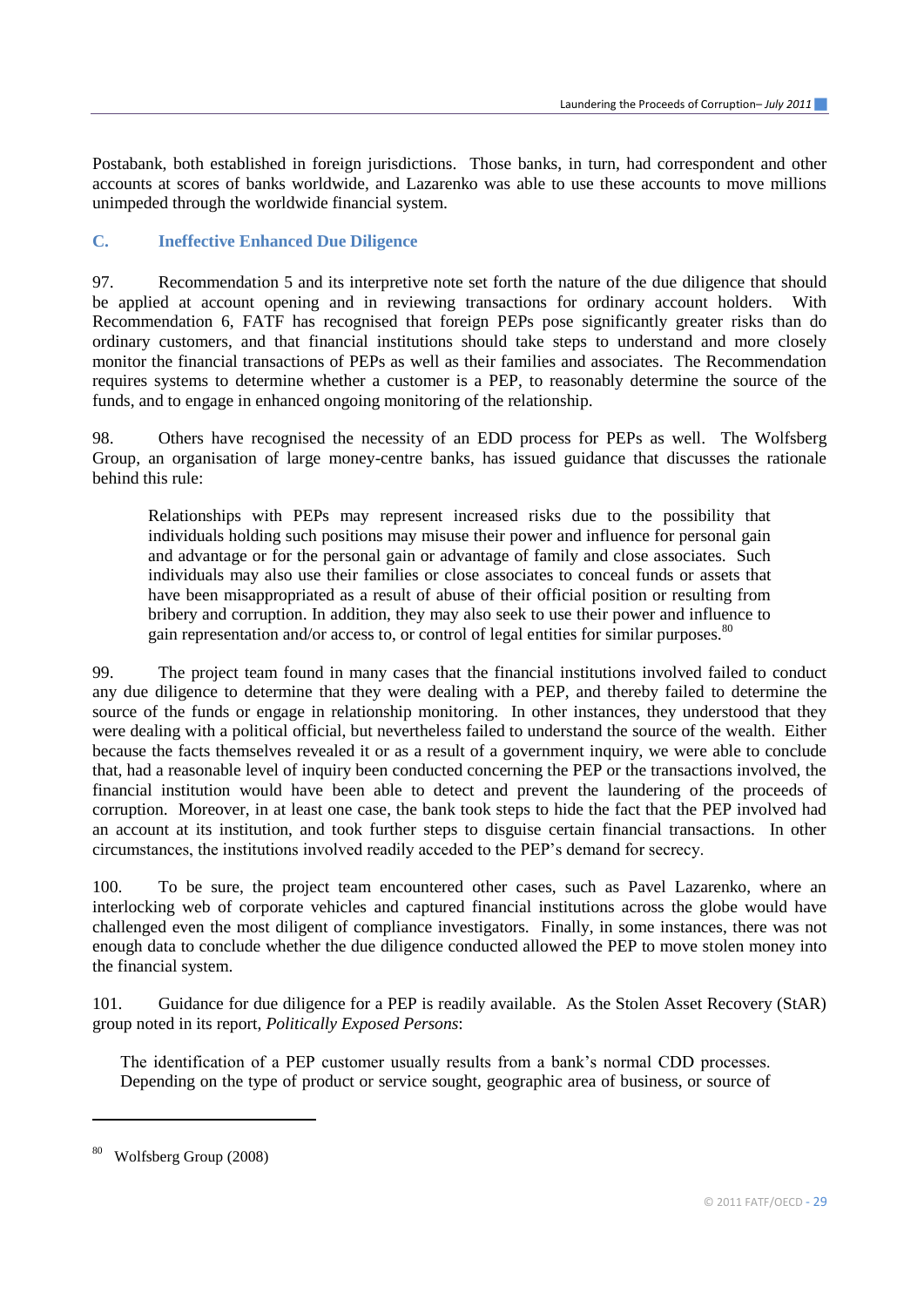Postabank, both established in foreign jurisdictions. Those banks, in turn, had correspondent and other accounts at scores of banks worldwide, and Lazarenko was able to use these accounts to move millions unimpeded through the worldwide financial system.

## C. Ineffective Enhanced Due Diligence

97. Recommendation 5 and its interpretive note set forth the nature of the due diligence that should be applied at account opening and in reviewing transactions for ordinary account holders. With Recommendation 6, FATF has recognised that foreign PEPs pose significantly greater risks than do ordinary customers, and that financial institutions should take steps to understand and more closely monitor the financial transactions of PEPs as well as their families and associates. The Recommendation requires systems to determine whether a customer is a PEP, to reasonably determine the source of the funds, and to engage in enhanced ongoing monitoring of the relationship.

98. Others have recognised the necessity of an EDD process for PEPs as well. The Wolfsberg Group, an organisation of large money-centre banks, has issued guidance that discusses the rationale behind this rule:

> Relationships with PEPs may represent increased risks due to the possibility that individuals holding such positions may misuse their power and influence for personal gain and advantage or for the personal gain or advantage of family and close associates. Such individuals may also use their families or close associates to conceal funds or assets that have been misappropriated as a result of abuse of their official position or resulting from bribery and corruption. In addition, they may also seek to use their power and influence to gain representation and/or access to, or control of legal entities for similar purposes.[80]

99. The project team found in many cases that the financial institutions involved failed to conduct any due diligence to determine that they were dealing with a PEP, and thereby failed to determine the source of the funds or engage in relationship monitoring. In other instances, they understood that they were dealing with a political official, but nevertheless failed to understand the source of the wealth. Either because the facts themselves revealed it or as a result of a government inquiry, we were able to conclude that, had a reasonable level of inquiry been conducted concerning the PEP or the transactions involved, the financial institution would have been able to detect and prevent the laundering of the proceeds of corruption. Moreover, in at least one case, the bank took steps to hide the fact that the PEP involved had an account at its institution, and took further steps to disguise certain financial transactions. In other circumstances, the institutions involved readily acceded to the PEP's demand for secrecy.

100. To be sure, the project team encountered other cases, such as Pavel Lazarenko, where an interlocking web of corporate vehicles and captured financial institutions across the globe would have challenged even the most diligent of compliance investigators. Finally, in some instances, there was not enough data to conclude whether the due diligence conducted allowed the PEP to move stolen money into the financial system.

101. Guidance for due diligence for a PEP is readily available. As the Stolen Asset Recovery (StAR) group noted in its report, *Politically Exposed Persons*:

> The identification of a PEP customer usually results from a bank's normal CDD processes. Depending on the type of product or service sought, geographic area of business, or source of

---

[80] Wolfsberg Group (2008)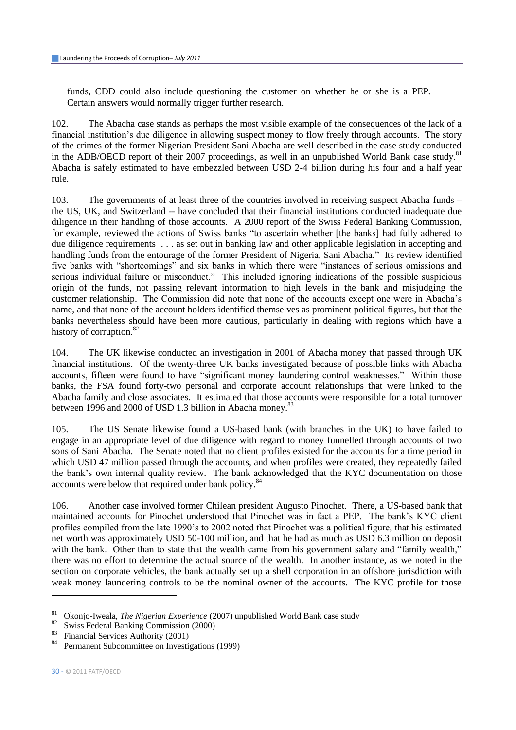funds, CDD could also include questioning the customer on whether he or she is a PEP. Certain answers would normally trigger further research.

102. The Abacha case stands as perhaps the most visible example of the consequences of the lack of a financial institution's due diligence in allowing suspect money to flow freely through accounts. The story of the crimes of the former Nigerian President Sani Abacha are well described in the case study conducted in the ADB/OECD report of their 2007 proceedings, as well in an unpublished World Bank case study.[81] Abacha is safely estimated to have embezzled between USD 2-4 billion during his four and a half year rule.

103. The governments of at least three of the countries involved in receiving suspect Abacha funds – the US, UK, and Switzerland -- have concluded that their financial institutions conducted inadequate due diligence in their handling of those accounts. A 2000 report of the Swiss Federal Banking Commission, for example, reviewed the actions of Swiss banks "to ascertain whether [the banks] had fully adhered to due diligence requirements . . . as set out in banking law and other applicable legislation in accepting and handling funds from the entourage of the former President of Nigeria, Sani Abacha." Its review identified five banks with "shortcomings" and six banks in which there were "instances of serious omissions and serious individual failure or misconduct." This included ignoring indications of the possible suspicious origin of the funds, not passing relevant information to high levels in the bank and misjudging the customer relationship. The Commission did note that none of the accounts except one were in Abacha's name, and that none of the account holders identified themselves as prominent political figures, but that the banks nevertheless should have been more cautious, particularly in dealing with regions which have a history of corruption.[82]

104. The UK likewise conducted an investigation in 2001 of Abacha money that passed through UK financial institutions. Of the twenty-three UK banks investigated because of possible links with Abacha accounts, fifteen were found to have "significant money laundering control weaknesses." Within those banks, the FSA found forty-two personal and corporate account relationships that were linked to the Abacha family and close associates. It estimated that those accounts were responsible for a total turnover between 1996 and 2000 of USD 1.3 billion in Abacha money.[83]

105. The US Senate likewise found a US-based bank (with branches in the UK) to have failed to engage in an appropriate level of due diligence with regard to money funnelled through accounts of two sons of Sani Abacha. The Senate noted that no client profiles existed for the accounts for a time period in which USD 47 million passed through the accounts, and when profiles were created, they repeatedly failed the bank's own internal quality review. The bank acknowledged that the KYC documentation on those accounts were below that required under bank policy.[84]

106. Another case involved former Chilean president Augusto Pinochet. There, a US-based bank that maintained accounts for Pinochet understood that Pinochet was in fact a PEP. The bank's KYC client profiles compiled from the late 1990's to 2002 noted that Pinochet was a political figure, that his estimated net worth was approximately USD 50-100 million, and that he had as much as USD 6.3 million on deposit with the bank. Other than to state that the wealth came from his government salary and "family wealth," there was no effort to determine the actual source of the wealth. In another instance, as we noted in the section on corporate vehicles, the bank actually set up a shell corporation in an offshore jurisdiction with weak money laundering controls to be the nominal owner of the accounts. The KYC profile for those

---

[81] Okonjo-Iweala, *The Nigerian Experience* (2007) unpublished World Bank case study

[82] Swiss Federal Banking Commission (2000)

[83] Financial Services Authority (2001)

[84] Permanent Subcommittee on Investigations (1999)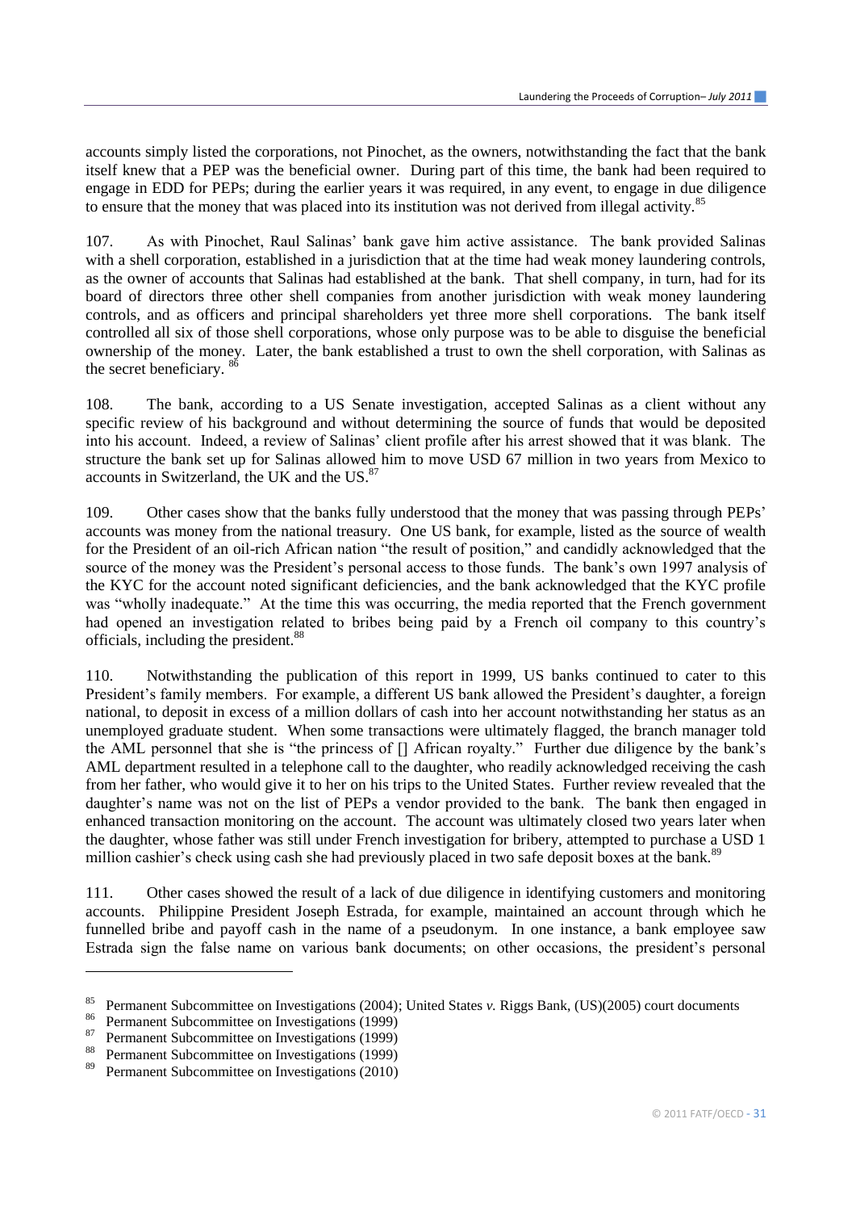accounts simply listed the corporations, not Pinochet, as the owners, notwithstanding the fact that the bank itself knew that a PEP was the beneficial owner. During part of this time, the bank had been required to engage in EDD for PEPs; during the earlier years it was required, in any event, to engage in due diligence to ensure that the money that was placed into its institution was not derived from illegal activity.[85]

107. As with Pinochet, Raul Salinas' bank gave him active assistance. The bank provided Salinas with a shell corporation, established in a jurisdiction that at the time had weak money laundering controls, as the owner of accounts that Salinas had established at the bank. That shell company, in turn, had for its board of directors three other shell companies from another jurisdiction with weak money laundering controls, and as officers and principal shareholders yet three more shell corporations. The bank itself controlled all six of those shell corporations, whose only purpose was to be able to disguise the beneficial ownership of the money. Later, the bank established a trust to own the shell corporation, with Salinas as the secret beneficiary.[86]

108. The bank, according to a US Senate investigation, accepted Salinas as a client without any specific review of his background and without determining the source of funds that would be deposited into his account. Indeed, a review of Salinas' client profile after his arrest showed that it was blank. The structure the bank set up for Salinas allowed him to move USD 67 million in two years from Mexico to accounts in Switzerland, the UK and the US.[87]

109. Other cases show that the banks fully understood that the money that was passing through PEPs' accounts was money from the national treasury. One US bank, for example, listed as the source of wealth for the President of an oil-rich African nation "the result of position," and candidly acknowledged that the source of the money was the President's personal access to those funds. The bank's own 1997 analysis of the KYC for the account noted significant deficiencies, and the bank acknowledged that the KYC profile was "wholly inadequate." At the time this was occurring, the media reported that the French government had opened an investigation related to bribes being paid by a French oil company to this country's officials, including the president.[88]

110. Notwithstanding the publication of this report in 1999, US banks continued to cater to this President's family members. For example, a different US bank allowed the President's daughter, a foreign national, to deposit in excess of a million dollars of cash into her account notwithstanding her status as an unemployed graduate student. When some transactions were ultimately flagged, the branch manager told the AML personnel that she is "the princess of [] African royalty." Further due diligence by the bank's AML department resulted in a telephone call to the daughter, who readily acknowledged receiving the cash from her father, who would give it to her on his trips to the United States. Further review revealed that the daughter's name was not on the list of PEPs a vendor provided to the bank. The bank then engaged in enhanced transaction monitoring on the account. The account was ultimately closed two years later when the daughter, whose father was still under French investigation for bribery, attempted to purchase a USD 1 million cashier's check using cash she had previously placed in two safe deposit boxes at the bank.[89]

111. Other cases showed the result of a lack of due diligence in identifying customers and monitoring accounts. Philippine President Joseph Estrada, for example, maintained an account through which he funnelled bribe and payoff cash in the name of a pseudonym. In one instance, a bank employee saw Estrada sign the false name on various bank documents; on other occasions, the president's personal

---

[85] Permanent Subcommittee on Investigations (2004); United States *v.* Riggs Bank, (US)(2005) court documents

[86] Permanent Subcommittee on Investigations (1999)

[87] Permanent Subcommittee on Investigations (1999)

[88] Permanent Subcommittee on Investigations (1999)

[89] Permanent Subcommittee on Investigations (2010)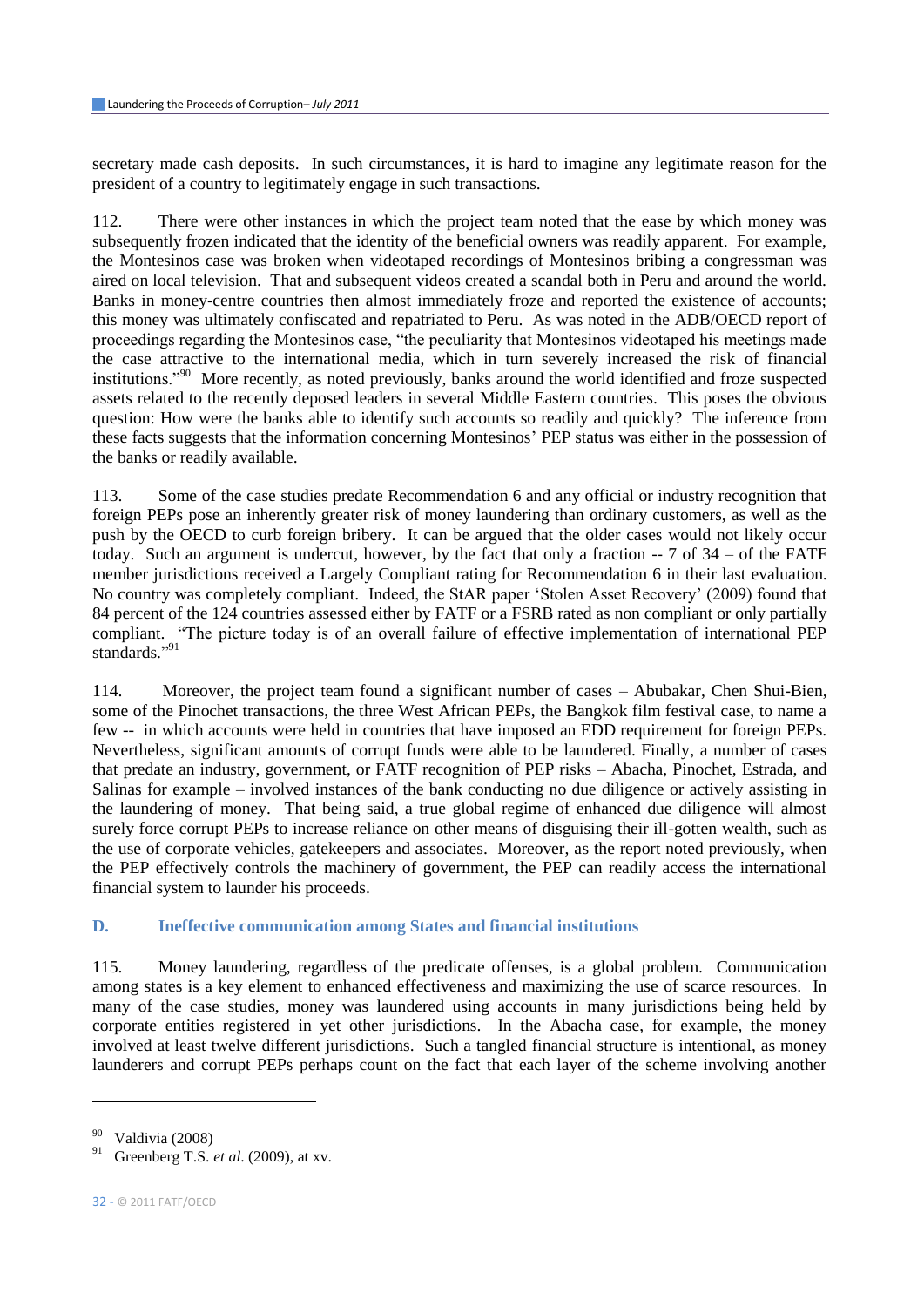secretary made cash deposits. In such circumstances, it is hard to imagine any legitimate reason for the president of a country to legitimately engage in such transactions.

112. There were other instances in which the project team noted that the ease by which money was subsequently frozen indicated that the identity of the beneficial owners was readily apparent. For example, the Montesinos case was broken when videotaped recordings of Montesinos bribing a congressman was aired on local television. That and subsequent videos created a scandal both in Peru and around the world. Banks in money-centre countries then almost immediately froze and reported the existence of accounts; this money was ultimately confiscated and repatriated to Peru. As was noted in the ADB/OECD report of proceedings regarding the Montesinos case, "the peculiarity that Montesinos videotaped his meetings made the case attractive to the international media, which in turn severely increased the risk of financial institutions."[90] More recently, as noted previously, banks around the world identified and froze suspected assets related to the recently deposed leaders in several Middle Eastern countries. This poses the obvious question: How were the banks able to identify such accounts so readily and quickly? The inference from these facts suggests that the information concerning Montesinos' PEP status was either in the possession of the banks or readily available.

113. Some of the case studies predate Recommendation 6 and any official or industry recognition that foreign PEPs pose an inherently greater risk of money laundering than ordinary customers, as well as the push by the OECD to curb foreign bribery. It can be argued that the older cases would not likely occur today. Such an argument is undercut, however, by the fact that only a fraction -- 7 of 34 – of the FATF member jurisdictions received a Largely Compliant rating for Recommendation 6 in their last evaluation. No country was completely compliant. Indeed, the StAR paper 'Stolen Asset Recovery' (2009) found that 84 percent of the 124 countries assessed either by FATF or a FSRB rated as non compliant or only partially compliant. "The picture today is of an overall failure of effective implementation of international PEP standards."[91]

114. Moreover, the project team found a significant number of cases – Abubakar, Chen Shui-Bien, some of the Pinochet transactions, the three West African PEPs, the Bangkok film festival case, to name a few -- in which accounts were held in countries that have imposed an EDD requirement for foreign PEPs. Nevertheless, significant amounts of corrupt funds were able to be laundered. Finally, a number of cases that predate an industry, government, or FATF recognition of PEP risks – Abacha, Pinochet, Estrada, and Salinas for example – involved instances of the bank conducting no due diligence or actively assisting in the laundering of money. That being said, a true global regime of enhanced due diligence will almost surely force corrupt PEPs to increase reliance on other means of disguising their ill-gotten wealth, such as the use of corporate vehicles, gatekeepers and associates. Moreover, as the report noted previously, when the PEP effectively controls the machinery of government, the PEP can readily access the international financial system to launder his proceeds.

## D. Ineffective communication among States and financial institutions

115. Money laundering, regardless of the predicate offenses, is a global problem. Communication among states is a key element to enhanced effectiveness and maximizing the use of scarce resources. In many of the case studies, money was laundered using accounts in many jurisdictions being held by corporate entities registered in yet other jurisdictions. In the Abacha case, for example, the money involved at least twelve different jurisdictions. Such a tangled financial structure is intentional, as money launderers and corrupt PEPs perhaps count on the fact that each layer of the scheme involving another

---

[90] Valdivia (2008)

[91] Greenberg T.S. *et al*. (2009), at xv.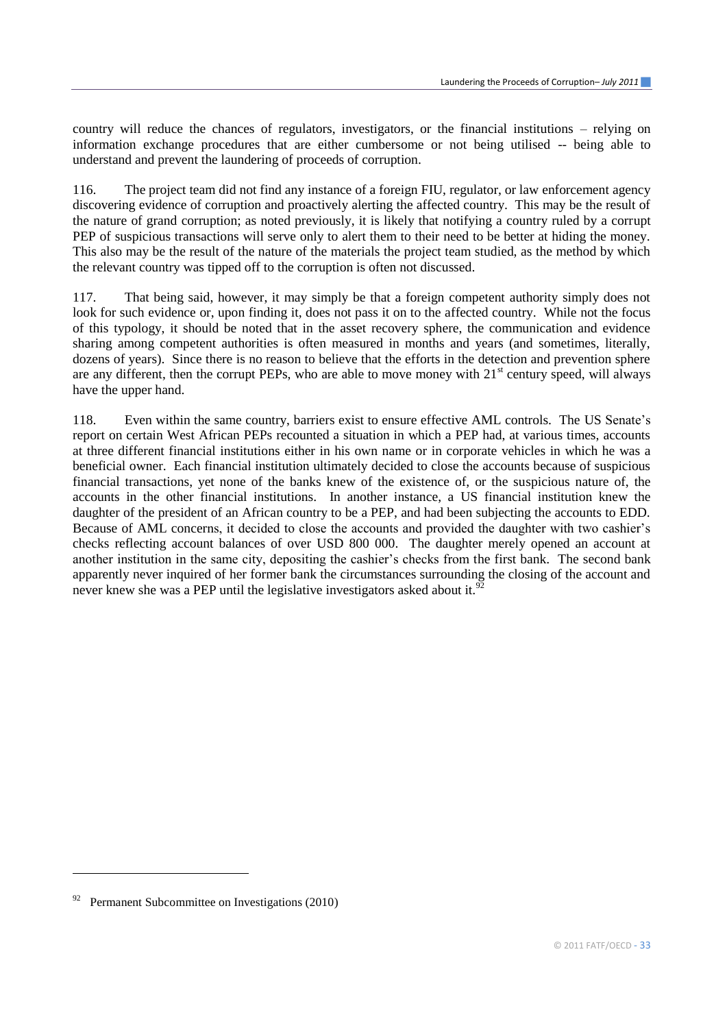country will reduce the chances of regulators, investigators, or the financial institutions – relying on information exchange procedures that are either cumbersome or not being utilised -- being able to understand and prevent the laundering of proceeds of corruption.

116. The project team did not find any instance of a foreign FIU, regulator, or law enforcement agency discovering evidence of corruption and proactively alerting the affected country. This may be the result of the nature of grand corruption; as noted previously, it is likely that notifying a country ruled by a corrupt PEP of suspicious transactions will serve only to alert them to their need to be better at hiding the money. This also may be the result of the nature of the materials the project team studied, as the method by which the relevant country was tipped off to the corruption is often not discussed.

117. That being said, however, it may simply be that a foreign competent authority simply does not look for such evidence or, upon finding it, does not pass it on to the affected country. While not the focus of this typology, it should be noted that in the asset recovery sphere, the communication and evidence sharing among competent authorities is often measured in months and years (and sometimes, literally, dozens of years). Since there is no reason to believe that the efforts in the detection and prevention sphere are any different, then the corrupt PEPs, who are able to move money with 21st century speed, will always have the upper hand.

118. Even within the same country, barriers exist to ensure effective AML controls. The US Senate's report on certain West African PEPs recounted a situation in which a PEP had, at various times, accounts at three different financial institutions either in his own name or in corporate vehicles in which he was a beneficial owner. Each financial institution ultimately decided to close the accounts because of suspicious financial transactions, yet none of the banks knew of the existence of, or the suspicious nature of, the accounts in the other financial institutions. In another instance, a US financial institution knew the daughter of the president of an African country to be a PEP, and had been subjecting the accounts to EDD. Because of AML concerns, it decided to close the accounts and provided the daughter with two cashier's checks reflecting account balances of over USD 800 000. The daughter merely opened an account at another institution in the same city, depositing the cashier's checks from the first bank. The second bank apparently never inquired of her former bank the circumstances surrounding the closing of the account and never knew she was a PEP until the legislative investigators asked about it.[92]

---

[92] Permanent Subcommittee on Investigations (2010)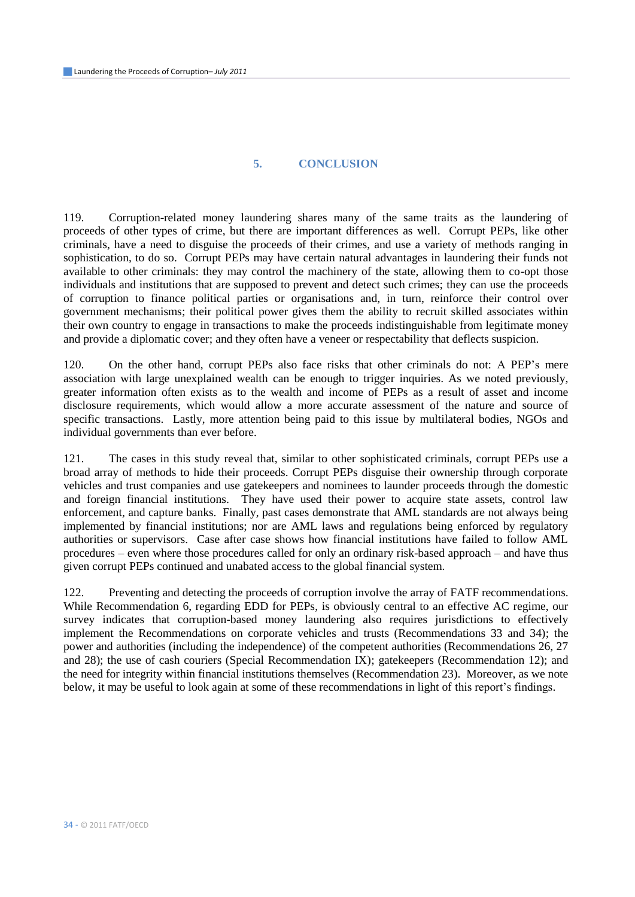## 5. CONCLUSION

119. Corruption-related money laundering shares many of the same traits as the laundering of proceeds of other types of crime, but there are important differences as well. Corrupt PEPs, like other criminals, have a need to disguise the proceeds of their crimes, and use a variety of methods ranging in sophistication, to do so. Corrupt PEPs may have certain natural advantages in laundering their funds not available to other criminals: they may control the machinery of the state, allowing them to co-opt those individuals and institutions that are supposed to prevent and detect such crimes; they can use the proceeds of corruption to finance political parties or organisations and, in turn, reinforce their control over government mechanisms; their political power gives them the ability to recruit skilled associates within their own country to engage in transactions to make the proceeds indistinguishable from legitimate money and provide a diplomatic cover; and they often have a veneer or respectability that deflects suspicion.

120. On the other hand, corrupt PEPs also face risks that other criminals do not: A PEP's mere association with large unexplained wealth can be enough to trigger inquiries. As we noted previously, greater information often exists as to the wealth and income of PEPs as a result of asset and income disclosure requirements, which would allow a more accurate assessment of the nature and source of specific transactions. Lastly, more attention being paid to this issue by multilateral bodies, NGOs and individual governments than ever before.

121. The cases in this study reveal that, similar to other sophisticated criminals, corrupt PEPs use a broad array of methods to hide their proceeds. Corrupt PEPs disguise their ownership through corporate vehicles and trust companies and use gatekeepers and nominees to launder proceeds through the domestic and foreign financial institutions. They have used their power to acquire state assets, control law enforcement, and capture banks. Finally, past cases demonstrate that AML standards are not always being implemented by financial institutions; nor are AML laws and regulations being enforced by regulatory authorities or supervisors. Case after case shows how financial institutions have failed to follow AML procedures – even where those procedures called for only an ordinary risk-based approach – and have thus given corrupt PEPs continued and unabated access to the global financial system.

122. Preventing and detecting the proceeds of corruption involve the array of FATF recommendations. While Recommendation 6, regarding EDD for PEPs, is obviously central to an effective AC regime, our survey indicates that corruption-based money laundering also requires jurisdictions to effectively implement the Recommendations on corporate vehicles and trusts (Recommendations 33 and 34); the power and authorities (including the independence) of the competent authorities (Recommendations 26, 27 and 28); the use of cash couriers (Special Recommendation IX); gatekeepers (Recommendation 12); and the need for integrity within financial institutions themselves (Recommendation 23). Moreover, as we note below, it may be useful to look again at some of these recommendations in light of this report's findings.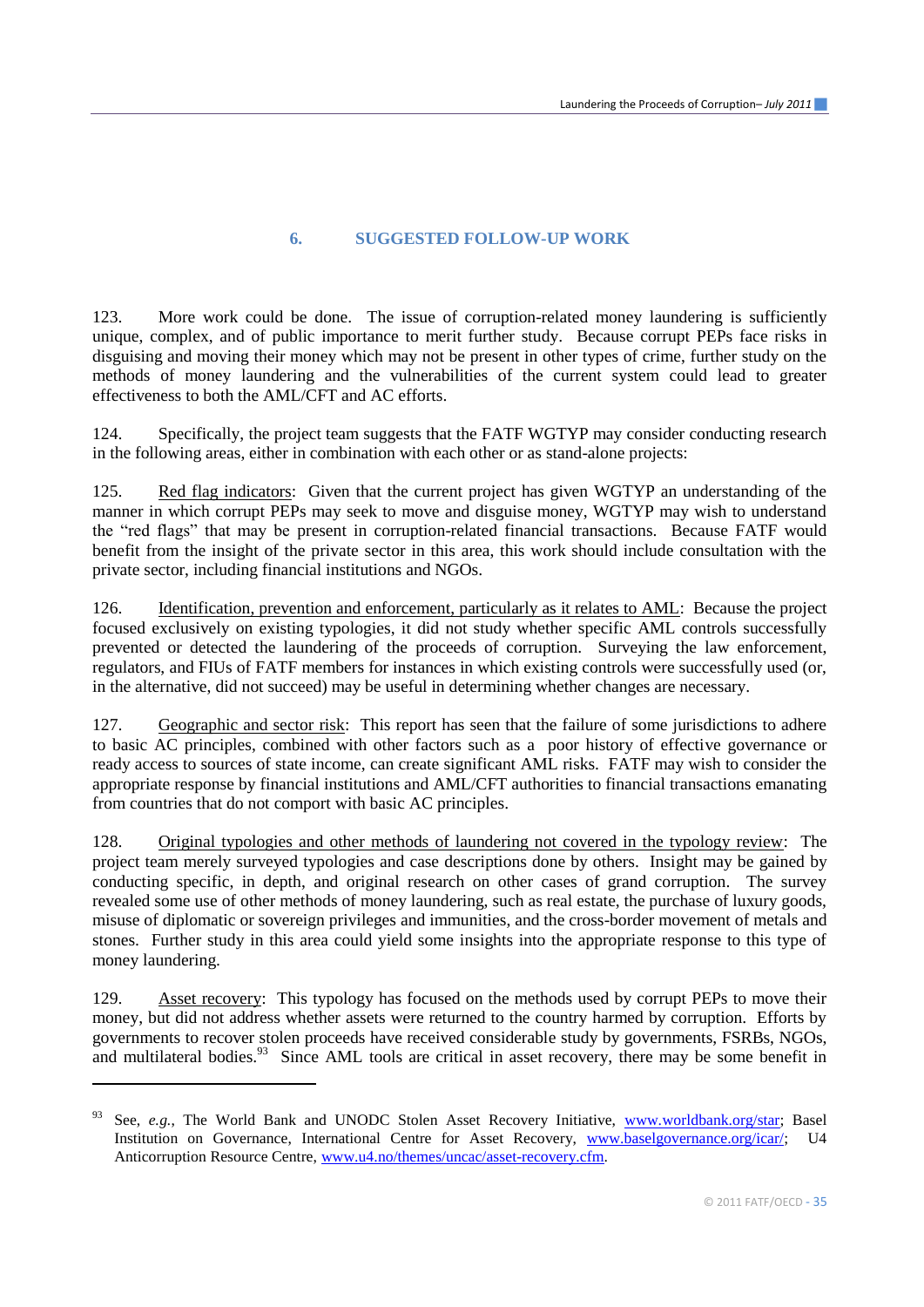## 6. SUGGESTED FOLLOW-UP WORK

123. More work could be done. The issue of corruption-related money laundering is sufficiently unique, complex, and of public importance to merit further study. Because corrupt PEPs face risks in disguising and moving their money which may not be present in other types of crime, further study on the methods of money laundering and the vulnerabilities of the current system could lead to greater effectiveness to both the AML/CFT and AC efforts.

124. Specifically, the project team suggests that the FATF WGTYP may consider conducting research in the following areas, either in combination with each other or as stand-alone projects:

125. Red flag indicators: Given that the current project has given WGTYP an understanding of the manner in which corrupt PEPs may seek to move and disguise money, WGTYP may wish to understand the "red flags" that may be present in corruption-related financial transactions. Because FATF would benefit from the insight of the private sector in this area, this work should include consultation with the private sector, including financial institutions and NGOs.

126. Identification, prevention and enforcement, particularly as it relates to AML: Because the project focused exclusively on existing typologies, it did not study whether specific AML controls successfully prevented or detected the laundering of the proceeds of corruption. Surveying the law enforcement, regulators, and FIUs of FATF members for instances in which existing controls were successfully used (or, in the alternative, did not succeed) may be useful in determining whether changes are necessary.

127. Geographic and sector risk: This report has seen that the failure of some jurisdictions to adhere to basic AC principles, combined with other factors such as a poor history of effective governance or ready access to sources of state income, can create significant AML risks. FATF may wish to consider the appropriate response by financial institutions and AML/CFT authorities to financial transactions emanating from countries that do not comport with basic AC principles.

128. Original typologies and other methods of laundering not covered in the typology review: The project team merely surveyed typologies and case descriptions done by others. Insight may be gained by conducting specific, in depth, and original research on other cases of grand corruption. The survey revealed some use of other methods of money laundering, such as real estate, the purchase of luxury goods, misuse of diplomatic or sovereign privileges and immunities, and the cross-border movement of metals and stones. Further study in this area could yield some insights into the appropriate response to this type of money laundering.

129. Asset recovery: This typology has focused on the methods used by corrupt PEPs to move their money, but did not address whether assets were returned to the country harmed by corruption. Efforts by governments to recover stolen proceeds have received considerable study by governments, FSRBs, NGOs, and multilateral bodies.[93] Since AML tools are critical in asset recovery, there may be some benefit in

---

[93] See, *e.g.*, The World Bank and UNODC Stolen Asset Recovery Initiative, www.worldbank.org/star; Basel Institution on Governance, International Centre for Asset Recovery, www.baselgovernance.org/icar/; U4 Anticorruption Resource Centre, www.u4.no/themes/uncac/asset-recovery.cfm.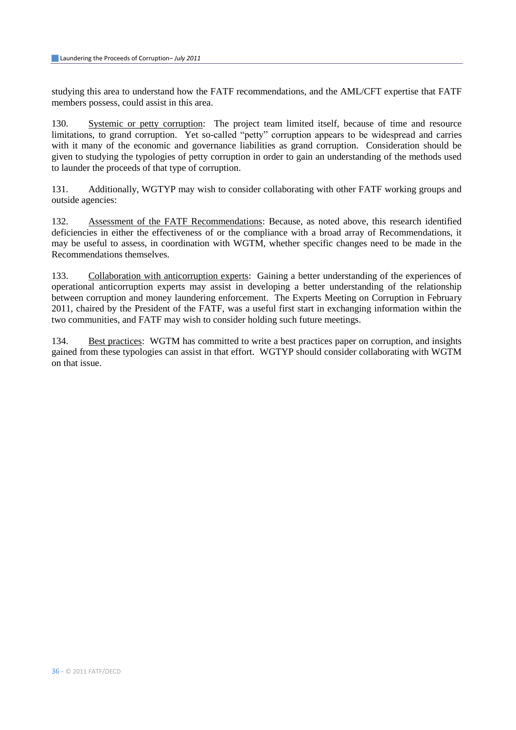studying this area to understand how the FATF recommendations, and the AML/CFT expertise that FATF members possess, could assist in this area.

130. Systemic or petty corruption: The project team limited itself, because of time and resource limitations, to grand corruption. Yet so-called "petty" corruption appears to be widespread and carries with it many of the economic and governance liabilities as grand corruption. Consideration should be given to studying the typologies of petty corruption in order to gain an understanding of the methods used to launder the proceeds of that type of corruption.

131. Additionally, WGTYP may wish to consider collaborating with other FATF working groups and outside agencies:

132. Assessment of the FATF Recommendations: Because, as noted above, this research identified deficiencies in either the effectiveness of or the compliance with a broad array of Recommendations, it may be useful to assess, in coordination with WGTM, whether specific changes need to be made in the Recommendations themselves.

133. Collaboration with anticorruption experts: Gaining a better understanding of the experiences of operational anticorruption experts may assist in developing a better understanding of the relationship between corruption and money laundering enforcement. The Experts Meeting on Corruption in February 2011, chaired by the President of the FATF, was a useful first start in exchanging information within the two communities, and FATF may wish to consider holding such future meetings.

134. Best practices: WGTM has committed to write a best practices paper on corruption, and insights gained from these typologies can assist in that effort. WGTYP should consider collaborating with WGTM on that issue.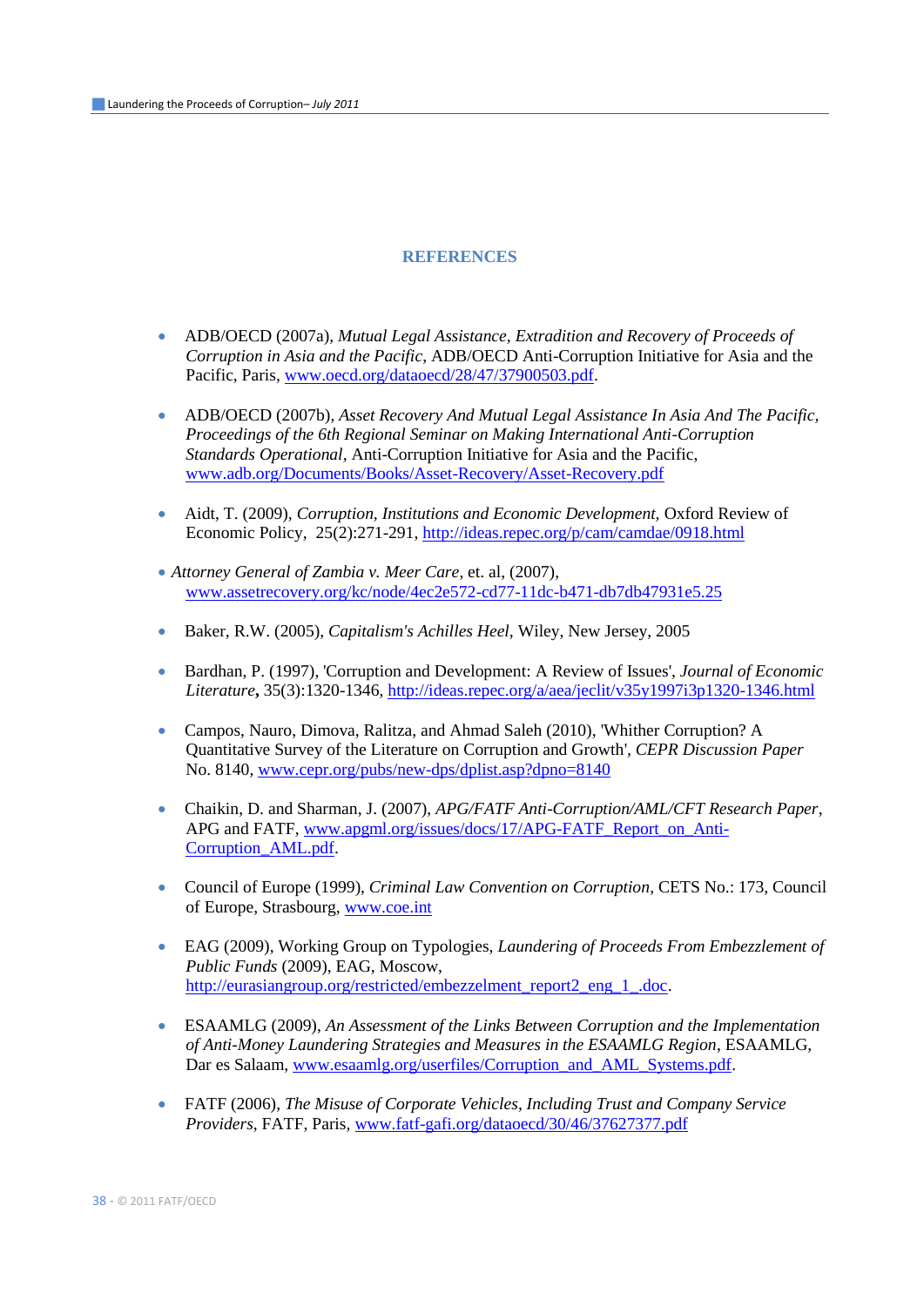# REFERENCES

- ADB/OECD (2007a), *Mutual Legal Assistance, Extradition and Recovery of Proceeds of Corruption in Asia and the Pacific*, ADB/OECD Anti-Corruption Initiative for Asia and the Pacific, Paris, www.oecd.org/dataoecd/28/47/37900503.pdf.

- ADB/OECD (2007b), *Asset Recovery And Mutual Legal Assistance In Asia And The Pacific, Proceedings of the 6th Regional Seminar on Making International Anti-Corruption Standards Operational*, Anti-Corruption Initiative for Asia and the Pacific, www.adb.org/Documents/Books/Asset-Recovery/Asset-Recovery.pdf

- Aidt, T. (2009), *Corruption, Institutions and Economic Development*, Oxford Review of Economic Policy, 25(2):271-291, http://ideas.repec.org/p/cam/camdae/0918.html

- *Attorney General of Zambia v. Meer Care*, et. al, (2007), www.assetrecovery.org/kc/node/4ec2e572-cd77-11dc-b471-db7db47931e5.25

- Baker, R.W. (2005), *Capitalism's Achilles Heel*, Wiley, New Jersey, 2005

- Bardhan, P. (1997), 'Corruption and Development: A Review of Issues', *Journal of Economic Literature*, 35(3):1320-1346, http://ideas.repec.org/a/aea/jeclit/v35y1997i3p1320-1346.html

- Campos, Nauro, Dimova, Ralitza, and Ahmad Saleh (2010), 'Whither Corruption? A Quantitative Survey of the Literature on Corruption and Growth', *CEPR Discussion Paper* No. 8140, www.cepr.org/pubs/new-dps/dplist.asp?dpno=8140

- Chaikin, D. and Sharman, J. (2007), *APG/FATF Anti-Corruption/AML/CFT Research Paper*, APG and FATF, www.apgml.org/issues/docs/17/APG-FATF_Report_on_Anti-Corruption_AML.pdf.

- Council of Europe (1999), *Criminal Law Convention on Corruption*, CETS No.: 173, Council of Europe, Strasbourg, www.coe.int

- EAG (2009), Working Group on Typologies, *Laundering of Proceeds From Embezzlement of Public Funds* (2009), EAG, Moscow, http://eurasiangroup.org/restricted/embezzelment_report2_eng_1_.doc.

- ESAAMLG (2009), *An Assessment of the Links Between Corruption and the Implementation of Anti-Money Laundering Strategies and Measures in the ESAAMLG Region*, ESAAMLG, Dar es Salaam, www.esaamlg.org/userfiles/Corruption_and_AML_Systems.pdf.

- FATF (2006), *The Misuse of Corporate Vehicles, Including Trust and Company Service Providers*, FATF, Paris, www.fatf-gafi.org/dataoecd/30/46/37627377.pdf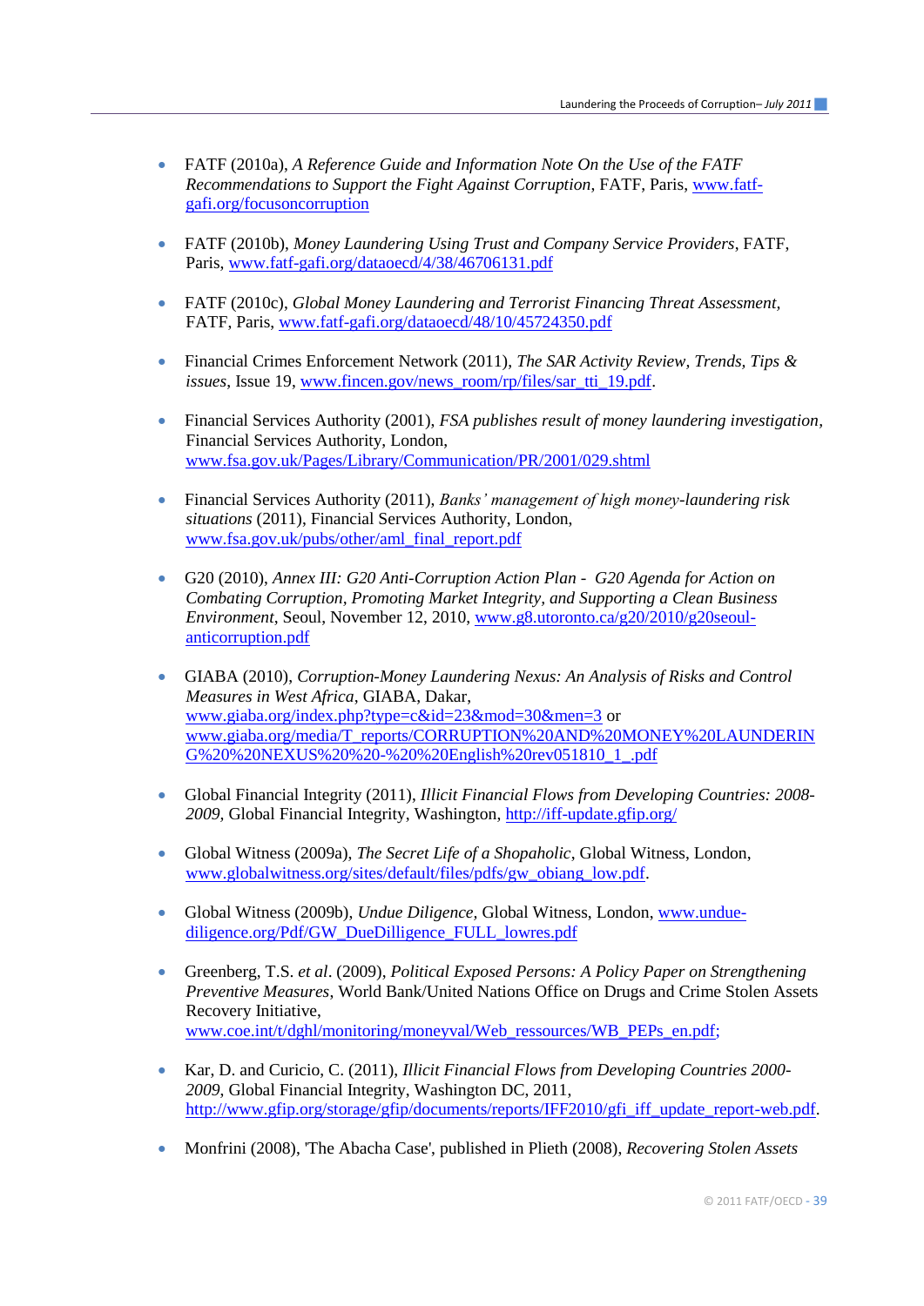- FATF (2010a), *A Reference Guide and Information Note On the Use of the FATF Recommendations to Support the Fight Against Corruption*, FATF, Paris, www.fatf-gafi.org/focusoncorruption

- FATF (2010b), *Money Laundering Using Trust and Company Service Providers*, FATF, Paris, www.fatf-gafi.org/dataoecd/4/38/46706131.pdf

- FATF (2010c), *Global Money Laundering and Terrorist Financing Threat Assessment*, FATF, Paris, www.fatf-gafi.org/dataoecd/48/10/45724350.pdf

- Financial Crimes Enforcement Network (2011), *The SAR Activity Review, Trends, Tips & issues*, Issue 19, www.fincen.gov/news_room/rp/files/sar_tti_19.pdf.

- Financial Services Authority (2001), *FSA publishes result of money laundering investigation*, Financial Services Authority, London, www.fsa.gov.uk/Pages/Library/Communication/PR/2001/029.shtml

- Financial Services Authority (2011), *Banks' management of high money-laundering risk situations* (2011), Financial Services Authority, London, www.fsa.gov.uk/pubs/other/aml_final_report.pdf

- G20 (2010), *Annex III: G20 Anti-Corruption Action Plan - G20 Agenda for Action on Combating Corruption, Promoting Market Integrity, and Supporting a Clean Business Environment*, Seoul, November 12, 2010, www.g8.utoronto.ca/g20/2010/g20seoul-anticorruption.pdf

- GIABA (2010), *Corruption-Money Laundering Nexus: An Analysis of Risks and Control Measures in West Africa*, GIABA, Dakar, www.giaba.org/index.php?type=c&id=23&mod=30&men=3 or www.giaba.org/media/T_reports/CORRUPTION%20AND%20MONEY%20LAUNDERING%20%20NEXUS%20%20-%20%20English%20rev051810_1_.pdf

- Global Financial Integrity (2011), *Illicit Financial Flows from Developing Countries: 2008-2009*, Global Financial Integrity, Washington, http://iff-update.gfip.org/

- Global Witness (2009a), *The Secret Life of a Shopaholic*, Global Witness, London, www.globalwitness.org/sites/default/files/pdfs/gw_obiang_low.pdf.

- Global Witness (2009b), *Undue Diligence*, Global Witness, London, www.undue-diligence.org/Pdf/GW_DueDilligence_FULL_lowres.pdf

- Greenberg, T.S. *et al*. (2009), *Political Exposed Persons: A Policy Paper on Strengthening Preventive Measures*, World Bank/United Nations Office on Drugs and Crime Stolen Assets Recovery Initiative, www.coe.int/t/dghl/monitoring/moneyval/Web_ressources/WB_PEPs_en.pdf;

- Kar, D. and Curicio, C. (2011), *Illicit Financial Flows from Developing Countries 2000-2009*, Global Financial Integrity, Washington DC, 2011, http://www.gfip.org/storage/gfip/documents/reports/IFF2010/gfi_iff_update_report-web.pdf.

- Monfrini (2008), 'The Abacha Case', published in Plieth (2008), *Recovering Stolen Assets*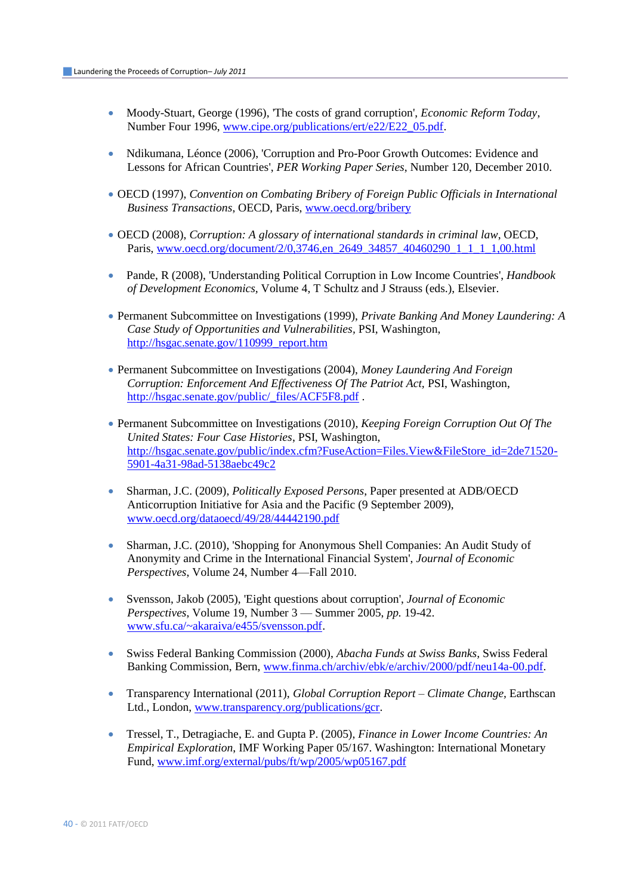- Moody-Stuart, George (1996), 'The costs of grand corruption', *Economic Reform Today*, Number Four 1996, www.cipe.org/publications/ert/e22/E22_05.pdf.

- Ndikumana, Léonce (2006), 'Corruption and Pro-Poor Growth Outcomes: Evidence and Lessons for African Countries', *PER Working Paper Series*, Number 120, December 2010.

- OECD (1997), *Convention on Combating Bribery of Foreign Public Officials in International Business Transactions*, OECD, Paris, www.oecd.org/bribery

- OECD (2008), *Corruption: A glossary of international standards in criminal law*, OECD, Paris, www.oecd.org/document/2/0,3746,en_2649_34857_40460290_1_1_1_1,00.html

- Pande, R (2008), 'Understanding Political Corruption in Low Income Countries', *Handbook of Development Economics*, Volume 4, T Schultz and J Strauss (eds.), Elsevier.

- Permanent Subcommittee on Investigations (1999), *Private Banking And Money Laundering: A Case Study of Opportunities and Vulnerabilities*, PSI, Washington, http://hsgac.senate.gov/110999_report.htm

- Permanent Subcommittee on Investigations (2004), *Money Laundering And Foreign Corruption: Enforcement And Effectiveness Of The Patriot Act*, PSI, Washington, http://hsgac.senate.gov/public/_files/ACF5F8.pdf .

- Permanent Subcommittee on Investigations (2010), *Keeping Foreign Corruption Out Of The United States: Four Case Histories*, PSI, Washington, http://hsgac.senate.gov/public/index.cfm?FuseAction=Files.View&FileStore_id=2de71520-5901-4a31-98ad-5138aebc49c2

- Sharman, J.C. (2009), *Politically Exposed Persons*, Paper presented at ADB/OECD Anticorruption Initiative for Asia and the Pacific (9 September 2009), www.oecd.org/dataoecd/49/28/44442190.pdf

- Sharman, J.C. (2010), 'Shopping for Anonymous Shell Companies: An Audit Study of Anonymity and Crime in the International Financial System', *Journal of Economic Perspectives*, Volume 24, Number 4—Fall 2010.

- Svensson, Jakob (2005), 'Eight questions about corruption', *Journal of Economic Perspectives*, Volume 19, Number 3 — Summer 2005, *pp.* 19-42. www.sfu.ca/~akaraiva/e455/svensson.pdf.

- Swiss Federal Banking Commission (2000), *Abacha Funds at Swiss Banks*, Swiss Federal Banking Commission, Bern, www.finma.ch/archiv/ebk/e/archiv/2000/pdf/neu14a-00.pdf.

- Transparency International (2011), *Global Corruption Report – Climate Change*, Earthscan Ltd., London, www.transparency.org/publications/gcr.

- Tressel, T., Detragiache, E. and Gupta P. (2005), *Finance in Lower Income Countries: An Empirical Exploration*, IMF Working Paper 05/167. Washington: International Monetary Fund, www.imf.org/external/pubs/ft/wp/2005/wp05167.pdf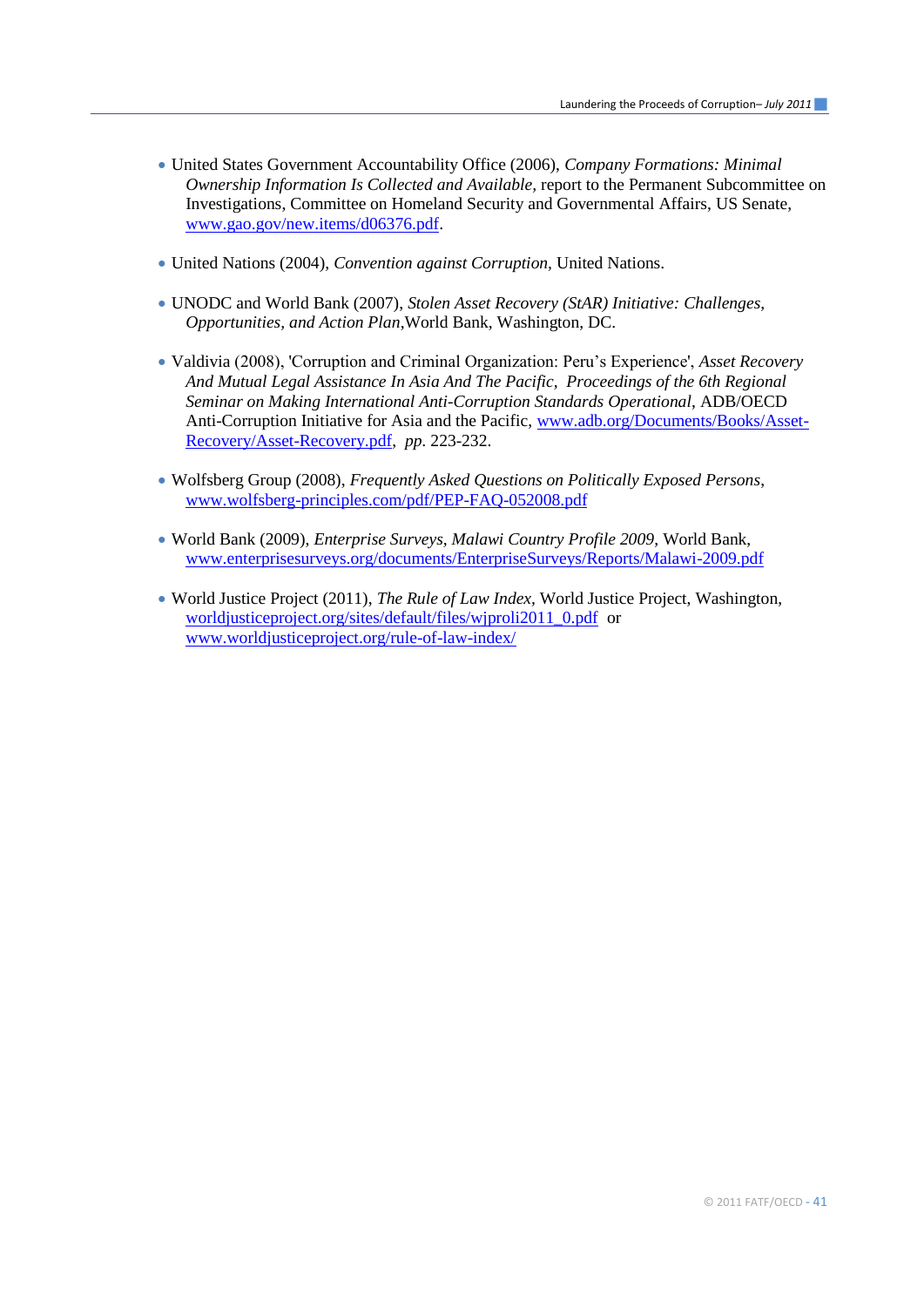- United States Government Accountability Office (2006), *Company Formations: Minimal Ownership Information Is Collected and Available*, report to the Permanent Subcommittee on Investigations, Committee on Homeland Security and Governmental Affairs, US Senate, www.gao.gov/new.items/d06376.pdf.

- United Nations (2004), *Convention against Corruption*, United Nations.

- UNODC and World Bank (2007), *Stolen Asset Recovery (StAR) Initiative: Challenges, Opportunities, and Action Plan*,World Bank, Washington, DC.

- Valdivia (2008), 'Corruption and Criminal Organization: Peru's Experience', *Asset Recovery And Mutual Legal Assistance In Asia And The Pacific, Proceedings of the 6th Regional Seminar on Making International Anti-Corruption Standards Operational*, ADB/OECD Anti-Corruption Initiative for Asia and the Pacific, www.adb.org/Documents/Books/Asset-Recovery/Asset-Recovery.pdf, *pp*. 223-232.

- Wolfsberg Group (2008), *Frequently Asked Questions on Politically Exposed Persons*, www.wolfsberg-principles.com/pdf/PEP-FAQ-052008.pdf

- World Bank (2009), *Enterprise Surveys, Malawi Country Profile 2009*, World Bank, www.enterprisesurveys.org/documents/EnterpriseSurveys/Reports/Malawi-2009.pdf

- World Justice Project (2011), *The Rule of Law Index*, World Justice Project, Washington, worldjusticeproject.org/sites/default/files/wjproli2011_0.pdf or www.worldjusticeproject.org/rule-of-law-index/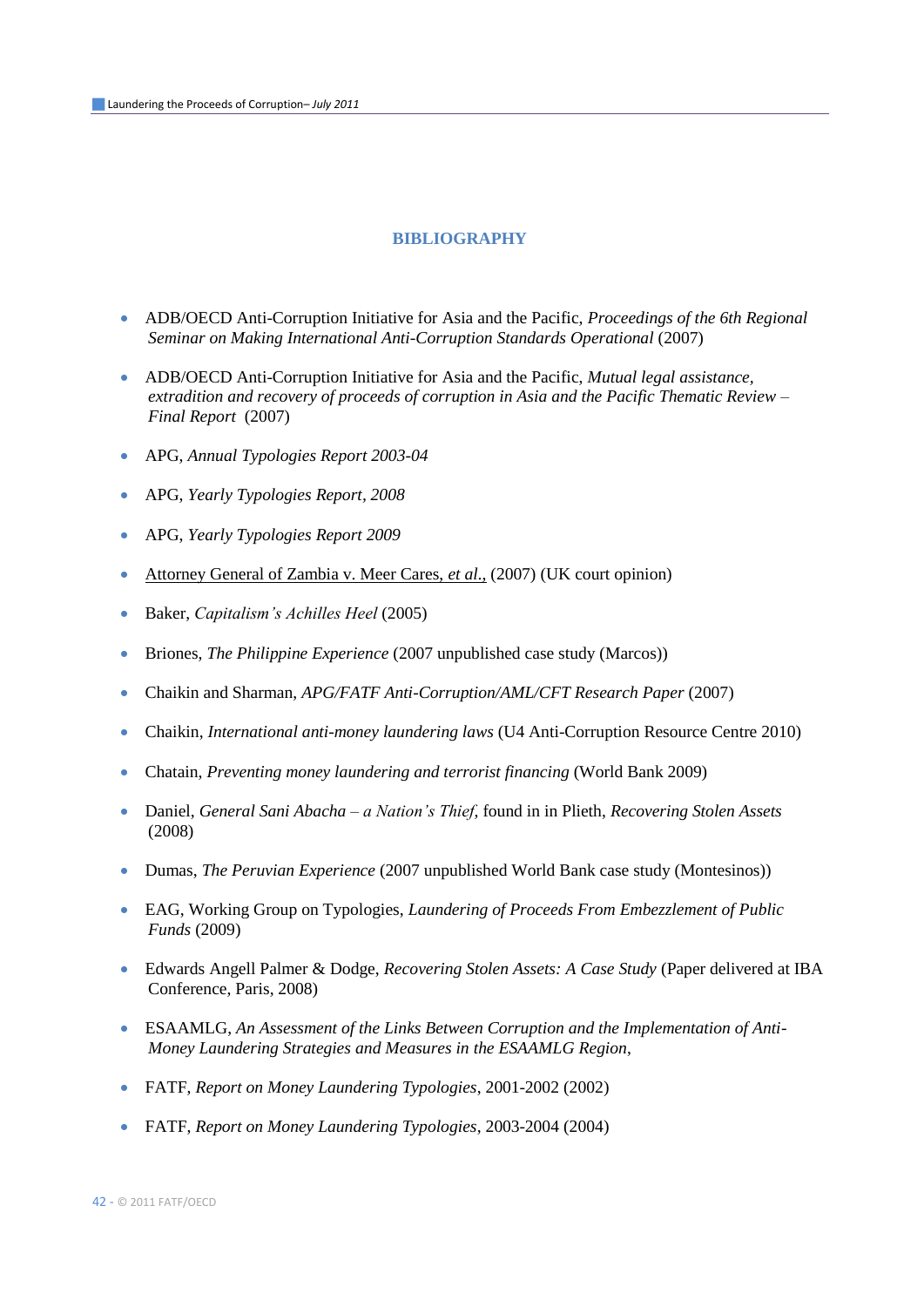## BIBLIOGRAPHY

- ADB/OECD Anti-Corruption Initiative for Asia and the Pacific, *Proceedings of the 6th Regional Seminar on Making International Anti-Corruption Standards Operational* (2007)
- ADB/OECD Anti-Corruption Initiative for Asia and the Pacific, *Mutual legal assistance, extradition and recovery of proceeds of corruption in Asia and the Pacific Thematic Review – Final Report* (2007)
- APG, *Annual Typologies Report 2003-04*
- APG, *Yearly Typologies Report, 2008*
- APG, *Yearly Typologies Report 2009*
- Attorney General of Zambia v. Meer Cares, *et al.*, (2007) (UK court opinion)
- Baker, *Capitalism's Achilles Heel* (2005)
- Briones, *The Philippine Experience* (2007 unpublished case study (Marcos))
- Chaikin and Sharman, *APG/FATF Anti-Corruption/AML/CFT Research Paper* (2007)
- Chaikin, *International anti-money laundering laws* (U4 Anti-Corruption Resource Centre 2010)
- Chatain, *Preventing money laundering and terrorist financing* (World Bank 2009)
- Daniel, *General Sani Abacha – a Nation's Thief*, found in in Plieth, *Recovering Stolen Assets* (2008)
- Dumas, *The Peruvian Experience* (2007 unpublished World Bank case study (Montesinos))
- EAG, Working Group on Typologies, *Laundering of Proceeds From Embezzlement of Public Funds* (2009)
- Edwards Angell Palmer & Dodge, *Recovering Stolen Assets: A Case Study* (Paper delivered at IBA Conference, Paris, 2008)
- ESAAMLG, *An Assessment of the Links Between Corruption and the Implementation of Anti-Money Laundering Strategies and Measures in the ESAAMLG Region*,
- FATF, *Report on Money Laundering Typologies*, 2001-2002 (2002)
- FATF, *Report on Money Laundering Typologies*, 2003-2004 (2004)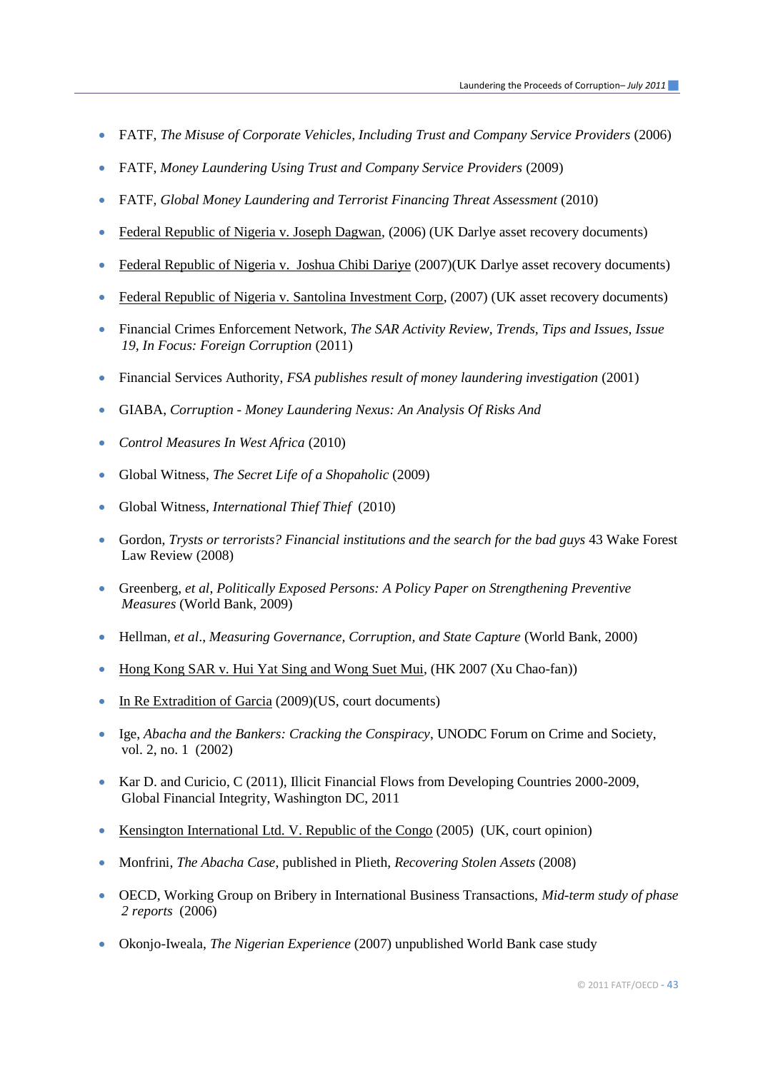- FATF, *The Misuse of Corporate Vehicles, Including Trust and Company Service Providers* (2006)
- FATF, *Money Laundering Using Trust and Company Service Providers* (2009)
- FATF, *Global Money Laundering and Terrorist Financing Threat Assessment* (2010)
- Federal Republic of Nigeria v. Joseph Dagwan, (2006) (UK Darlye asset recovery documents)
- Federal Republic of Nigeria v. Joshua Chibi Dariye (2007)(UK Darlye asset recovery documents)
- Federal Republic of Nigeria v. Santolina Investment Corp, (2007) (UK asset recovery documents)
- Financial Crimes Enforcement Network, *The SAR Activity Review, Trends, Tips and Issues, Issue 19, In Focus: Foreign Corruption* (2011)
- Financial Services Authority, *FSA publishes result of money laundering investigation* (2001)
- GIABA, *Corruption - Money Laundering Nexus: An Analysis Of Risks And*
- *Control Measures In West Africa* (2010)
- Global Witness, *The Secret Life of a Shopaholic* (2009)
- Global Witness, *International Thief Thief* (2010)
- Gordon, *Trysts or terrorists? Financial institutions and the search for the bad guys* 43 Wake Forest Law Review (2008)
- Greenberg, *et al*, *Politically Exposed Persons: A Policy Paper on Strengthening Preventive Measures* (World Bank, 2009)
- Hellman, *et al*., *Measuring Governance, Corruption, and State Capture* (World Bank, 2000)
- Hong Kong SAR v. Hui Yat Sing and Wong Suet Mui, (HK 2007 (Xu Chao-fan))
- In Re Extradition of Garcia (2009)(US, court documents)
- Ige, *Abacha and the Bankers: Cracking the Conspiracy*, UNODC Forum on Crime and Society, vol. 2, no. 1 (2002)
- Kar D. and Curicio, C (2011), Illicit Financial Flows from Developing Countries 2000-2009, Global Financial Integrity, Washington DC, 2011
- Kensington International Ltd. V. Republic of the Congo (2005) (UK, court opinion)
- Monfrini, *The Abacha Case*, published in Plieth, *Recovering Stolen Assets* (2008)
- OECD, Working Group on Bribery in International Business Transactions, *Mid-term study of phase 2 reports* (2006)
- Okonjo-Iweala, *The Nigerian Experience* (2007) unpublished World Bank case study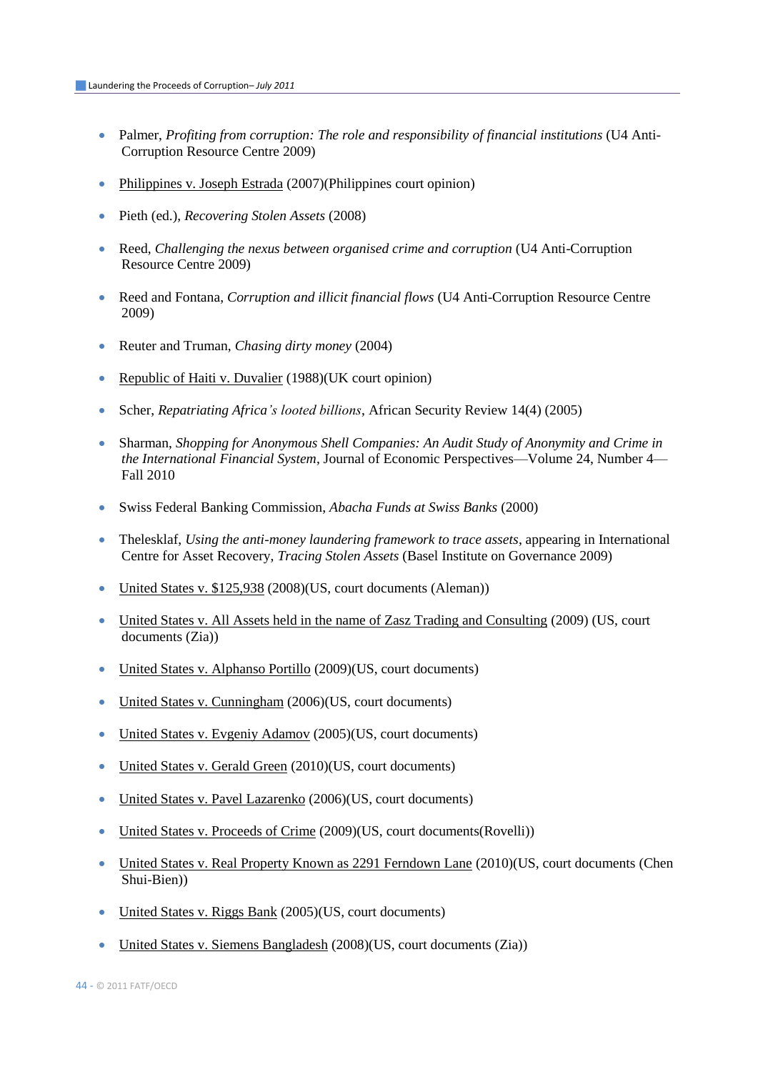- Palmer, *Profiting from corruption: The role and responsibility of financial institutions* (U4 Anti-Corruption Resource Centre 2009)

- Philippines v. Joseph Estrada (2007)(Philippines court opinion)

- Pieth (ed.), *Recovering Stolen Assets* (2008)

- Reed, *Challenging the nexus between organised crime and corruption* (U4 Anti-Corruption Resource Centre 2009)

- Reed and Fontana, *Corruption and illicit financial flows* (U4 Anti-Corruption Resource Centre 2009)

- Reuter and Truman, *Chasing dirty money* (2004)

- Republic of Haiti v. Duvalier (1988)(UK court opinion)

- Scher, *Repatriating Africa's looted billions*, African Security Review 14(4) (2005)

- Sharman, *Shopping for Anonymous Shell Companies: An Audit Study of Anonymity and Crime in the International Financial System*, Journal of Economic Perspectives—Volume 24, Number 4—Fall 2010

- Swiss Federal Banking Commission, *Abacha Funds at Swiss Banks* (2000)

- Thelesklaf, *Using the anti-money laundering framework to trace assets*, appearing in International Centre for Asset Recovery, *Tracing Stolen Assets* (Basel Institute on Governance 2009)

- United States v. $125,938 (2008)(US, court documents (Aleman))

- United States v. All Assets held in the name of Zasz Trading and Consulting (2009) (US, court documents (Zia))

- United States v. Alphanso Portillo (2009)(US, court documents)

- United States v. Cunningham (2006)(US, court documents)

- United States v. Evgeniy Adamov (2005)(US, court documents)

- United States v. Gerald Green (2010)(US, court documents)

- United States v. Pavel Lazarenko (2006)(US, court documents)

- United States v. Proceeds of Crime (2009)(US, court documents(Rovelli))

- United States v. Real Property Known as 2291 Ferndown Lane (2010)(US, court documents (Chen Shui-Bien))

- United States v. Riggs Bank (2005)(US, court documents)

- United States v. Siemens Bangladesh (2008)(US, court documents (Zia))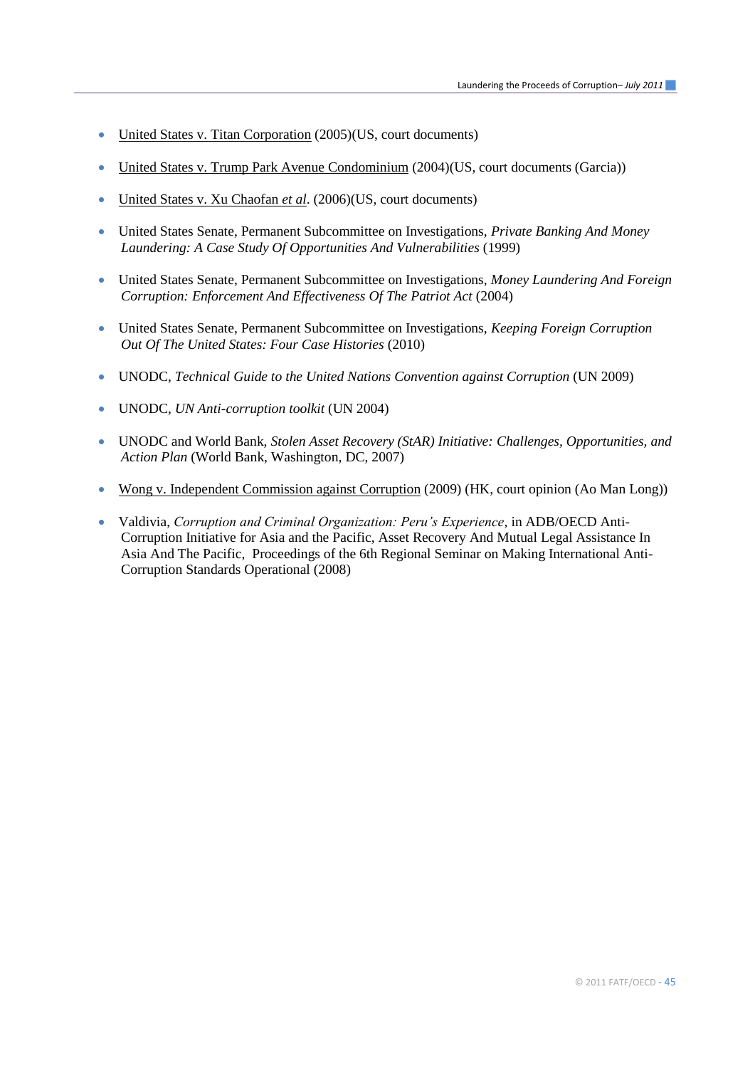- United States v. Titan Corporation (2005)(US, court documents)
- United States v. Trump Park Avenue Condominium (2004)(US, court documents (Garcia))
- United States v. Xu Chaofan *et al*. (2006)(US, court documents)
- United States Senate, Permanent Subcommittee on Investigations, *Private Banking And Money Laundering: A Case Study Of Opportunities And Vulnerabilities* (1999)
- United States Senate, Permanent Subcommittee on Investigations, *Money Laundering And Foreign Corruption: Enforcement And Effectiveness Of The Patriot Act* (2004)
- United States Senate, Permanent Subcommittee on Investigations, *Keeping Foreign Corruption Out Of The United States: Four Case Histories* (2010)
- UNODC, *Technical Guide to the United Nations Convention against Corruption* (UN 2009)
- UNODC, *UN Anti-corruption toolkit* (UN 2004)
- UNODC and World Bank, *Stolen Asset Recovery (StAR) Initiative: Challenges, Opportunities, and Action Plan* (World Bank, Washington, DC, 2007)
- Wong v. Independent Commission against Corruption (2009) (HK, court opinion (Ao Man Long))
- Valdivia, *Corruption and Criminal Organization: Peru's Experience*, in ADB/OECD Anti-Corruption Initiative for Asia and the Pacific, Asset Recovery And Mutual Legal Assistance In Asia And The Pacific, Proceedings of the 6th Regional Seminar on Making International Anti-Corruption Standards Operational (2008)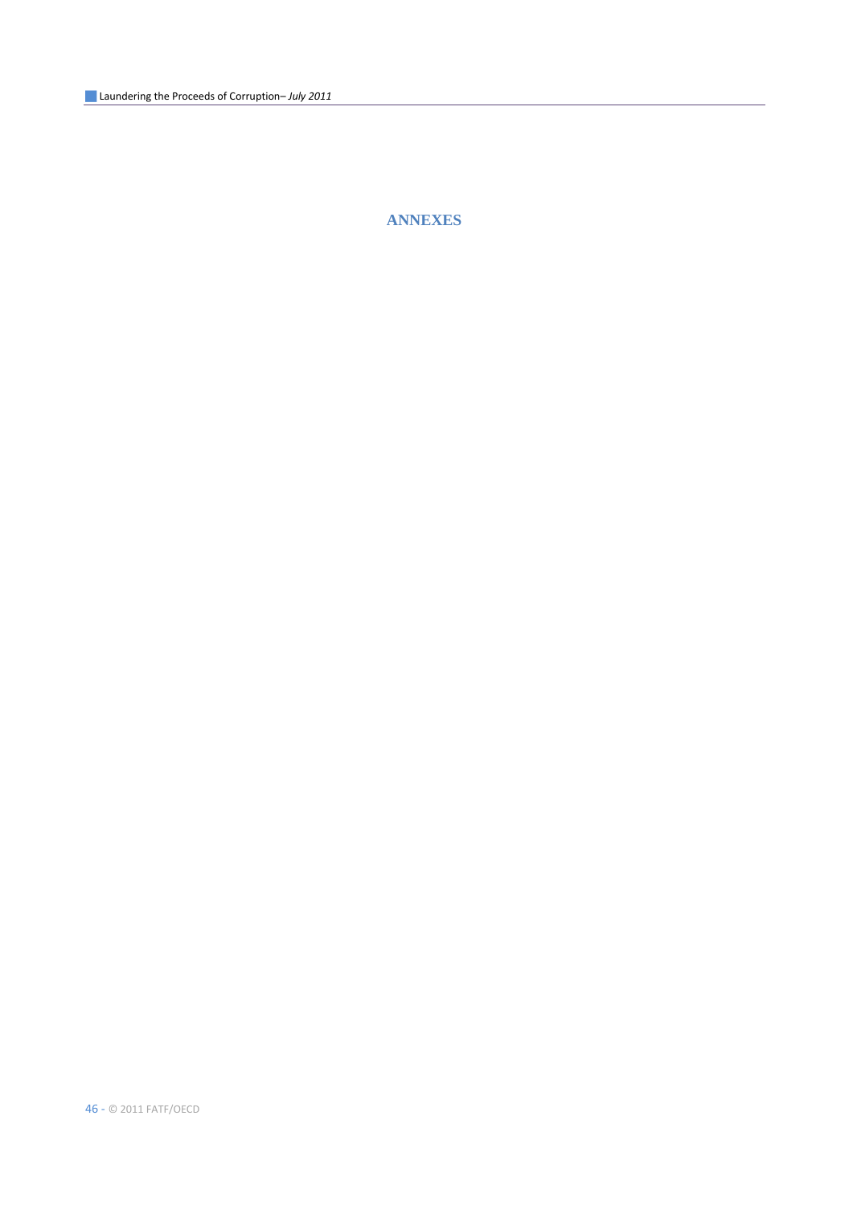# ANNEXES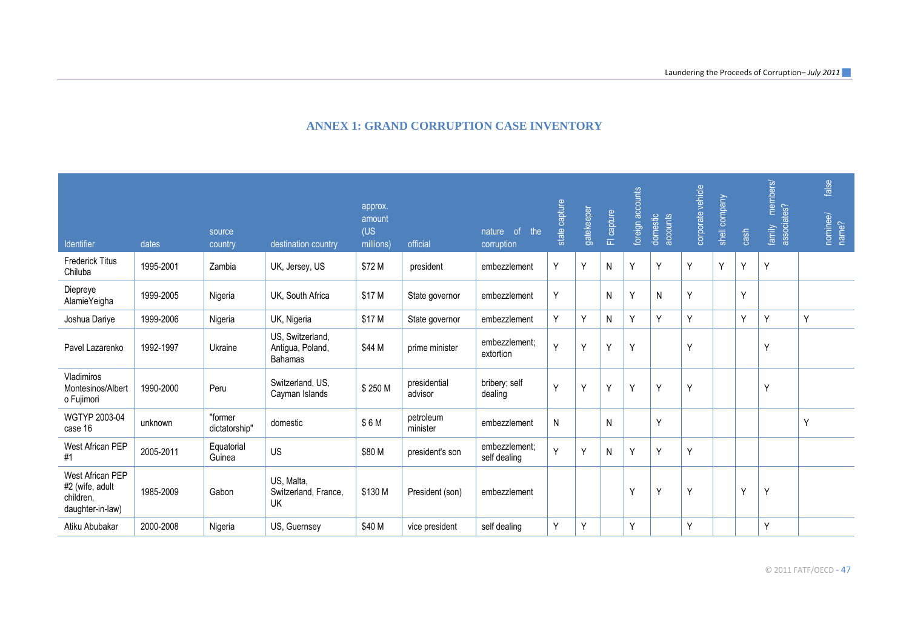## ANNEX 1: GRAND CORRUPTION CASE INVENTORY

| Identifier | dates | source country | destination country | approx. amount (US millions) | official | nature of the corruption | state capture | gatekeeper | FI capture | foreign accounts | domestic accounts | corporate vehicle | shell company | cash | family members/ associates? | nominee/ false name? |
|---|---|---|---|---|---|---|---|---|---|---|---|---|---|---|---|---|
| Frederick Titus Chiluba | 1995-2001 | Zambia | UK, Jersey, US | $72 M | president | embezzlement | Y | Y | N | Y | Y | Y | Y | Y | Y | |
| Diepreye AlamieYeigha | 1999-2005 | Nigeria | UK, South Africa | $17 M | State governor | embezzlement | Y | | N | Y | N | Y | | Y | | |
| Joshua Dariye | 1999-2006 | Nigeria | UK, Nigeria | $17 M | State governor | embezzlement | Y | Y | N | Y | Y | Y | | Y | Y | Y |
| Pavel Lazarenko | 1992-1997 | Ukraine | US, Switzerland, Antigua, Poland, Bahamas | $44 M | prime minister | embezzlement; extortion | Y | Y | Y | Y | | Y | | | Y | |
| Vladimiros Montesinos/Alberto Fujimori | 1990-2000 | Peru | Switzerland, US, Cayman Islands | $ 250 M | presidential advisor | bribery; self dealing | Y | Y | Y | Y | Y | Y | | | Y | |
| WGTYP 2003-04 case 16 | unknown | "former dictatorship" | domestic | $ 6 M | petroleum minister | embezzlement | N | | N | | Y | | | | | Y |
| West African PEP #1 | 2005-2011 | Equatorial Guinea | US | $80 M | president's son | embezzlement; self dealing | Y | Y | N | Y | Y | Y | | | | |
| West African PEP #2 (wife, adult children, daughter-in-law) | 1985-2009 | Gabon | US, Malta, Switzerland, France, UK | $130 M | President (son) | embezzlement | | | | Y | Y | Y | | Y | Y | |
| Atiku Abubakar | 2000-2008 | Nigeria | US, Guernsey | $40 M | vice president | self dealing | Y | Y | | Y | | Y | | | Y | |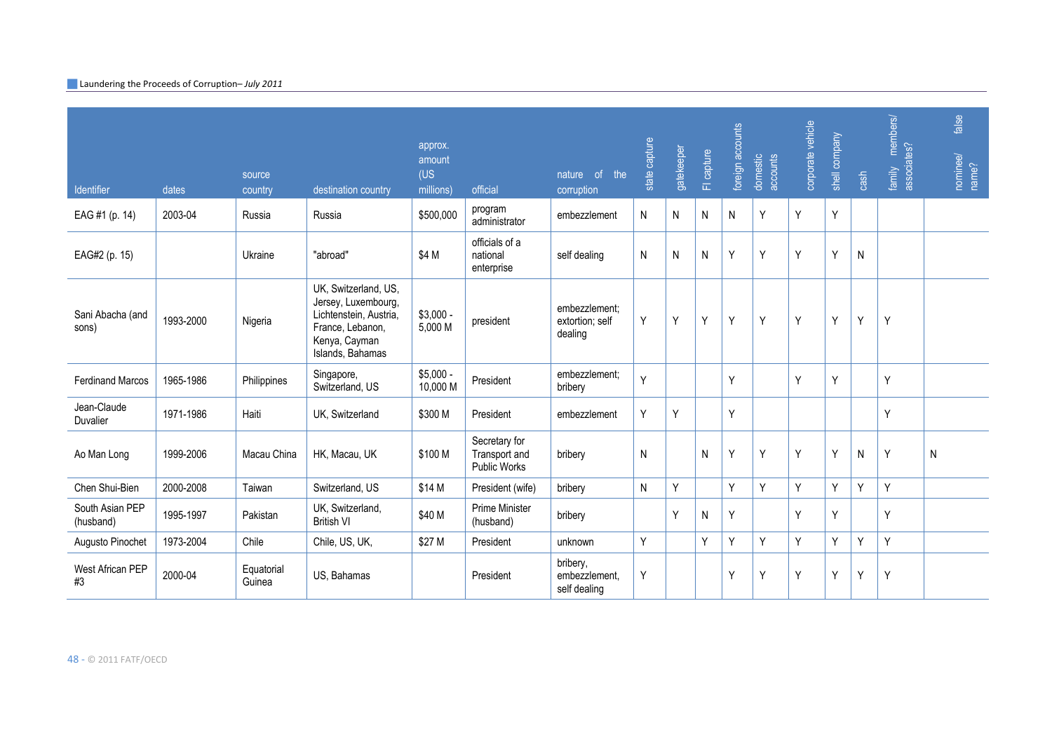| Identifier | dates | source country | destination country | approx. amount (US millions) | official | nature of the corruption | state capture | gatekeeper | FI capture | foreign accounts | domestic accounts | corporate vehicle | shell company | cash | family members/ associates? | nominee/ false name? |
|---|---|---|---|---|---|---|---|---|---|---|---|---|---|---|---|---|
| EAG #1 (p. 14) | 2003-04 | Russia | Russia | $500,000 | program administrator | embezzlement | N | N | N | N | Y | Y | Y | | | |
| EAG#2 (p. 15) | | Ukraine | "abroad" | $4 M | officials of a national enterprise | self dealing | N | N | N | Y | Y | Y | Y | N | | |
| Sani Abacha (and sons) | 1993-2000 | Nigeria | UK, Switzerland, US, Jersey, Luxembourg, Lichtenstein, Austria, France, Lebanon, Kenya, Cayman Islands, Bahamas | $3,000 - 5,000 M | president | embezzlement; extortion; self dealing | Y | Y | Y | Y | Y | Y | Y | Y | Y | |
| Ferdinand Marcos | 1965-1986 | Philippines | Singapore, Switzerland, US | $5,000 - 10,000 M | President | embezzlement; bribery | Y | | | Y | | Y | Y | | Y | |
| Jean-Claude Duvalier | 1971-1986 | Haiti | UK, Switzerland | $300 M | President | embezzlement | Y | Y | | Y | | | | | Y | |
| Ao Man Long | 1999-2006 | Macau China | HK, Macau, UK | $100 M | Secretary for Transport and Public Works | bribery | N | | N | Y | Y | Y | Y | N | Y | N |
| Chen Shui-Bien | 2000-2008 | Taiwan | Switzerland, US | $14 M | President (wife) | bribery | N | Y | | Y | Y | Y | Y | Y | Y | |
| South Asian PEP (husband) | 1995-1997 | Pakistan | UK, Switzerland, British VI | $40 M | Prime Minister (husband) | bribery | | Y | N | Y | | Y | Y | | Y | |
| Augusto Pinochet | 1973-2004 | Chile | Chile, US, UK, | $27 M | President | unknown | Y | | Y | Y | Y | Y | Y | Y | Y | |
| West African PEP #3 | 2000-04 | Equatorial Guinea | US, Bahamas | | President | bribery, embezzlement, self dealing | Y | | | Y | Y | Y | Y | Y | Y | |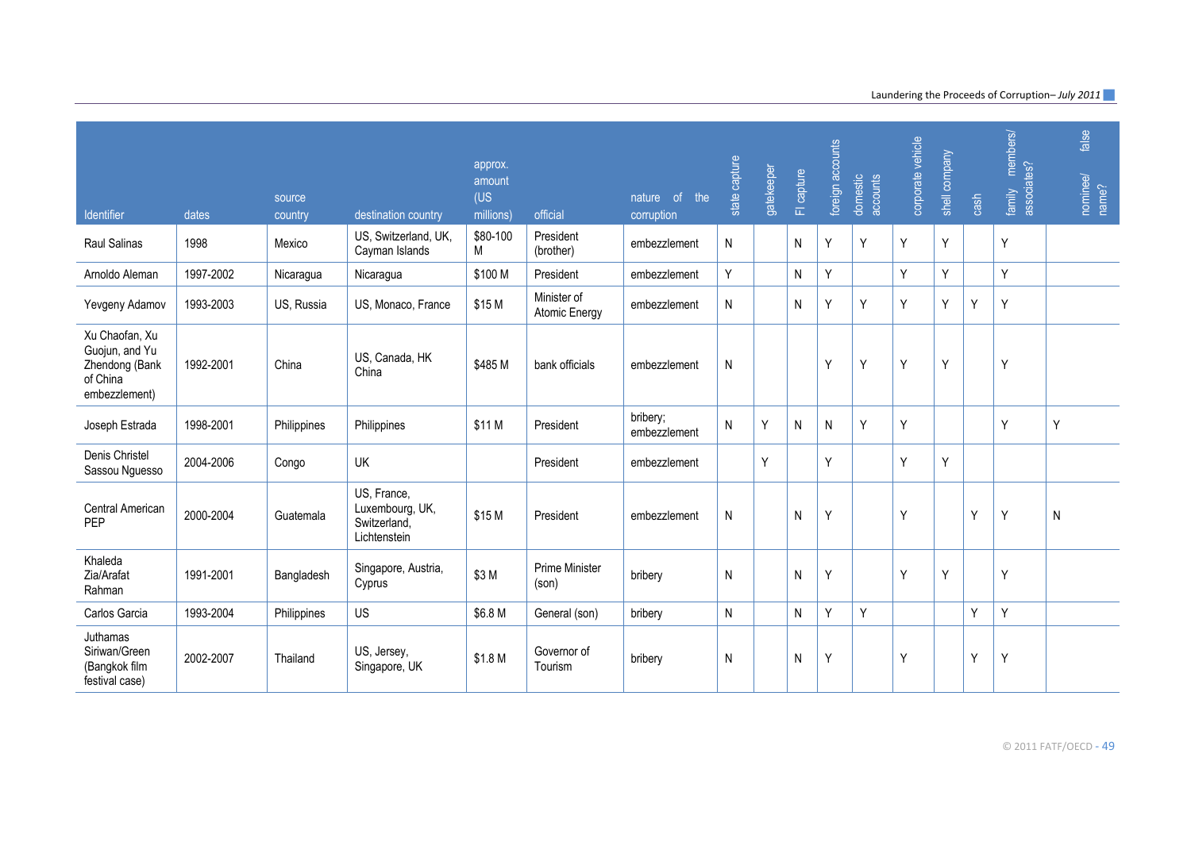| Identifier | dates | source country | destination country | approx. amount (US millions) | official | nature of the corruption | state capture | gatekeeper | FI capture | foreign accounts | domestic accounts | corporate vehicle | shell company | cash | family members/ associates? | nominee/ false name? |
|---|---|---|---|---|---|---|---|---|---|---|---|---|---|---|---|---|
| Raul Salinas | 1998 | Mexico | US, Switzerland, UK, Cayman Islands | $80-100 M | President (brother) | embezzlement | N | | N | Y | Y | Y | Y | | Y | |
| Arnoldo Aleman | 1997-2002 | Nicaragua | Nicaragua | $100 M | President | embezzlement | Y | | N | Y | | Y | Y | | Y | |
| Yevgeny Adamov | 1993-2003 | US, Russia | US, Monaco, France | $15 M | Minister of Atomic Energy | embezzlement | N | | N | Y | Y | Y | Y | Y | Y | |
| Xu Chaofan, Xu Guojun, and Yu Zhendong (Bank of China embezzlement) | 1992-2001 | China | US, Canada, HK China | $485 M | bank officials | embezzlement | N | | | Y | Y | Y | Y | | Y | |
| Joseph Estrada | 1998-2001 | Philippines | Philippines | $11 M | President | bribery; embezzlement | N | Y | N | N | Y | Y | | | Y | Y |
| Denis Christel Sassou Nguesso | 2004-2006 | Congo | UK | | President | embezzlement | | Y | | Y | | Y | Y | | | |
| Central American PEP | 2000-2004 | Guatemala | US, France, Luxembourg, UK, Switzerland, Lichtenstein | $15 M | President | embezzlement | N | | N | Y | | Y | | Y | Y | N |
| Khaleda Zia/Arafat Rahman | 1991-2001 | Bangladesh | Singapore, Austria, Cyprus | $3 M | Prime Minister (son) | bribery | N | | N | Y | | Y | Y | | Y | |
| Carlos Garcia | 1993-2004 | Philippines | US | $6.8 M | General (son) | bribery | N | | N | Y | Y | | | Y | Y | |
| Juthamas Siriwan/Green (Bangkok film festival case) | 2002-2007 | Thailand | US, Jersey, Singapore, UK | $1.8 M | Governor of Tourism | bribery | N | | N | Y | | Y | | Y | Y | |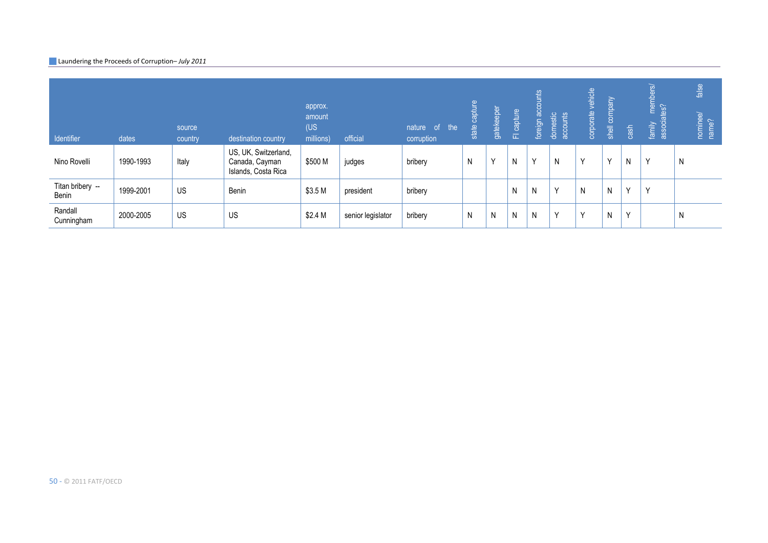| Identifier | dates | source country | destination country | approx. amount (US millions) | official | nature of the corruption | state capture | gatekeeper | FI capture | foreign accounts | domestic accounts | corporate vehicle | shell company | cash | family members/ associates? | nominee/ false name? |
|---|---|---|---|---|---|---|---|---|---|---|---|---|---|---|---|---|
| Nino Rovelli | 1990-1993 | Italy | US, UK, Switzerland, Canada, Cayman Islands, Costa Rica | $500 M | judges | bribery | N | Y | N | Y | N | Y | Y | N | Y | N |
| Titan bribery -- Benin | 1999-2001 | US | Benin | $3.5 M | president | bribery | | | N | N | Y | N | N | Y | Y | |
| Randall Cunningham | 2000-2005 | US | US | $2.4 M | senior legislator | bribery | N | N | N | N | Y | Y | N | Y | | N |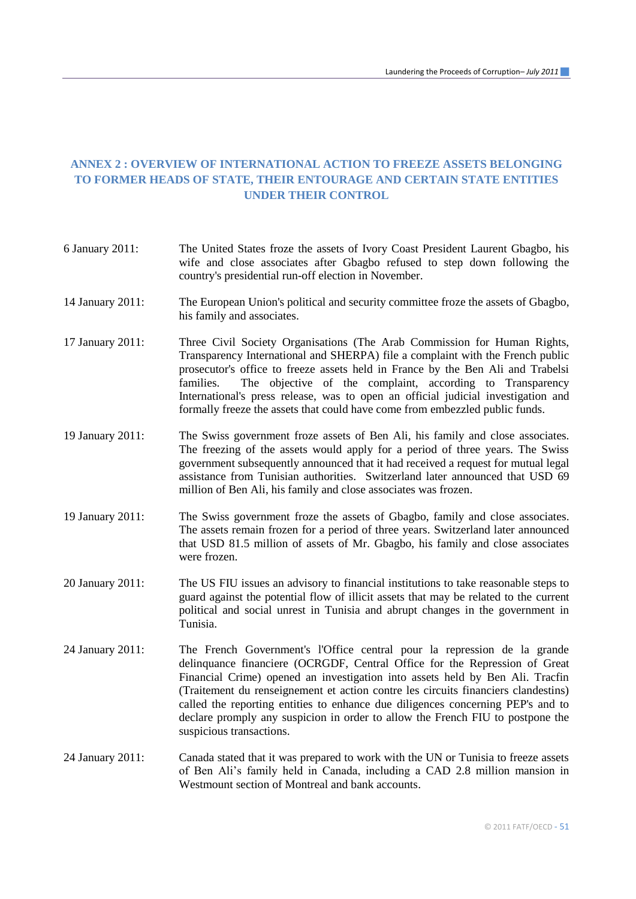## ANNEX 2 : OVERVIEW OF INTERNATIONAL ACTION TO FREEZE ASSETS BELONGING TO FORMER HEADS OF STATE, THEIR ENTOURAGE AND CERTAIN STATE ENTITIES UNDER THEIR CONTROL

6 January 2011: The United States froze the assets of Ivory Coast President Laurent Gbagbo, his wife and close associates after Gbagbo refused to step down following the country's presidential run-off election in November.

14 January 2011: The European Union's political and security committee froze the assets of Gbagbo, his family and associates.

17 January 2011: Three Civil Society Organisations (The Arab Commission for Human Rights, Transparency International and SHERPA) file a complaint with the French public prosecutor's office to freeze assets held in France by the Ben Ali and Trabelsi families. The objective of the complaint, according to Transparency International's press release, was to open an official judicial investigation and formally freeze the assets that could have come from embezzled public funds.

19 January 2011: The Swiss government froze assets of Ben Ali, his family and close associates. The freezing of the assets would apply for a period of three years. The Swiss government subsequently announced that it had received a request for mutual legal assistance from Tunisian authorities. Switzerland later announced that USD 69 million of Ben Ali, his family and close associates was frozen.

19 January 2011: The Swiss government froze the assets of Gbagbo, family and close associates. The assets remain frozen for a period of three years. Switzerland later announced that USD 81.5 million of assets of Mr. Gbagbo, his family and close associates were frozen.

20 January 2011: The US FIU issues an advisory to financial institutions to take reasonable steps to guard against the potential flow of illicit assets that may be related to the current political and social unrest in Tunisia and abrupt changes in the government in Tunisia.

24 January 2011: The French Government's l'Office central pour la repression de la grande delinquance financiere (OCRGDF, Central Office for the Repression of Great Financial Crime) opened an investigation into assets held by Ben Ali. Tracfin (Traitement du renseignement et action contre les circuits financiers clandestins) called the reporting entities to enhance due diligences concerning PEP's and to declare promply any suspicion in order to allow the French FIU to postpone the suspicious transactions.

24 January 2011: Canada stated that it was prepared to work with the UN or Tunisia to freeze assets of Ben Ali's family held in Canada, including a CAD 2.8 million mansion in Westmount section of Montreal and bank accounts.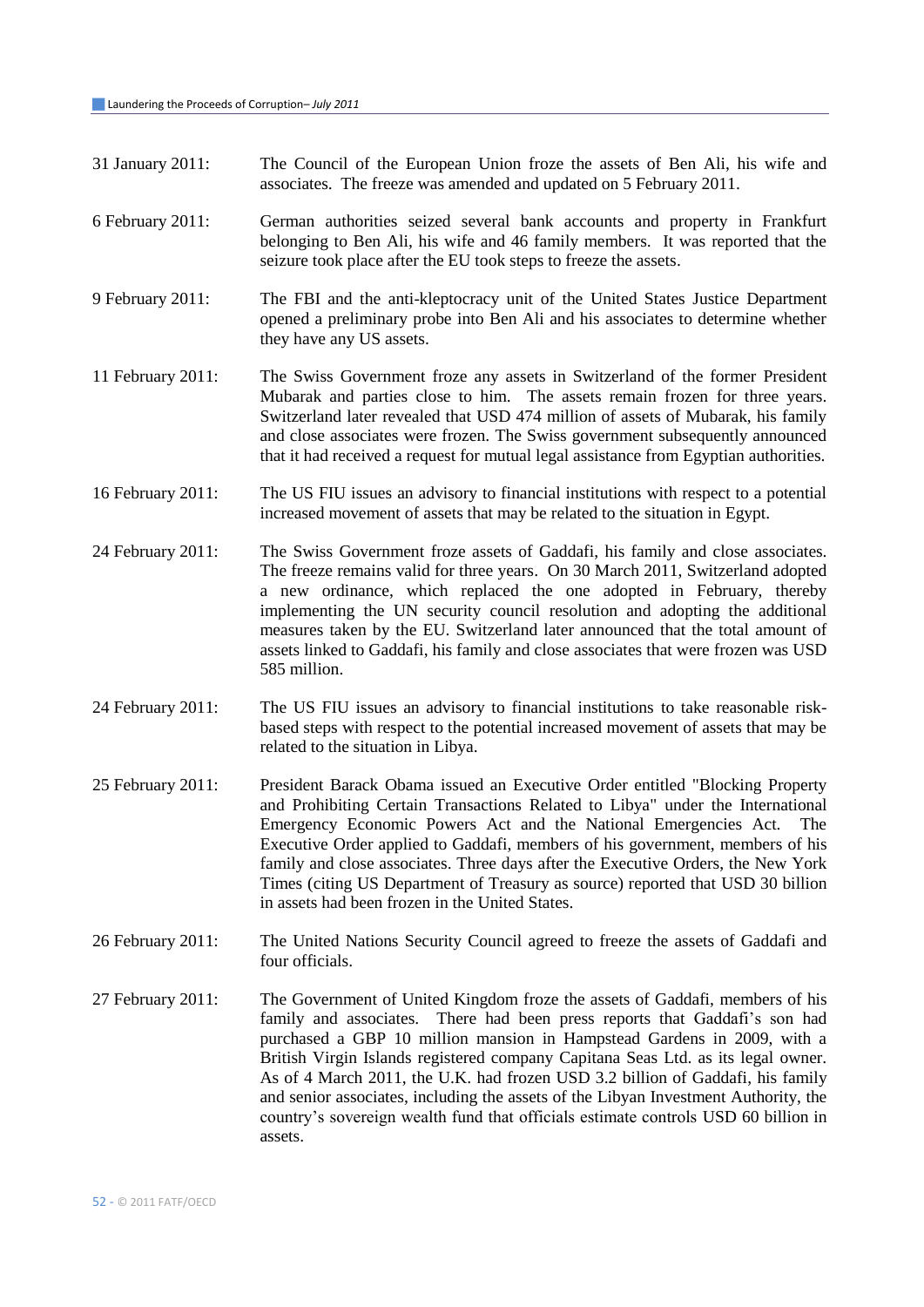31 January 2011: The Council of the European Union froze the assets of Ben Ali, his wife and associates. The freeze was amended and updated on 5 February 2011.

6 February 2011: German authorities seized several bank accounts and property in Frankfurt belonging to Ben Ali, his wife and 46 family members. It was reported that the seizure took place after the EU took steps to freeze the assets.

9 February 2011: The FBI and the anti-kleptocracy unit of the United States Justice Department opened a preliminary probe into Ben Ali and his associates to determine whether they have any US assets.

11 February 2011: The Swiss Government froze any assets in Switzerland of the former President Mubarak and parties close to him. The assets remain frozen for three years. Switzerland later revealed that USD 474 million of assets of Mubarak, his family and close associates were frozen. The Swiss government subsequently announced that it had received a request for mutual legal assistance from Egyptian authorities.

16 February 2011: The US FIU issues an advisory to financial institutions with respect to a potential increased movement of assets that may be related to the situation in Egypt.

24 February 2011: The Swiss Government froze assets of Gaddafi, his family and close associates. The freeze remains valid for three years. On 30 March 2011, Switzerland adopted a new ordinance, which replaced the one adopted in February, thereby implementing the UN security council resolution and adopting the additional measures taken by the EU. Switzerland later announced that the total amount of assets linked to Gaddafi, his family and close associates that were frozen was USD 585 million.

24 February 2011: The US FIU issues an advisory to financial institutions to take reasonable risk-based steps with respect to the potential increased movement of assets that may be related to the situation in Libya.

25 February 2011: President Barack Obama issued an Executive Order entitled "Blocking Property and Prohibiting Certain Transactions Related to Libya" under the International Emergency Economic Powers Act and the National Emergencies Act. The Executive Order applied to Gaddafi, members of his government, members of his family and close associates. Three days after the Executive Orders, the New York Times (citing US Department of Treasury as source) reported that USD 30 billion in assets had been frozen in the United States.

26 February 2011: The United Nations Security Council agreed to freeze the assets of Gaddafi and four officials.

27 February 2011: The Government of United Kingdom froze the assets of Gaddafi, members of his family and associates. There had been press reports that Gaddafi's son had purchased a GBP 10 million mansion in Hampstead Gardens in 2009, with a British Virgin Islands registered company Capitana Seas Ltd. as its legal owner. As of 4 March 2011, the U.K. had frozen USD 3.2 billion of Gaddafi, his family and senior associates, including the assets of the Libyan Investment Authority, the country's sovereign wealth fund that officials estimate controls USD 60 billion in assets.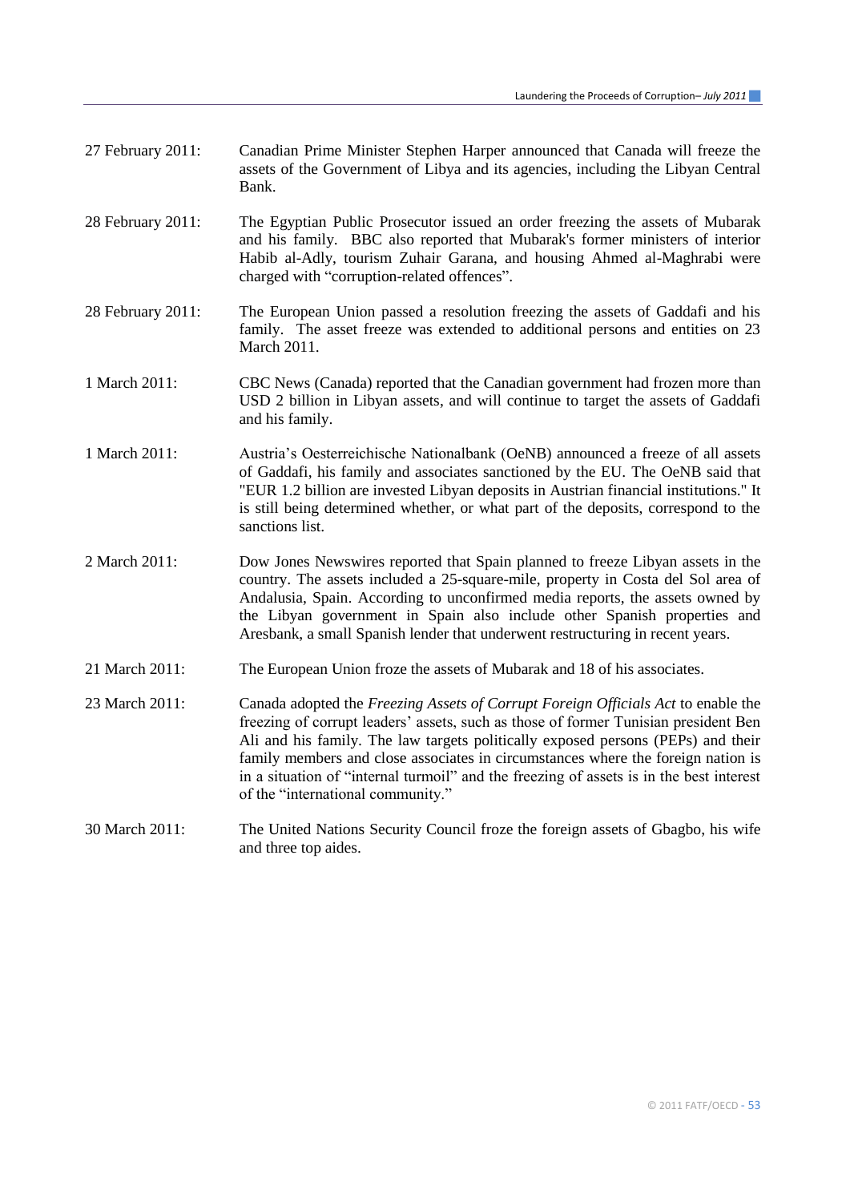27 February 2011: Canadian Prime Minister Stephen Harper announced that Canada will freeze the assets of the Government of Libya and its agencies, including the Libyan Central Bank.

28 February 2011: The Egyptian Public Prosecutor issued an order freezing the assets of Mubarak and his family. BBC also reported that Mubarak's former ministers of interior Habib al-Adly, tourism Zuhair Garana, and housing Ahmed al-Maghrabi were charged with "corruption-related offences".

28 February 2011: The European Union passed a resolution freezing the assets of Gaddafi and his family. The asset freeze was extended to additional persons and entities on 23 March 2011.

1 March 2011: CBC News (Canada) reported that the Canadian government had frozen more than USD 2 billion in Libyan assets, and will continue to target the assets of Gaddafi and his family.

1 March 2011: Austria's Oesterreichische Nationalbank (OeNB) announced a freeze of all assets of Gaddafi, his family and associates sanctioned by the EU. The OeNB said that "EUR 1.2 billion are invested Libyan deposits in Austrian financial institutions." It is still being determined whether, or what part of the deposits, correspond to the sanctions list.

2 March 2011: Dow Jones Newswires reported that Spain planned to freeze Libyan assets in the country. The assets included a 25-square-mile, property in Costa del Sol area of Andalusia, Spain. According to unconfirmed media reports, the assets owned by the Libyan government in Spain also include other Spanish properties and Aresbank, a small Spanish lender that underwent restructuring in recent years.

21 March 2011: The European Union froze the assets of Mubarak and 18 of his associates.

23 March 2011: Canada adopted the *Freezing Assets of Corrupt Foreign Officials Act* to enable the freezing of corrupt leaders' assets, such as those of former Tunisian president Ben Ali and his family. The law targets politically exposed persons (PEPs) and their family members and close associates in circumstances where the foreign nation is in a situation of "internal turmoil" and the freezing of assets is in the best interest of the "international community."

30 March 2011: The United Nations Security Council froze the foreign assets of Gbagbo, his wife and three top aides.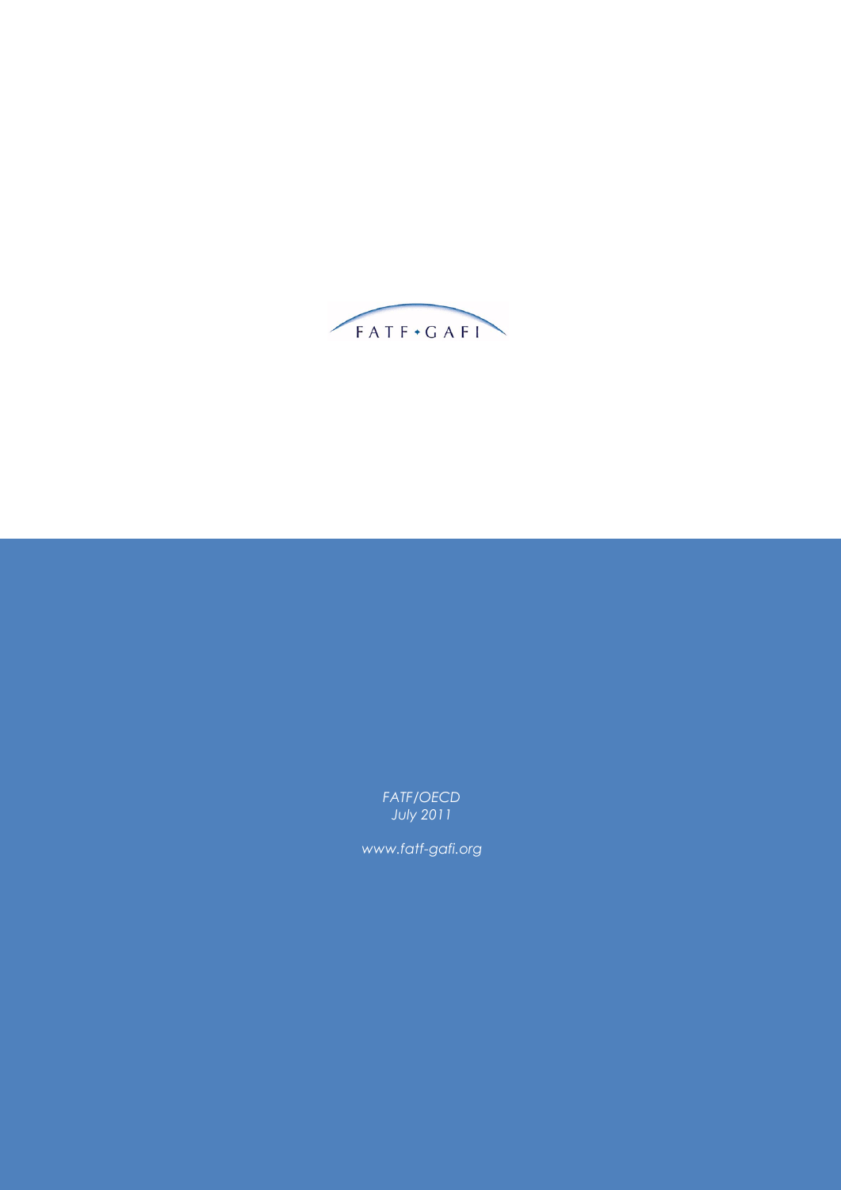FATF • GAFI

*FATF/OECD*
*July 2011*

*www.fatf-gafi.org*